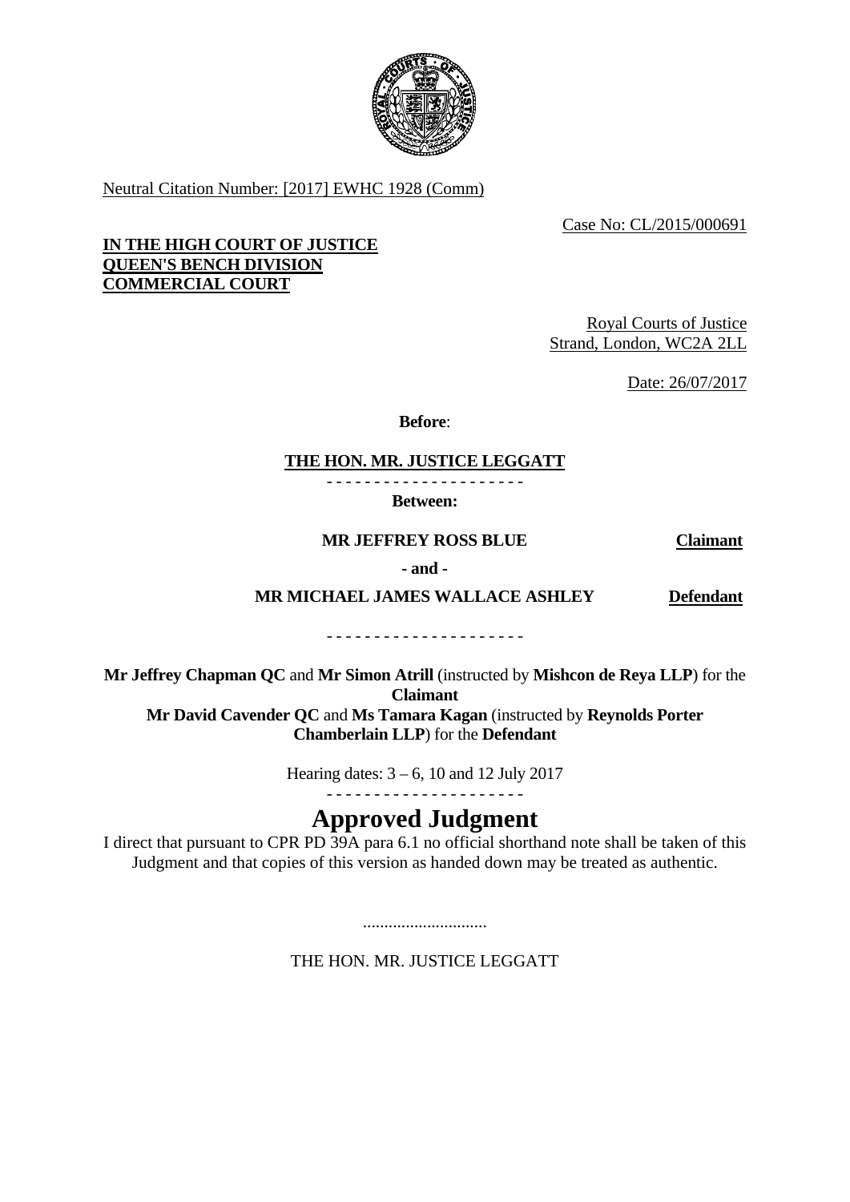Neutral Citation Number: [2017] EWHC 1928 (Comm)

Case No: CL/2015/000691

**IN THE HIGH COURT OF JUSTICE**
**QUEEN'S BENCH DIVISION**
**COMMERCIAL COURT**

Royal Courts of Justice
Strand, London, WC2A 2LL

Date: 26/07/2017

**Before**:

**THE HON. MR. JUSTICE LEGGATT**

- - - - - - - - - - - - - - - - - - - - -

**Between:**

| | |
|---|---|
| **MR JEFFREY ROSS BLUE** | **Claimant** |
| **- and -** | |
| **MR MICHAEL JAMES WALLACE ASHLEY** | **Defendant** |

- - - - - - - - - - - - - - - - - - - - -

**Mr Jeffrey Chapman QC** and **Mr Simon Atrill** (instructed by **Mishcon de Reya LLP**) for the **Claimant**
**Mr David Cavender QC** and **Ms Tamara Kagan** (instructed by **Reynolds Porter Chamberlain LLP**) for the **Defendant**

Hearing dates: 3 – 6, 10 and 12 July 2017

- - - - - - - - - - - - - - - - - - - - -

# Approved Judgment

I direct that pursuant to CPR PD 39A para 6.1 no official shorthand note shall be taken of this Judgment and that copies of this version as handed down may be treated as authentic.

.............................

THE HON. MR. JUSTICE LEGGATT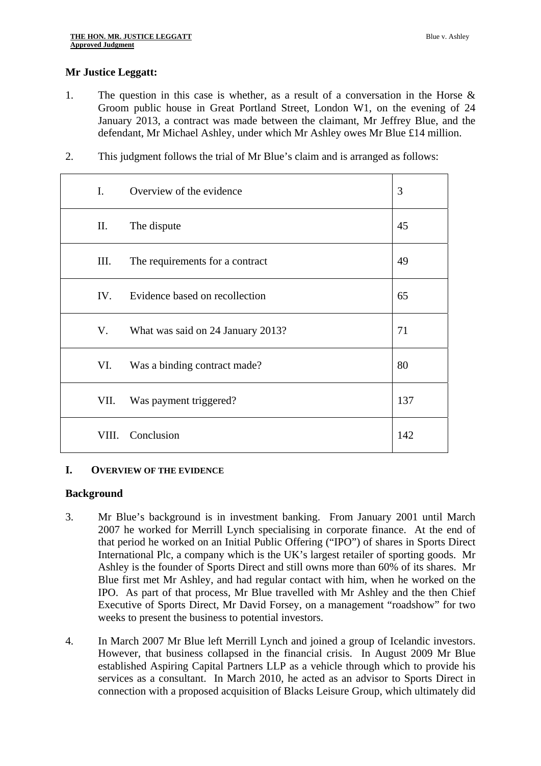**Mr Justice Leggatt:**

1. The question in this case is whether, as a result of a conversation in the Horse & Groom public house in Great Portland Street, London W1, on the evening of 24 January 2013, a contract was made between the claimant, Mr Jeffrey Blue, and the defendant, Mr Michael Ashley, under which Mr Ashley owes Mr Blue £14 million.

2. This judgment follows the trial of Mr Blue's claim and is arranged as follows:

| | |
|---|---|
| I. Overview of the evidence | 3 |
| II. The dispute | 45 |
| III. The requirements for a contract | 49 |
| IV. Evidence based on recollection | 65 |
| V. What was said on 24 January 2013? | 71 |
| VI. Was a binding contract made? | 80 |
| VII. Was payment triggered? | 137 |
| VIII. Conclusion | 142 |

## I. Overview of the Evidence

### Background

3. Mr Blue's background is in investment banking. From January 2001 until March 2007 he worked for Merrill Lynch specialising in corporate finance. At the end of that period he worked on an Initial Public Offering ("IPO") of shares in Sports Direct International Plc, a company which is the UK's largest retailer of sporting goods. Mr Ashley is the founder of Sports Direct and still owns more than 60% of its shares. Mr Blue first met Mr Ashley, and had regular contact with him, when he worked on the IPO. As part of that process, Mr Blue travelled with Mr Ashley and the then Chief Executive of Sports Direct, Mr David Forsey, on a management "roadshow" for two weeks to present the business to potential investors.

4. In March 2007 Mr Blue left Merrill Lynch and joined a group of Icelandic investors. However, that business collapsed in the financial crisis. In August 2009 Mr Blue established Aspiring Capital Partners LLP as a vehicle through which to provide his services as a consultant. In March 2010, he acted as an advisor to Sports Direct in connection with a proposed acquisition of Blacks Leisure Group, which ultimately did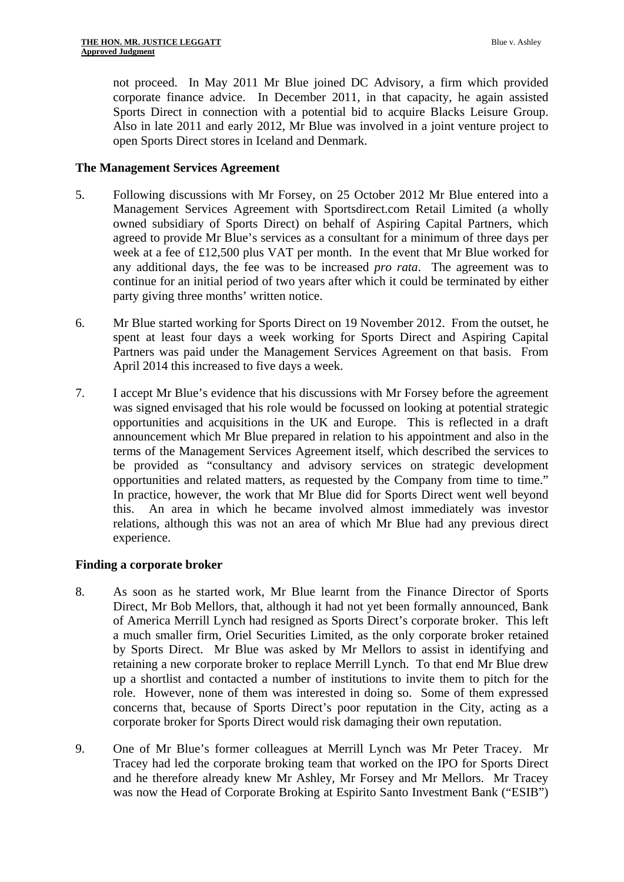not proceed. In May 2011 Mr Blue joined DC Advisory, a firm which provided corporate finance advice. In December 2011, in that capacity, he again assisted Sports Direct in connection with a potential bid to acquire Blacks Leisure Group. Also in late 2011 and early 2012, Mr Blue was involved in a joint venture project to open Sports Direct stores in Iceland and Denmark.

**The Management Services Agreement**

5. Following discussions with Mr Forsey, on 25 October 2012 Mr Blue entered into a Management Services Agreement with Sportsdirect.com Retail Limited (a wholly owned subsidiary of Sports Direct) on behalf of Aspiring Capital Partners, which agreed to provide Mr Blue's services as a consultant for a minimum of three days per week at a fee of £12,500 plus VAT per month. In the event that Mr Blue worked for any additional days, the fee was to be increased *pro rata*. The agreement was to continue for an initial period of two years after which it could be terminated by either party giving three months' written notice.

6. Mr Blue started working for Sports Direct on 19 November 2012. From the outset, he spent at least four days a week working for Sports Direct and Aspiring Capital Partners was paid under the Management Services Agreement on that basis. From April 2014 this increased to five days a week.

7. I accept Mr Blue's evidence that his discussions with Mr Forsey before the agreement was signed envisaged that his role would be focussed on looking at potential strategic opportunities and acquisitions in the UK and Europe. This is reflected in a draft announcement which Mr Blue prepared in relation to his appointment and also in the terms of the Management Services Agreement itself, which described the services to be provided as "consultancy and advisory services on strategic development opportunities and related matters, as requested by the Company from time to time." In practice, however, the work that Mr Blue did for Sports Direct went well beyond this. An area in which he became involved almost immediately was investor relations, although this was not an area of which Mr Blue had any previous direct experience.

**Finding a corporate broker**

8. As soon as he started work, Mr Blue learnt from the Finance Director of Sports Direct, Mr Bob Mellors, that, although it had not yet been formally announced, Bank of America Merrill Lynch had resigned as Sports Direct's corporate broker. This left a much smaller firm, Oriel Securities Limited, as the only corporate broker retained by Sports Direct. Mr Blue was asked by Mr Mellors to assist in identifying and retaining a new corporate broker to replace Merrill Lynch. To that end Mr Blue drew up a shortlist and contacted a number of institutions to invite them to pitch for the role. However, none of them was interested in doing so. Some of them expressed concerns that, because of Sports Direct's poor reputation in the City, acting as a corporate broker for Sports Direct would risk damaging their own reputation.

9. One of Mr Blue's former colleagues at Merrill Lynch was Mr Peter Tracey. Mr Tracey had led the corporate broking team that worked on the IPO for Sports Direct and he therefore already knew Mr Ashley, Mr Forsey and Mr Mellors. Mr Tracey was now the Head of Corporate Broking at Espirito Santo Investment Bank ("ESIB")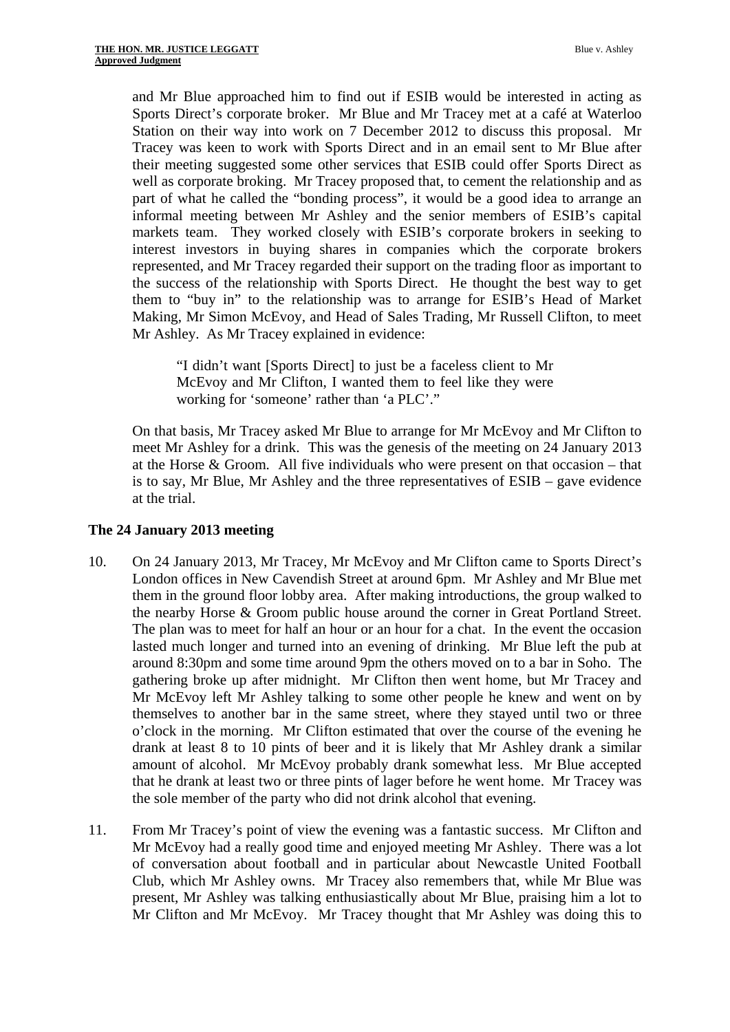and Mr Blue approached him to find out if ESIB would be interested in acting as Sports Direct's corporate broker. Mr Blue and Mr Tracey met at a café at Waterloo Station on their way into work on 7 December 2012 to discuss this proposal. Mr Tracey was keen to work with Sports Direct and in an email sent to Mr Blue after their meeting suggested some other services that ESIB could offer Sports Direct as well as corporate broking. Mr Tracey proposed that, to cement the relationship and as part of what he called the "bonding process", it would be a good idea to arrange an informal meeting between Mr Ashley and the senior members of ESIB's capital markets team. They worked closely with ESIB's corporate brokers in seeking to interest investors in buying shares in companies which the corporate brokers represented, and Mr Tracey regarded their support on the trading floor as important to the success of the relationship with Sports Direct. He thought the best way to get them to "buy in" to the relationship was to arrange for ESIB's Head of Market Making, Mr Simon McEvoy, and Head of Sales Trading, Mr Russell Clifton, to meet Mr Ashley. As Mr Tracey explained in evidence:

> "I didn't want [Sports Direct] to just be a faceless client to Mr McEvoy and Mr Clifton, I wanted them to feel like they were working for 'someone' rather than 'a PLC'."

On that basis, Mr Tracey asked Mr Blue to arrange for Mr McEvoy and Mr Clifton to meet Mr Ashley for a drink. This was the genesis of the meeting on 24 January 2013 at the Horse & Groom. All five individuals who were present on that occasion – that is to say, Mr Blue, Mr Ashley and the three representatives of ESIB – gave evidence at the trial.

## The 24 January 2013 meeting

10. On 24 January 2013, Mr Tracey, Mr McEvoy and Mr Clifton came to Sports Direct's London offices in New Cavendish Street at around 6pm. Mr Ashley and Mr Blue met them in the ground floor lobby area. After making introductions, the group walked to the nearby Horse & Groom public house around the corner in Great Portland Street. The plan was to meet for half an hour or an hour for a chat. In the event the occasion lasted much longer and turned into an evening of drinking. Mr Blue left the pub at around 8:30pm and some time around 9pm the others moved on to a bar in Soho. The gathering broke up after midnight. Mr Clifton then went home, but Mr Tracey and Mr McEvoy left Mr Ashley talking to some other people he knew and went on by themselves to another bar in the same street, where they stayed until two or three o'clock in the morning. Mr Clifton estimated that over the course of the evening he drank at least 8 to 10 pints of beer and it is likely that Mr Ashley drank a similar amount of alcohol. Mr McEvoy probably drank somewhat less. Mr Blue accepted that he drank at least two or three pints of lager before he went home. Mr Tracey was the sole member of the party who did not drink alcohol that evening.

11. From Mr Tracey's point of view the evening was a fantastic success. Mr Clifton and Mr McEvoy had a really good time and enjoyed meeting Mr Ashley. There was a lot of conversation about football and in particular about Newcastle United Football Club, which Mr Ashley owns. Mr Tracey also remembers that, while Mr Blue was present, Mr Ashley was talking enthusiastically about Mr Blue, praising him a lot to Mr Clifton and Mr McEvoy. Mr Tracey thought that Mr Ashley was doing this to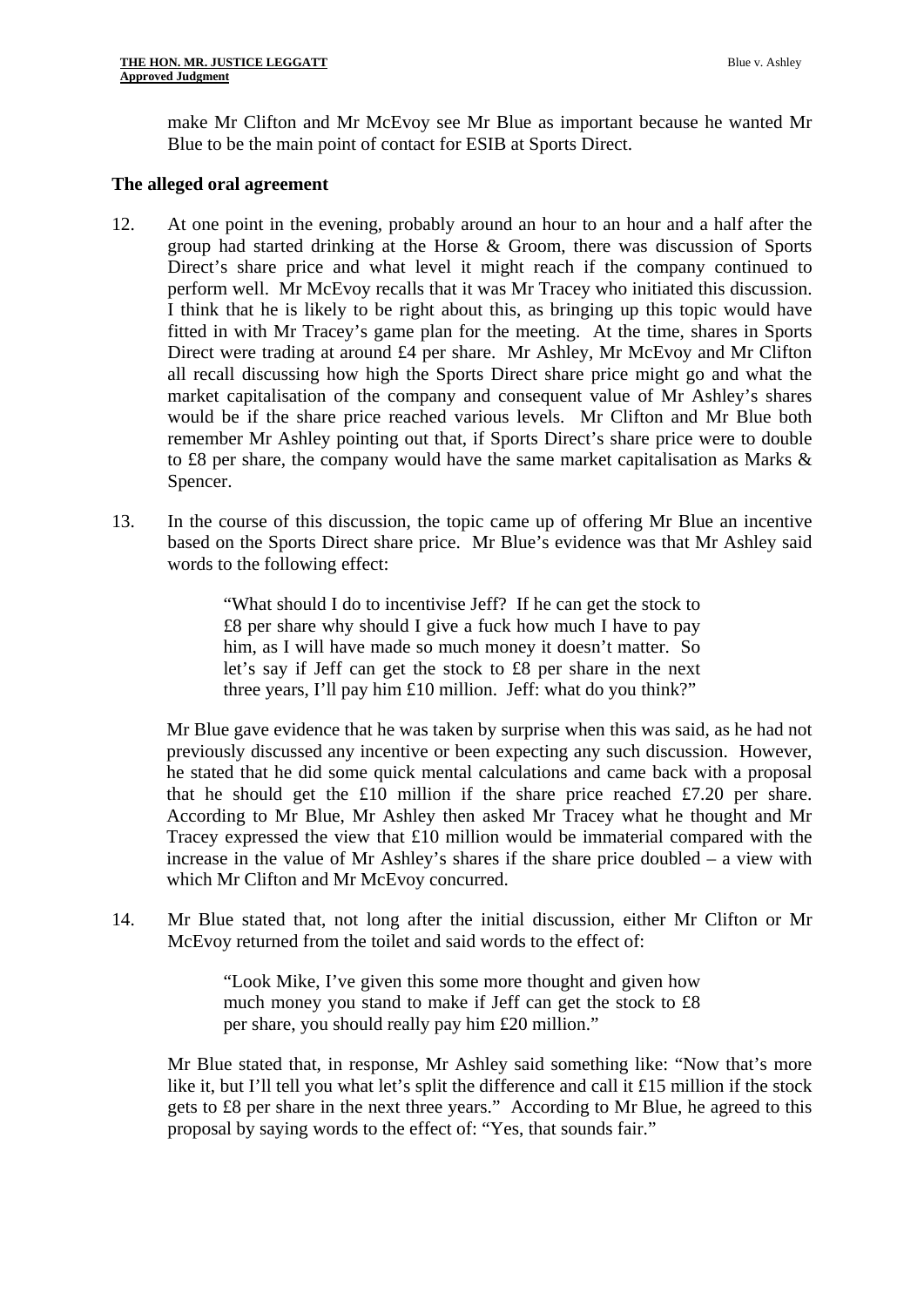make Mr Clifton and Mr McEvoy see Mr Blue as important because he wanted Mr Blue to be the main point of contact for ESIB at Sports Direct.

### The alleged oral agreement

12. At one point in the evening, probably around an hour to an hour and a half after the group had started drinking at the Horse & Groom, there was discussion of Sports Direct's share price and what level it might reach if the company continued to perform well. Mr McEvoy recalls that it was Mr Tracey who initiated this discussion. I think that he is likely to be right about this, as bringing up this topic would have fitted in with Mr Tracey's game plan for the meeting. At the time, shares in Sports Direct were trading at around £4 per share. Mr Ashley, Mr McEvoy and Mr Clifton all recall discussing how high the Sports Direct share price might go and what the market capitalisation of the company and consequent value of Mr Ashley's shares would be if the share price reached various levels. Mr Clifton and Mr Blue both remember Mr Ashley pointing out that, if Sports Direct's share price were to double to £8 per share, the company would have the same market capitalisation as Marks & Spencer.

13. In the course of this discussion, the topic came up of offering Mr Blue an incentive based on the Sports Direct share price. Mr Blue's evidence was that Mr Ashley said words to the following effect:

> "What should I do to incentivise Jeff? If he can get the stock to £8 per share why should I give a fuck how much I have to pay him, as I will have made so much money it doesn't matter. So let's say if Jeff can get the stock to £8 per share in the next three years, I'll pay him £10 million. Jeff: what do you think?"

Mr Blue gave evidence that he was taken by surprise when this was said, as he had not previously discussed any incentive or been expecting any such discussion. However, he stated that he did some quick mental calculations and came back with a proposal that he should get the £10 million if the share price reached £7.20 per share. According to Mr Blue, Mr Ashley then asked Mr Tracey what he thought and Mr Tracey expressed the view that £10 million would be immaterial compared with the increase in the value of Mr Ashley's shares if the share price doubled – a view with which Mr Clifton and Mr McEvoy concurred.

14. Mr Blue stated that, not long after the initial discussion, either Mr Clifton or Mr McEvoy returned from the toilet and said words to the effect of:

> "Look Mike, I've given this some more thought and given how much money you stand to make if Jeff can get the stock to £8 per share, you should really pay him £20 million."

Mr Blue stated that, in response, Mr Ashley said something like: "Now that's more like it, but I'll tell you what let's split the difference and call it £15 million if the stock gets to £8 per share in the next three years." According to Mr Blue, he agreed to this proposal by saying words to the effect of: "Yes, that sounds fair."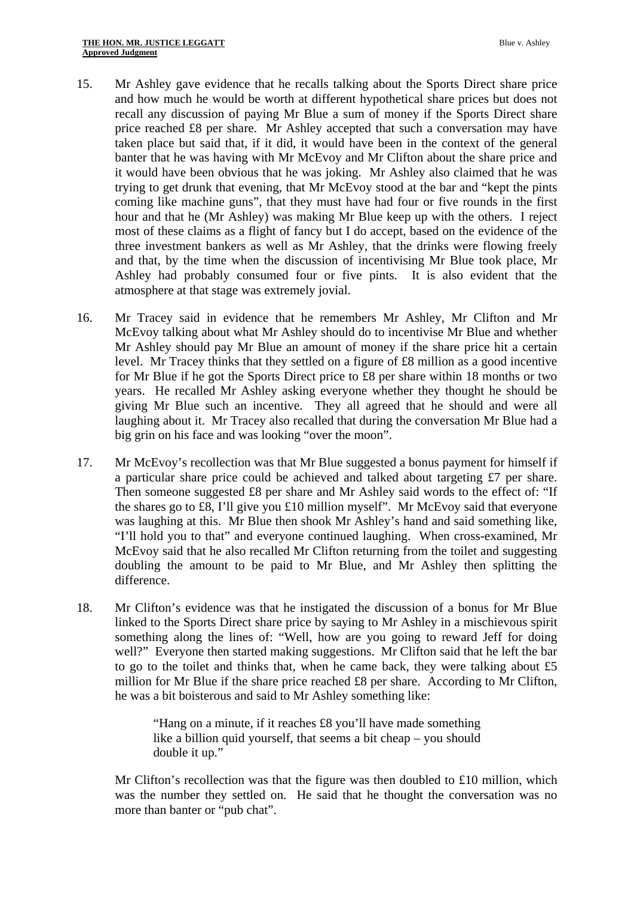15. Mr Ashley gave evidence that he recalls talking about the Sports Direct share price and how much he would be worth at different hypothetical share prices but does not recall any discussion of paying Mr Blue a sum of money if the Sports Direct share price reached £8 per share. Mr Ashley accepted that such a conversation may have taken place but said that, if it did, it would have been in the context of the general banter that he was having with Mr McEvoy and Mr Clifton about the share price and it would have been obvious that he was joking. Mr Ashley also claimed that he was trying to get drunk that evening, that Mr McEvoy stood at the bar and "kept the pints coming like machine guns", that they must have had four or five rounds in the first hour and that he (Mr Ashley) was making Mr Blue keep up with the others. I reject most of these claims as a flight of fancy but I do accept, based on the evidence of the three investment bankers as well as Mr Ashley, that the drinks were flowing freely and that, by the time when the discussion of incentivising Mr Blue took place, Mr Ashley had probably consumed four or five pints. It is also evident that the atmosphere at that stage was extremely jovial.

16. Mr Tracey said in evidence that he remembers Mr Ashley, Mr Clifton and Mr McEvoy talking about what Mr Ashley should do to incentivise Mr Blue and whether Mr Ashley should pay Mr Blue an amount of money if the share price hit a certain level. Mr Tracey thinks that they settled on a figure of £8 million as a good incentive for Mr Blue if he got the Sports Direct price to £8 per share within 18 months or two years. He recalled Mr Ashley asking everyone whether they thought he should be giving Mr Blue such an incentive. They all agreed that he should and were all laughing about it. Mr Tracey also recalled that during the conversation Mr Blue had a big grin on his face and was looking "over the moon".

17. Mr McEvoy's recollection was that Mr Blue suggested a bonus payment for himself if a particular share price could be achieved and talked about targeting £7 per share. Then someone suggested £8 per share and Mr Ashley said words to the effect of: "If the shares go to £8, I'll give you £10 million myself". Mr McEvoy said that everyone was laughing at this. Mr Blue then shook Mr Ashley's hand and said something like, "I'll hold you to that" and everyone continued laughing. When cross-examined, Mr McEvoy said that he also recalled Mr Clifton returning from the toilet and suggesting doubling the amount to be paid to Mr Blue, and Mr Ashley then splitting the difference.

18. Mr Clifton's evidence was that he instigated the discussion of a bonus for Mr Blue linked to the Sports Direct share price by saying to Mr Ashley in a mischievous spirit something along the lines of: "Well, how are you going to reward Jeff for doing well?" Everyone then started making suggestions. Mr Clifton said that he left the bar to go to the toilet and thinks that, when he came back, they were talking about £5 million for Mr Blue if the share price reached £8 per share. According to Mr Clifton, he was a bit boisterous and said to Mr Ashley something like:

> "Hang on a minute, if it reaches £8 you'll have made something like a billion quid yourself, that seems a bit cheap – you should double it up."

Mr Clifton's recollection was that the figure was then doubled to £10 million, which was the number they settled on. He said that he thought the conversation was no more than banter or "pub chat".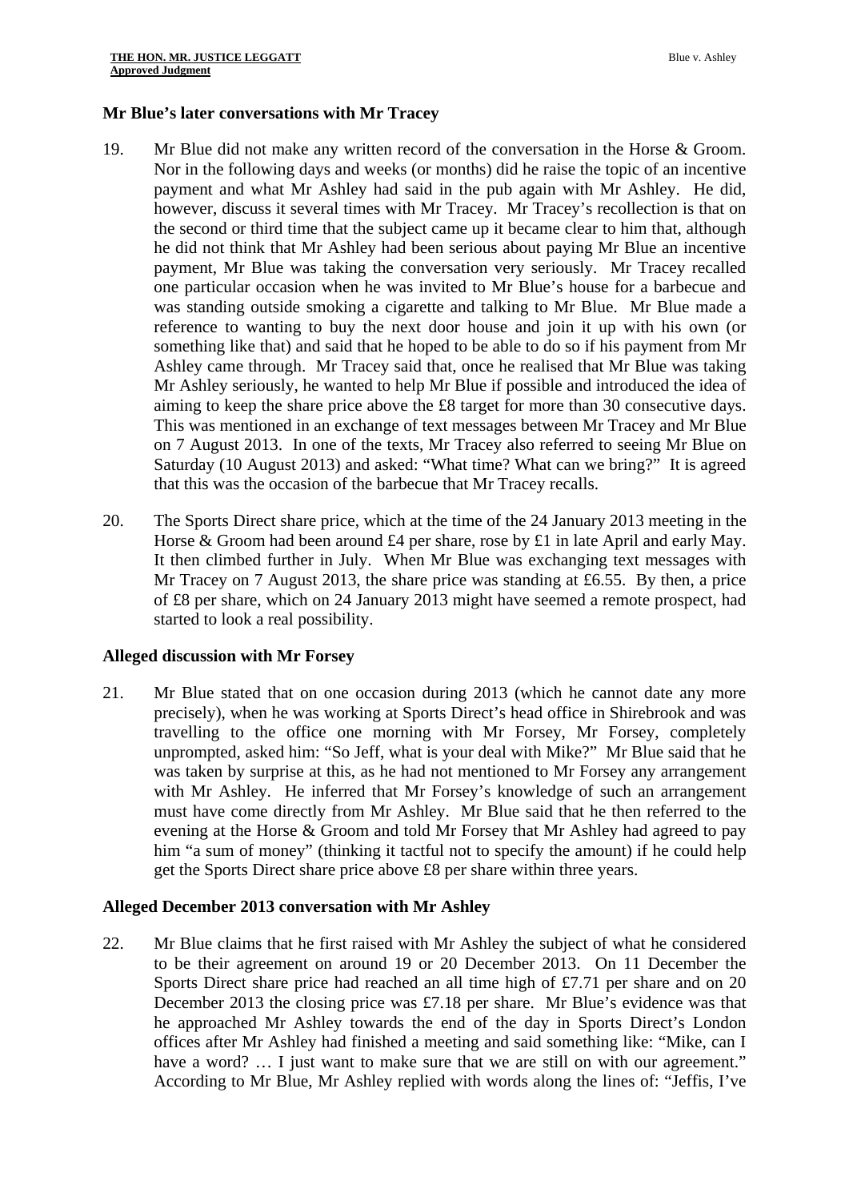**Mr Blue's later conversations with Mr Tracey**

19. Mr Blue did not make any written record of the conversation in the Horse & Groom. Nor in the following days and weeks (or months) did he raise the topic of an incentive payment and what Mr Ashley had said in the pub again with Mr Ashley. He did, however, discuss it several times with Mr Tracey. Mr Tracey's recollection is that on the second or third time that the subject came up it became clear to him that, although he did not think that Mr Ashley had been serious about paying Mr Blue an incentive payment, Mr Blue was taking the conversation very seriously. Mr Tracey recalled one particular occasion when he was invited to Mr Blue's house for a barbecue and was standing outside smoking a cigarette and talking to Mr Blue. Mr Blue made a reference to wanting to buy the next door house and join it up with his own (or something like that) and said that he hoped to be able to do so if his payment from Mr Ashley came through. Mr Tracey said that, once he realised that Mr Blue was taking Mr Ashley seriously, he wanted to help Mr Blue if possible and introduced the idea of aiming to keep the share price above the £8 target for more than 30 consecutive days. This was mentioned in an exchange of text messages between Mr Tracey and Mr Blue on 7 August 2013. In one of the texts, Mr Tracey also referred to seeing Mr Blue on Saturday (10 August 2013) and asked: "What time? What can we bring?" It is agreed that this was the occasion of the barbecue that Mr Tracey recalls.

20. The Sports Direct share price, which at the time of the 24 January 2013 meeting in the Horse & Groom had been around £4 per share, rose by £1 in late April and early May. It then climbed further in July. When Mr Blue was exchanging text messages with Mr Tracey on 7 August 2013, the share price was standing at £6.55. By then, a price of £8 per share, which on 24 January 2013 might have seemed a remote prospect, had started to look a real possibility.

**Alleged discussion with Mr Forsey**

21. Mr Blue stated that on one occasion during 2013 (which he cannot date any more precisely), when he was working at Sports Direct's head office in Shirebrook and was travelling to the office one morning with Mr Forsey, Mr Forsey, completely unprompted, asked him: "So Jeff, what is your deal with Mike?" Mr Blue said that he was taken by surprise at this, as he had not mentioned to Mr Forsey any arrangement with Mr Ashley. He inferred that Mr Forsey's knowledge of such an arrangement must have come directly from Mr Ashley. Mr Blue said that he then referred to the evening at the Horse & Groom and told Mr Forsey that Mr Ashley had agreed to pay him "a sum of money" (thinking it tactful not to specify the amount) if he could help get the Sports Direct share price above £8 per share within three years.

**Alleged December 2013 conversation with Mr Ashley**

22. Mr Blue claims that he first raised with Mr Ashley the subject of what he considered to be their agreement on around 19 or 20 December 2013. On 11 December the Sports Direct share price had reached an all time high of £7.71 per share and on 20 December 2013 the closing price was £7.18 per share. Mr Blue's evidence was that he approached Mr Ashley towards the end of the day in Sports Direct's London offices after Mr Ashley had finished a meeting and said something like: "Mike, can I have a word? … I just want to make sure that we are still on with our agreement." According to Mr Blue, Mr Ashley replied with words along the lines of: "Jeffis, I've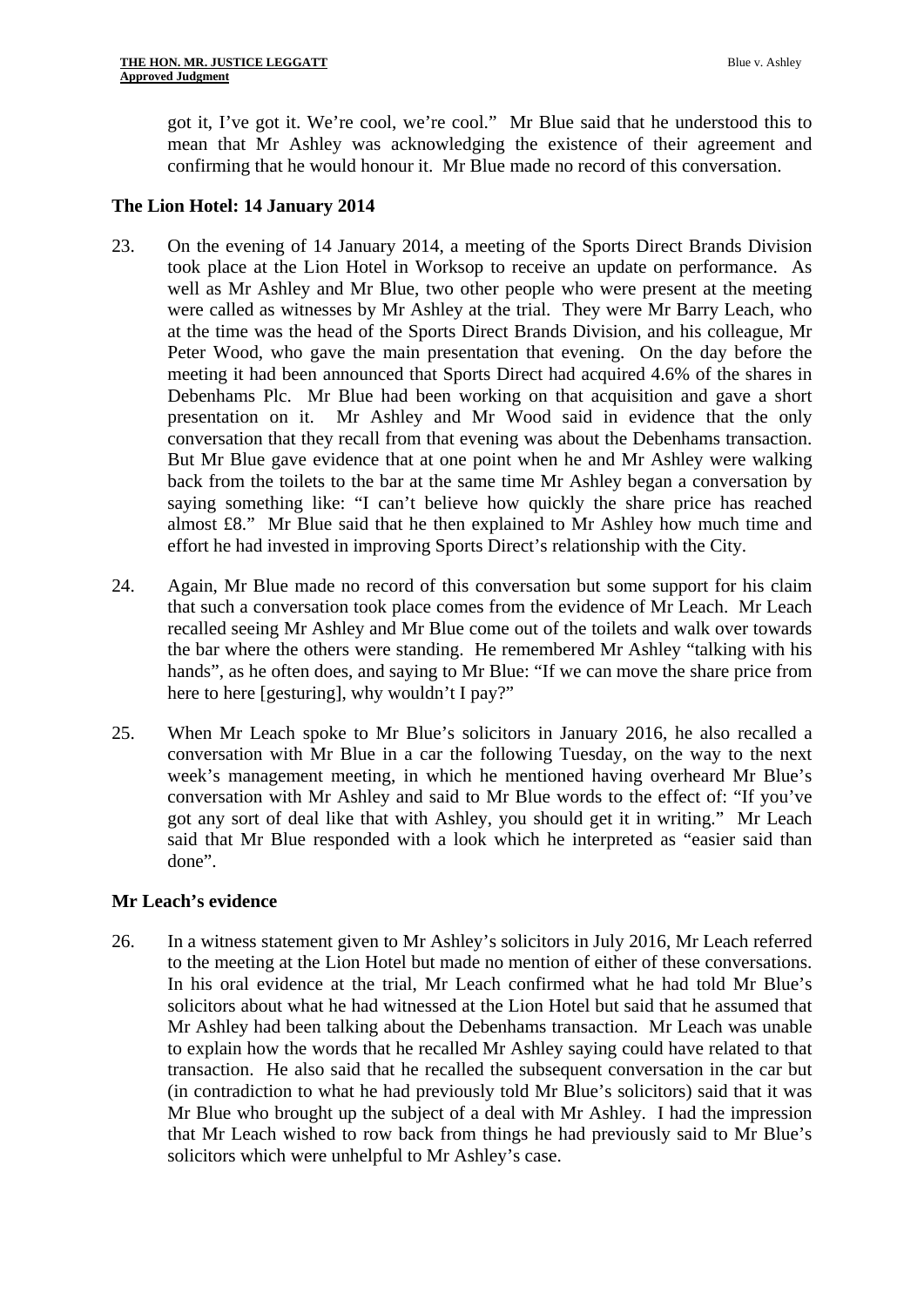got it, I've got it. We're cool, we're cool." Mr Blue said that he understood this to mean that Mr Ashley was acknowledging the existence of their agreement and confirming that he would honour it. Mr Blue made no record of this conversation.

## The Lion Hotel: 14 January 2014

23. On the evening of 14 January 2014, a meeting of the Sports Direct Brands Division took place at the Lion Hotel in Worksop to receive an update on performance. As well as Mr Ashley and Mr Blue, two other people who were present at the meeting were called as witnesses by Mr Ashley at the trial. They were Mr Barry Leach, who at the time was the head of the Sports Direct Brands Division, and his colleague, Mr Peter Wood, who gave the main presentation that evening. On the day before the meeting it had been announced that Sports Direct had acquired 4.6% of the shares in Debenhams Plc. Mr Blue had been working on that acquisition and gave a short presentation on it. Mr Ashley and Mr Wood said in evidence that the only conversation that they recall from that evening was about the Debenhams transaction. But Mr Blue gave evidence that at one point when he and Mr Ashley were walking back from the toilets to the bar at the same time Mr Ashley began a conversation by saying something like: "I can't believe how quickly the share price has reached almost £8." Mr Blue said that he then explained to Mr Ashley how much time and effort he had invested in improving Sports Direct's relationship with the City.

24. Again, Mr Blue made no record of this conversation but some support for his claim that such a conversation took place comes from the evidence of Mr Leach. Mr Leach recalled seeing Mr Ashley and Mr Blue come out of the toilets and walk over towards the bar where the others were standing. He remembered Mr Ashley "talking with his hands", as he often does, and saying to Mr Blue: "If we can move the share price from here to here [gesturing], why wouldn't I pay?"

25. When Mr Leach spoke to Mr Blue's solicitors in January 2016, he also recalled a conversation with Mr Blue in a car the following Tuesday, on the way to the next week's management meeting, in which he mentioned having overheard Mr Blue's conversation with Mr Ashley and said to Mr Blue words to the effect of: "If you've got any sort of deal like that with Ashley, you should get it in writing." Mr Leach said that Mr Blue responded with a look which he interpreted as "easier said than done".

## Mr Leach's evidence

26. In a witness statement given to Mr Ashley's solicitors in July 2016, Mr Leach referred to the meeting at the Lion Hotel but made no mention of either of these conversations. In his oral evidence at the trial, Mr Leach confirmed what he had told Mr Blue's solicitors about what he had witnessed at the Lion Hotel but said that he assumed that Mr Ashley had been talking about the Debenhams transaction. Mr Leach was unable to explain how the words that he recalled Mr Ashley saying could have related to that transaction. He also said that he recalled the subsequent conversation in the car but (in contradiction to what he had previously told Mr Blue's solicitors) said that it was Mr Blue who brought up the subject of a deal with Mr Ashley. I had the impression that Mr Leach wished to row back from things he had previously said to Mr Blue's solicitors which were unhelpful to Mr Ashley's case.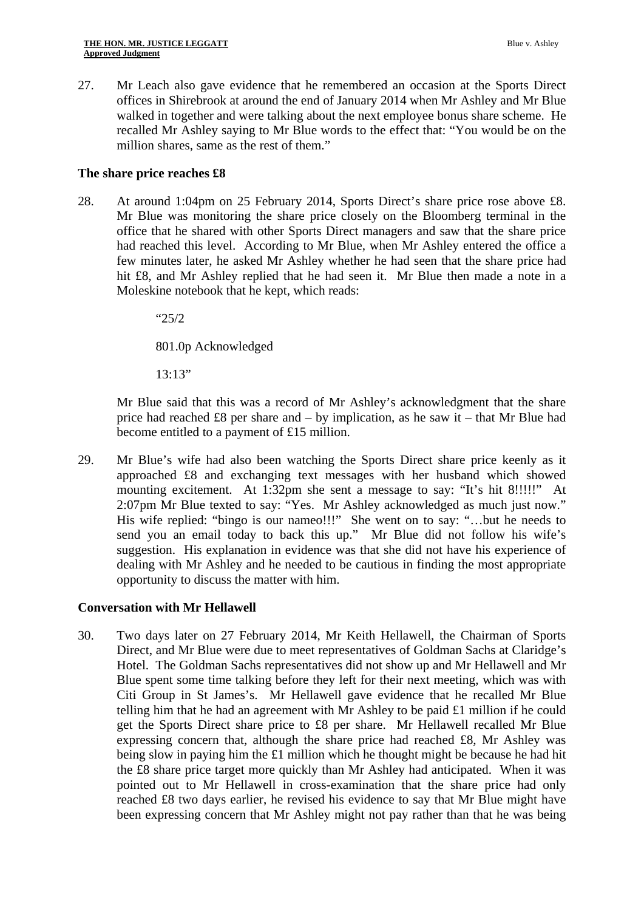27. Mr Leach also gave evidence that he remembered an occasion at the Sports Direct offices in Shirebrook at around the end of January 2014 when Mr Ashley and Mr Blue walked in together and were talking about the next employee bonus share scheme. He recalled Mr Ashley saying to Mr Blue words to the effect that: "You would be on the million shares, same as the rest of them."

### The share price reaches £8

28. At around 1:04pm on 25 February 2014, Sports Direct's share price rose above £8. Mr Blue was monitoring the share price closely on the Bloomberg terminal in the office that he shared with other Sports Direct managers and saw that the share price had reached this level. According to Mr Blue, when Mr Ashley entered the office a few minutes later, he asked Mr Ashley whether he had seen that the share price had hit £8, and Mr Ashley replied that he had seen it. Mr Blue then made a note in a Moleskine notebook that he kept, which reads:

    "25/2

    801.0p Acknowledged

    13:13"

    Mr Blue said that this was a record of Mr Ashley's acknowledgment that the share price had reached £8 per share and – by implication, as he saw it – that Mr Blue had become entitled to a payment of £15 million.

29. Mr Blue's wife had also been watching the Sports Direct share price keenly as it approached £8 and exchanging text messages with her husband which showed mounting excitement. At 1:32pm she sent a message to say: "It's hit 8!!!!!" At 2:07pm Mr Blue texted to say: "Yes. Mr Ashley acknowledged as much just now." His wife replied: "bingo is our nameo!!!" She went on to say: "…but he needs to send you an email today to back this up." Mr Blue did not follow his wife's suggestion. His explanation in evidence was that she did not have his experience of dealing with Mr Ashley and he needed to be cautious in finding the most appropriate opportunity to discuss the matter with him.

### Conversation with Mr Hellawell

30. Two days later on 27 February 2014, Mr Keith Hellawell, the Chairman of Sports Direct, and Mr Blue were due to meet representatives of Goldman Sachs at Claridge's Hotel. The Goldman Sachs representatives did not show up and Mr Hellawell and Mr Blue spent some time talking before they left for their next meeting, which was with Citi Group in St James's. Mr Hellawell gave evidence that he recalled Mr Blue telling him that he had an agreement with Mr Ashley to be paid £1 million if he could get the Sports Direct share price to £8 per share. Mr Hellawell recalled Mr Blue expressing concern that, although the share price had reached £8, Mr Ashley was being slow in paying him the £1 million which he thought might be because he had hit the £8 share price target more quickly than Mr Ashley had anticipated. When it was pointed out to Mr Hellawell in cross-examination that the share price had only reached £8 two days earlier, he revised his evidence to say that Mr Blue might have been expressing concern that Mr Ashley might not pay rather than that he was being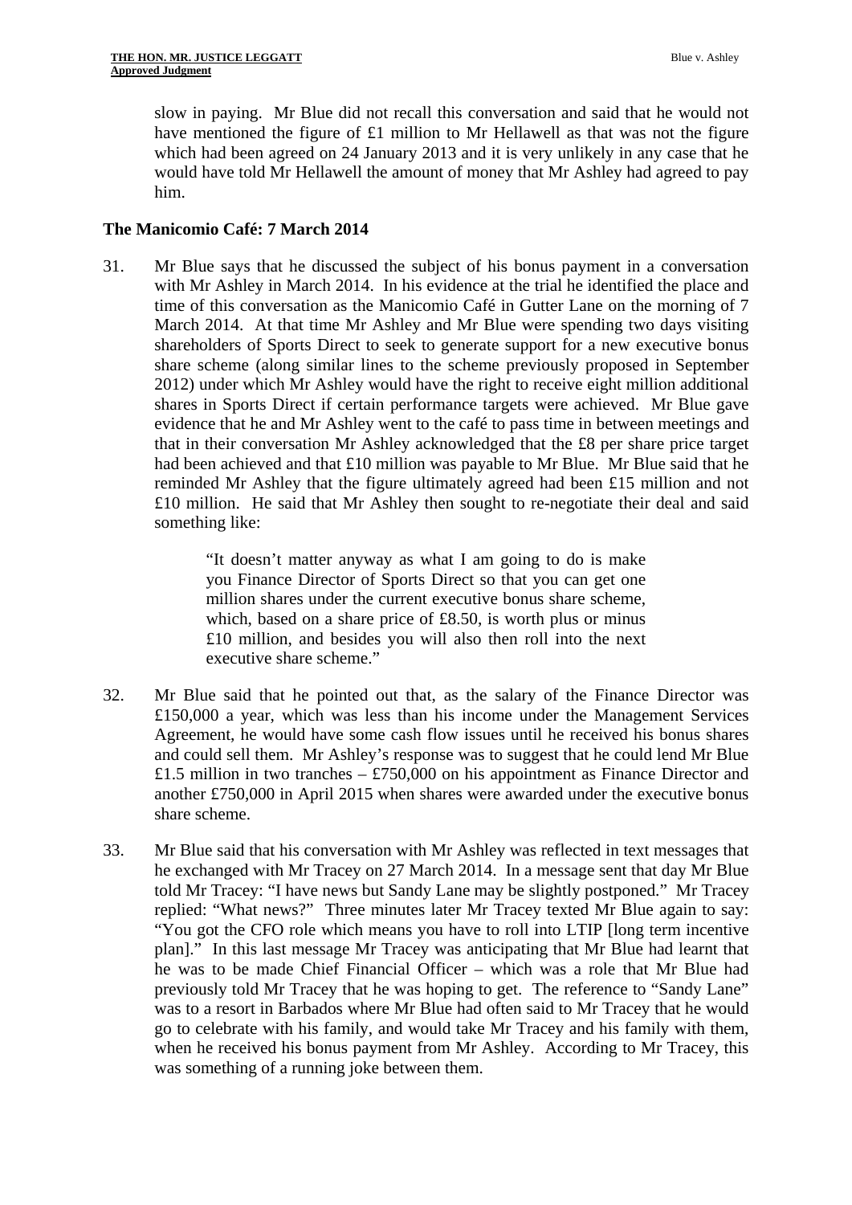slow in paying. Mr Blue did not recall this conversation and said that he would not have mentioned the figure of £1 million to Mr Hellawell as that was not the figure which had been agreed on 24 January 2013 and it is very unlikely in any case that he would have told Mr Hellawell the amount of money that Mr Ashley had agreed to pay him.

### The Manicomio Café: 7 March 2014

31. Mr Blue says that he discussed the subject of his bonus payment in a conversation with Mr Ashley in March 2014. In his evidence at the trial he identified the place and time of this conversation as the Manicomio Café in Gutter Lane on the morning of 7 March 2014. At that time Mr Ashley and Mr Blue were spending two days visiting shareholders of Sports Direct to seek to generate support for a new executive bonus share scheme (along similar lines to the scheme previously proposed in September 2012) under which Mr Ashley would have the right to receive eight million additional shares in Sports Direct if certain performance targets were achieved. Mr Blue gave evidence that he and Mr Ashley went to the café to pass time in between meetings and that in their conversation Mr Ashley acknowledged that the £8 per share price target had been achieved and that £10 million was payable to Mr Blue. Mr Blue said that he reminded Mr Ashley that the figure ultimately agreed had been £15 million and not £10 million. He said that Mr Ashley then sought to re-negotiate their deal and said something like:

> "It doesn't matter anyway as what I am going to do is make you Finance Director of Sports Direct so that you can get one million shares under the current executive bonus share scheme, which, based on a share price of £8.50, is worth plus or minus £10 million, and besides you will also then roll into the next executive share scheme."

32. Mr Blue said that he pointed out that, as the salary of the Finance Director was £150,000 a year, which was less than his income under the Management Services Agreement, he would have some cash flow issues until he received his bonus shares and could sell them. Mr Ashley's response was to suggest that he could lend Mr Blue £1.5 million in two tranches – £750,000 on his appointment as Finance Director and another £750,000 in April 2015 when shares were awarded under the executive bonus share scheme.

33. Mr Blue said that his conversation with Mr Ashley was reflected in text messages that he exchanged with Mr Tracey on 27 March 2014. In a message sent that day Mr Blue told Mr Tracey: "I have news but Sandy Lane may be slightly postponed." Mr Tracey replied: "What news?" Three minutes later Mr Tracey texted Mr Blue again to say: "You got the CFO role which means you have to roll into LTIP [long term incentive plan]." In this last message Mr Tracey was anticipating that Mr Blue had learnt that he was to be made Chief Financial Officer – which was a role that Mr Blue had previously told Mr Tracey that he was hoping to get. The reference to "Sandy Lane" was to a resort in Barbados where Mr Blue had often said to Mr Tracey that he would go to celebrate with his family, and would take Mr Tracey and his family with them, when he received his bonus payment from Mr Ashley. According to Mr Tracey, this was something of a running joke between them.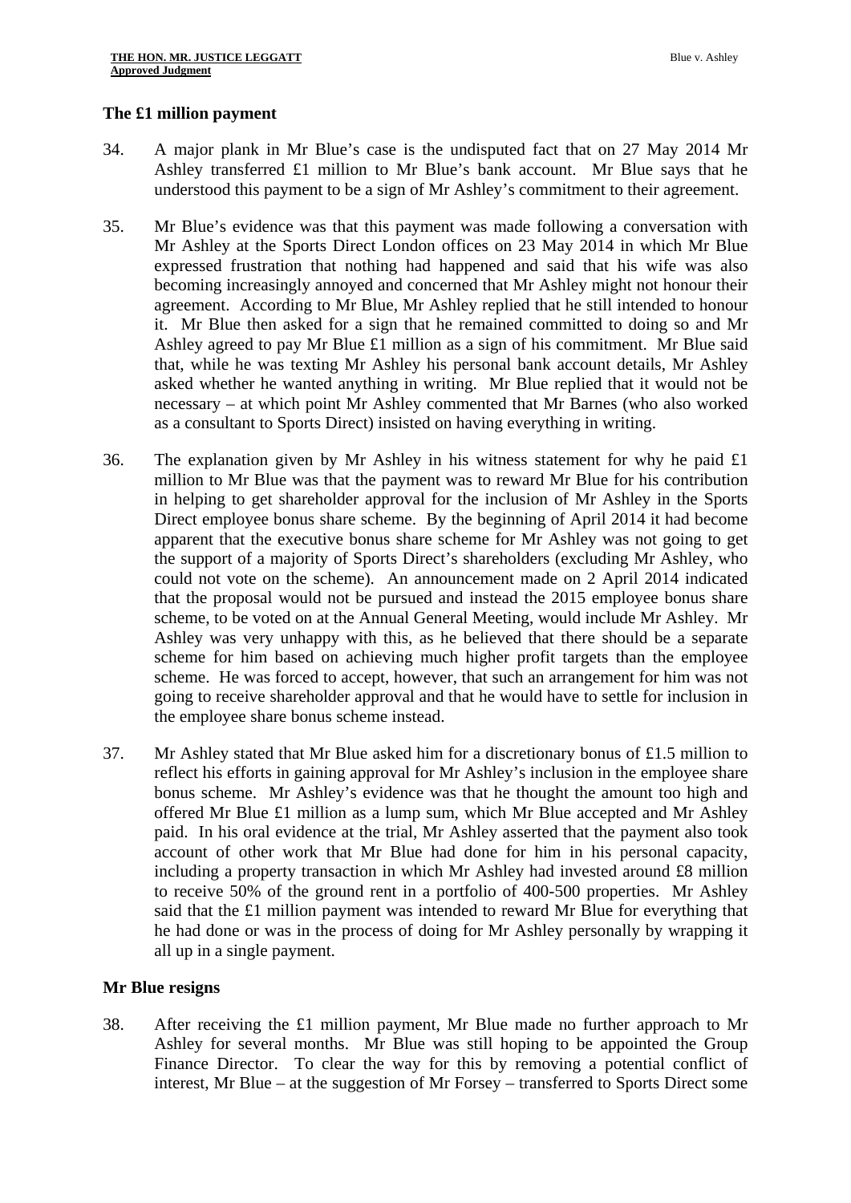### The £1 million payment

34. A major plank in Mr Blue's case is the undisputed fact that on 27 May 2014 Mr Ashley transferred £1 million to Mr Blue's bank account. Mr Blue says that he understood this payment to be a sign of Mr Ashley's commitment to their agreement.

35. Mr Blue's evidence was that this payment was made following a conversation with Mr Ashley at the Sports Direct London offices on 23 May 2014 in which Mr Blue expressed frustration that nothing had happened and said that his wife was also becoming increasingly annoyed and concerned that Mr Ashley might not honour their agreement. According to Mr Blue, Mr Ashley replied that he still intended to honour it. Mr Blue then asked for a sign that he remained committed to doing so and Mr Ashley agreed to pay Mr Blue £1 million as a sign of his commitment. Mr Blue said that, while he was texting Mr Ashley his personal bank account details, Mr Ashley asked whether he wanted anything in writing. Mr Blue replied that it would not be necessary – at which point Mr Ashley commented that Mr Barnes (who also worked as a consultant to Sports Direct) insisted on having everything in writing.

36. The explanation given by Mr Ashley in his witness statement for why he paid £1 million to Mr Blue was that the payment was to reward Mr Blue for his contribution in helping to get shareholder approval for the inclusion of Mr Ashley in the Sports Direct employee bonus share scheme. By the beginning of April 2014 it had become apparent that the executive bonus share scheme for Mr Ashley was not going to get the support of a majority of Sports Direct's shareholders (excluding Mr Ashley, who could not vote on the scheme). An announcement made on 2 April 2014 indicated that the proposal would not be pursued and instead the 2015 employee bonus share scheme, to be voted on at the Annual General Meeting, would include Mr Ashley. Mr Ashley was very unhappy with this, as he believed that there should be a separate scheme for him based on achieving much higher profit targets than the employee scheme. He was forced to accept, however, that such an arrangement for him was not going to receive shareholder approval and that he would have to settle for inclusion in the employee share bonus scheme instead.

37. Mr Ashley stated that Mr Blue asked him for a discretionary bonus of £1.5 million to reflect his efforts in gaining approval for Mr Ashley's inclusion in the employee share bonus scheme. Mr Ashley's evidence was that he thought the amount too high and offered Mr Blue £1 million as a lump sum, which Mr Blue accepted and Mr Ashley paid. In his oral evidence at the trial, Mr Ashley asserted that the payment also took account of other work that Mr Blue had done for him in his personal capacity, including a property transaction in which Mr Ashley had invested around £8 million to receive 50% of the ground rent in a portfolio of 400-500 properties. Mr Ashley said that the £1 million payment was intended to reward Mr Blue for everything that he had done or was in the process of doing for Mr Ashley personally by wrapping it all up in a single payment.

### Mr Blue resigns

38. After receiving the £1 million payment, Mr Blue made no further approach to Mr Ashley for several months. Mr Blue was still hoping to be appointed the Group Finance Director. To clear the way for this by removing a potential conflict of interest, Mr Blue – at the suggestion of Mr Forsey – transferred to Sports Direct some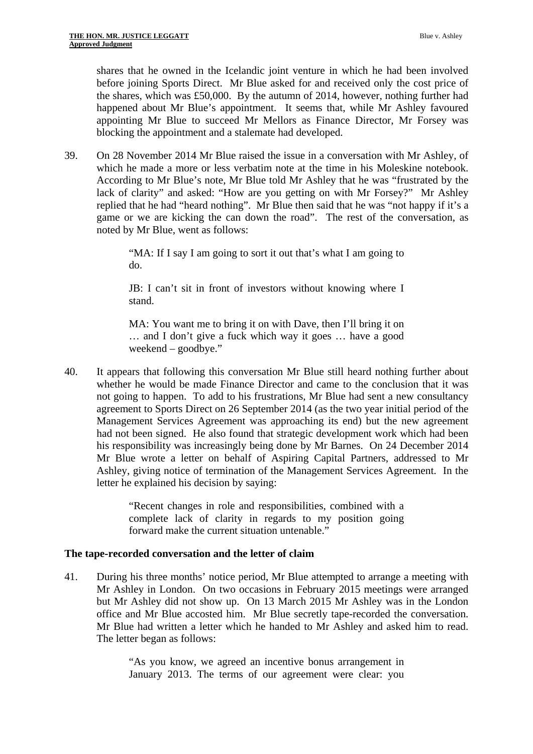shares that he owned in the Icelandic joint venture in which he had been involved before joining Sports Direct. Mr Blue asked for and received only the cost price of the shares, which was £50,000. By the autumn of 2014, however, nothing further had happened about Mr Blue's appointment. It seems that, while Mr Ashley favoured appointing Mr Blue to succeed Mr Mellors as Finance Director, Mr Forsey was blocking the appointment and a stalemate had developed.

39. On 28 November 2014 Mr Blue raised the issue in a conversation with Mr Ashley, of which he made a more or less verbatim note at the time in his Moleskine notebook. According to Mr Blue's note, Mr Blue told Mr Ashley that he was "frustrated by the lack of clarity" and asked: "How are you getting on with Mr Forsey?" Mr Ashley replied that he had "heard nothing". Mr Blue then said that he was "not happy if it's a game or we are kicking the can down the road". The rest of the conversation, as noted by Mr Blue, went as follows:

> "MA: If I say I am going to sort it out that's what I am going to do.
>
> JB: I can't sit in front of investors without knowing where I stand.
>
> MA: You want me to bring it on with Dave, then I'll bring it on … and I don't give a fuck which way it goes … have a good weekend – goodbye."

40. It appears that following this conversation Mr Blue still heard nothing further about whether he would be made Finance Director and came to the conclusion that it was not going to happen. To add to his frustrations, Mr Blue had sent a new consultancy agreement to Sports Direct on 26 September 2014 (as the two year initial period of the Management Services Agreement was approaching its end) but the new agreement had not been signed. He also found that strategic development work which had been his responsibility was increasingly being done by Mr Barnes. On 24 December 2014 Mr Blue wrote a letter on behalf of Aspiring Capital Partners, addressed to Mr Ashley, giving notice of termination of the Management Services Agreement. In the letter he explained his decision by saying:

> "Recent changes in role and responsibilities, combined with a complete lack of clarity in regards to my position going forward make the current situation untenable."

### The tape-recorded conversation and the letter of claim

41. During his three months' notice period, Mr Blue attempted to arrange a meeting with Mr Ashley in London. On two occasions in February 2015 meetings were arranged but Mr Ashley did not show up. On 13 March 2015 Mr Ashley was in the London office and Mr Blue accosted him. Mr Blue secretly tape-recorded the conversation. Mr Blue had written a letter which he handed to Mr Ashley and asked him to read. The letter began as follows:

> "As you know, we agreed an incentive bonus arrangement in January 2013. The terms of our agreement were clear: you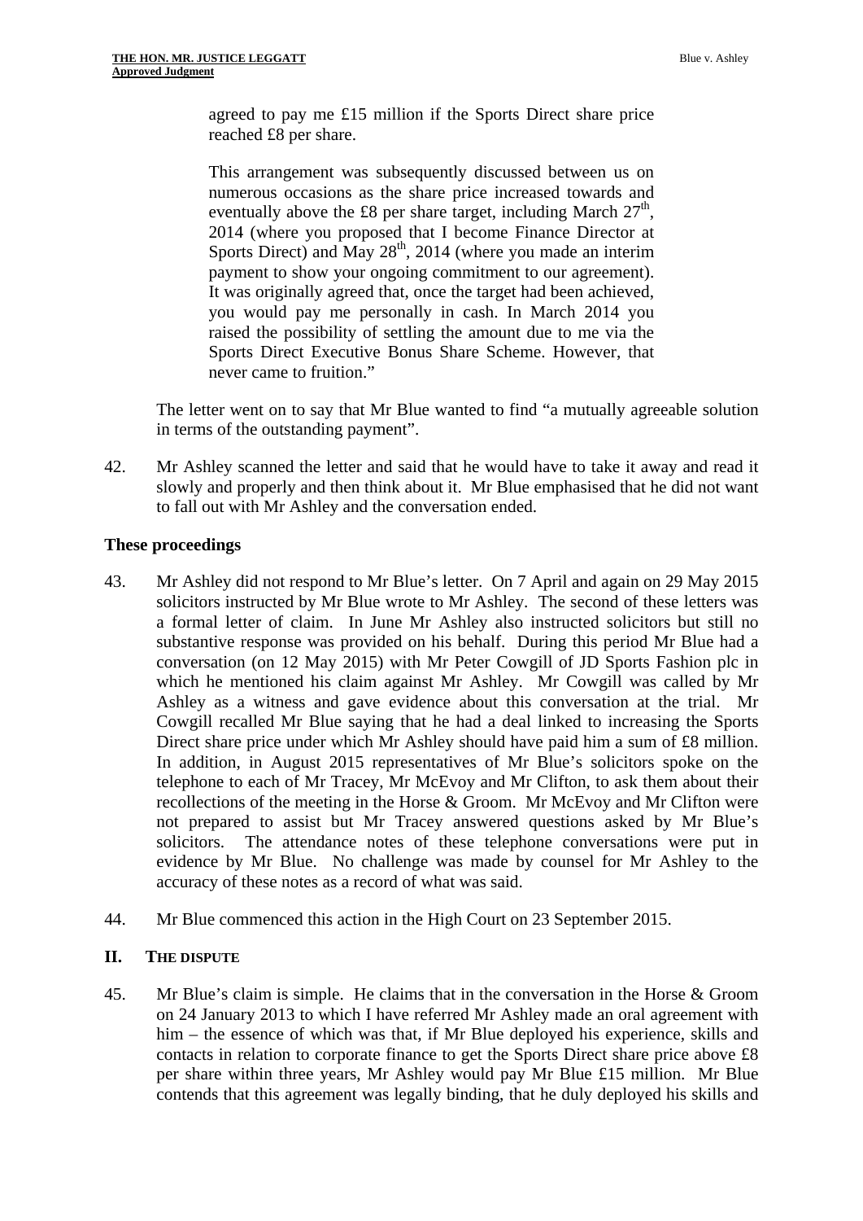> agreed to pay me £15 million if the Sports Direct share price reached £8 per share.
>
> This arrangement was subsequently discussed between us on numerous occasions as the share price increased towards and eventually above the £8 per share target, including March 27th, 2014 (where you proposed that I become Finance Director at Sports Direct) and May 28th, 2014 (where you made an interim payment to show your ongoing commitment to our agreement). It was originally agreed that, once the target had been achieved, you would pay me personally in cash. In March 2014 you raised the possibility of settling the amount due to me via the Sports Direct Executive Bonus Share Scheme. However, that never came to fruition."

The letter went on to say that Mr Blue wanted to find "a mutually agreeable solution in terms of the outstanding payment".

42. Mr Ashley scanned the letter and said that he would have to take it away and read it slowly and properly and then think about it. Mr Blue emphasised that he did not want to fall out with Mr Ashley and the conversation ended.

### These proceedings

43. Mr Ashley did not respond to Mr Blue's letter. On 7 April and again on 29 May 2015 solicitors instructed by Mr Blue wrote to Mr Ashley. The second of these letters was a formal letter of claim. In June Mr Ashley also instructed solicitors but still no substantive response was provided on his behalf. During this period Mr Blue had a conversation (on 12 May 2015) with Mr Peter Cowgill of JD Sports Fashion plc in which he mentioned his claim against Mr Ashley. Mr Cowgill was called by Mr Ashley as a witness and gave evidence about this conversation at the trial. Mr Cowgill recalled Mr Blue saying that he had a deal linked to increasing the Sports Direct share price under which Mr Ashley should have paid him a sum of £8 million. In addition, in August 2015 representatives of Mr Blue's solicitors spoke on the telephone to each of Mr Tracey, Mr McEvoy and Mr Clifton, to ask them about their recollections of the meeting in the Horse & Groom. Mr McEvoy and Mr Clifton were not prepared to assist but Mr Tracey answered questions asked by Mr Blue's solicitors. The attendance notes of these telephone conversations were put in evidence by Mr Blue. No challenge was made by counsel for Mr Ashley to the accuracy of these notes as a record of what was said.

44. Mr Blue commenced this action in the High Court on 23 September 2015.

## II. THE DISPUTE

45. Mr Blue's claim is simple. He claims that in the conversation in the Horse & Groom on 24 January 2013 to which I have referred Mr Ashley made an oral agreement with him – the essence of which was that, if Mr Blue deployed his experience, skills and contacts in relation to corporate finance to get the Sports Direct share price above £8 per share within three years, Mr Ashley would pay Mr Blue £15 million. Mr Blue contends that this agreement was legally binding, that he duly deployed his skills and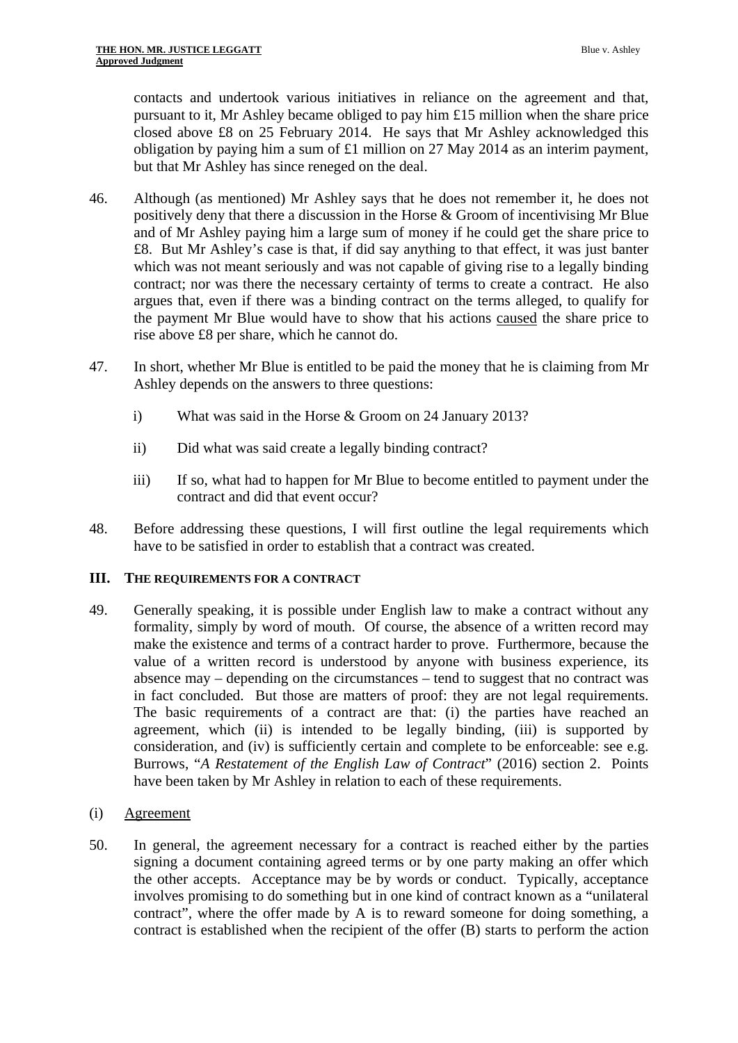contacts and undertook various initiatives in reliance on the agreement and that, pursuant to it, Mr Ashley became obliged to pay him £15 million when the share price closed above £8 on 25 February 2014. He says that Mr Ashley acknowledged this obligation by paying him a sum of £1 million on 27 May 2014 as an interim payment, but that Mr Ashley has since reneged on the deal.

46. Although (as mentioned) Mr Ashley says that he does not remember it, he does not positively deny that there a discussion in the Horse & Groom of incentivising Mr Blue and of Mr Ashley paying him a large sum of money if he could get the share price to £8. But Mr Ashley's case is that, if did say anything to that effect, it was just banter which was not meant seriously and was not capable of giving rise to a legally binding contract; nor was there the necessary certainty of terms to create a contract. He also argues that, even if there was a binding contract on the terms alleged, to qualify for the payment Mr Blue would have to show that his actions <u>caused</u> the share price to rise above £8 per share, which he cannot do.

47. In short, whether Mr Blue is entitled to be paid the money that he is claiming from Mr Ashley depends on the answers to three questions:

    i) What was said in the Horse & Groom on 24 January 2013?

    ii) Did what was said create a legally binding contract?

    iii) If so, what had to happen for Mr Blue to become entitled to payment under the contract and did that event occur?

48. Before addressing these questions, I will first outline the legal requirements which have to be satisfied in order to establish that a contract was created.

## III. THE REQUIREMENTS FOR A CONTRACT

49. Generally speaking, it is possible under English law to make a contract without any formality, simply by word of mouth. Of course, the absence of a written record may make the existence and terms of a contract harder to prove. Furthermore, because the value of a written record is understood by anyone with business experience, its absence may – depending on the circumstances – tend to suggest that no contract was in fact concluded. But those are matters of proof: they are not legal requirements. The basic requirements of a contract are that: (i) the parties have reached an agreement, which (ii) is intended to be legally binding, (iii) is supported by consideration, and (iv) is sufficiently certain and complete to be enforceable: see e.g. Burrows, "*A Restatement of the English Law of Contract*" (2016) section 2. Points have been taken by Mr Ashley in relation to each of these requirements.

### (i) <u>Agreement</u>

50. In general, the agreement necessary for a contract is reached either by the parties signing a document containing agreed terms or by one party making an offer which the other accepts. Acceptance may be by words or conduct. Typically, acceptance involves promising to do something but in one kind of contract known as a "unilateral contract", where the offer made by A is to reward someone for doing something, a contract is established when the recipient of the offer (B) starts to perform the action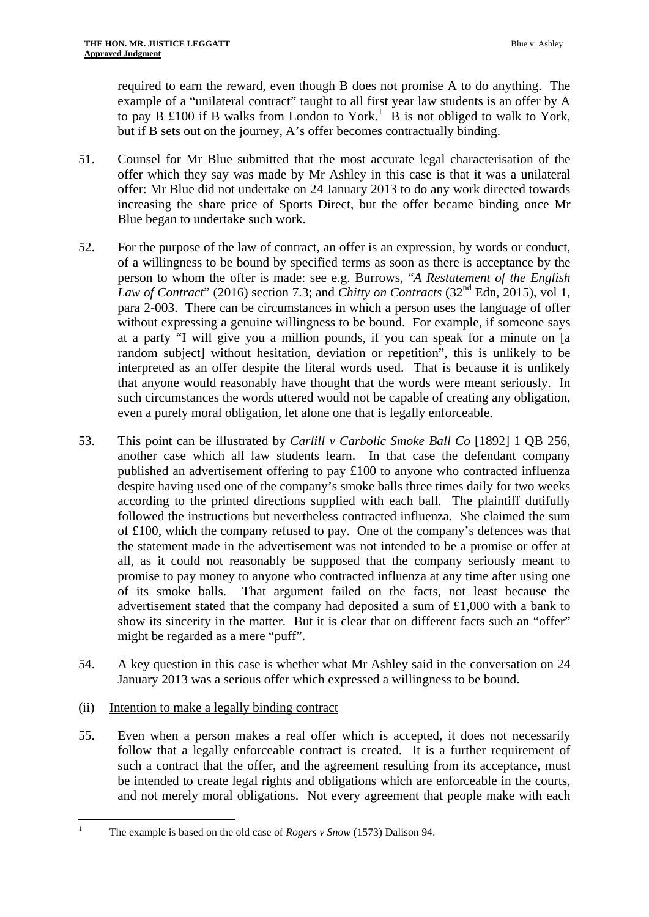required to earn the reward, even though B does not promise A to do anything. The example of a "unilateral contract" taught to all first year law students is an offer by A to pay B £100 if B walks from London to York.[1] B is not obliged to walk to York, but if B sets out on the journey, A's offer becomes contractually binding.

51. Counsel for Mr Blue submitted that the most accurate legal characterisation of the offer which they say was made by Mr Ashley in this case is that it was a unilateral offer: Mr Blue did not undertake on 24 January 2013 to do any work directed towards increasing the share price of Sports Direct, but the offer became binding once Mr Blue began to undertake such work.

52. For the purpose of the law of contract, an offer is an expression, by words or conduct, of a willingness to be bound by specified terms as soon as there is acceptance by the person to whom the offer is made: see e.g. Burrows, "*A Restatement of the English Law of Contract*" (2016) section 7.3; and *Chitty on Contracts* (32nd Edn, 2015), vol 1, para 2-003. There can be circumstances in which a person uses the language of offer without expressing a genuine willingness to be bound. For example, if someone says at a party "I will give you a million pounds, if you can speak for a minute on [a random subject] without hesitation, deviation or repetition", this is unlikely to be interpreted as an offer despite the literal words used. That is because it is unlikely that anyone would reasonably have thought that the words were meant seriously. In such circumstances the words uttered would not be capable of creating any obligation, even a purely moral obligation, let alone one that is legally enforceable.

53. This point can be illustrated by *Carlill v Carbolic Smoke Ball Co* [1892] 1 QB 256, another case which all law students learn. In that case the defendant company published an advertisement offering to pay £100 to anyone who contracted influenza despite having used one of the company's smoke balls three times daily for two weeks according to the printed directions supplied with each ball. The plaintiff dutifully followed the instructions but nevertheless contracted influenza. She claimed the sum of £100, which the company refused to pay. One of the company's defences was that the statement made in the advertisement was not intended to be a promise or offer at all, as it could not reasonably be supposed that the company seriously meant to promise to pay money to anyone who contracted influenza at any time after using one of its smoke balls. That argument failed on the facts, not least because the advertisement stated that the company had deposited a sum of £1,000 with a bank to show its sincerity in the matter. But it is clear that on different facts such an "offer" might be regarded as a mere "puff".

54. A key question in this case is whether what Mr Ashley said in the conversation on 24 January 2013 was a serious offer which expressed a willingness to be bound.

(ii) Intention to make a legally binding contract

55. Even when a person makes a real offer which is accepted, it does not necessarily follow that a legally enforceable contract is created. It is a further requirement of such a contract that the offer, and the agreement resulting from its acceptance, must be intended to create legal rights and obligations which are enforceable in the courts, and not merely moral obligations. Not every agreement that people make with each

---

[1] The example is based on the old case of *Rogers v Snow* (1573) Dalison 94.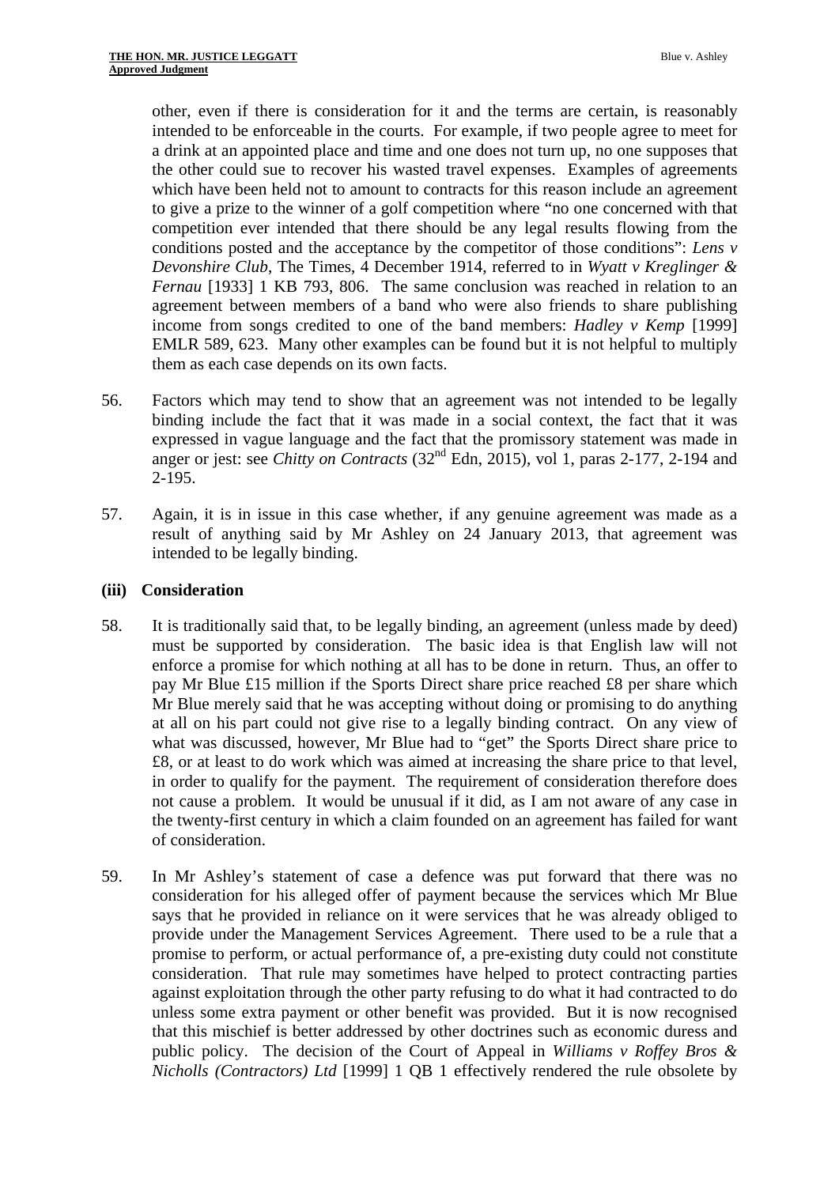other, even if there is consideration for it and the terms are certain, is reasonably intended to be enforceable in the courts. For example, if two people agree to meet for a drink at an appointed place and time and one does not turn up, no one supposes that the other could sue to recover his wasted travel expenses. Examples of agreements which have been held not to amount to contracts for this reason include an agreement to give a prize to the winner of a golf competition where "no one concerned with that competition ever intended that there should be any legal results flowing from the conditions posted and the acceptance by the competitor of those conditions": *Lens v Devonshire Club*, The Times, 4 December 1914, referred to in *Wyatt v Kreglinger & Fernau* [1933] 1 KB 793, 806. The same conclusion was reached in relation to an agreement between members of a band who were also friends to share publishing income from songs credited to one of the band members: *Hadley v Kemp* [1999] EMLR 589, 623. Many other examples can be found but it is not helpful to multiply them as each case depends on its own facts.

56. Factors which may tend to show that an agreement was not intended to be legally binding include the fact that it was made in a social context, the fact that it was expressed in vague language and the fact that the promissory statement was made in anger or jest: see *Chitty on Contracts* (32nd Edn, 2015), vol 1, paras 2-177, 2-194 and 2-195.

57. Again, it is in issue in this case whether, if any genuine agreement was made as a result of anything said by Mr Ashley on 24 January 2013, that agreement was intended to be legally binding.

**(iii) Consideration**

58. It is traditionally said that, to be legally binding, an agreement (unless made by deed) must be supported by consideration. The basic idea is that English law will not enforce a promise for which nothing at all has to be done in return. Thus, an offer to pay Mr Blue £15 million if the Sports Direct share price reached £8 per share which Mr Blue merely said that he was accepting without doing or promising to do anything at all on his part could not give rise to a legally binding contract. On any view of what was discussed, however, Mr Blue had to "get" the Sports Direct share price to £8, or at least to do work which was aimed at increasing the share price to that level, in order to qualify for the payment. The requirement of consideration therefore does not cause a problem. It would be unusual if it did, as I am not aware of any case in the twenty-first century in which a claim founded on an agreement has failed for want of consideration.

59. In Mr Ashley's statement of case a defence was put forward that there was no consideration for his alleged offer of payment because the services which Mr Blue says that he provided in reliance on it were services that he was already obliged to provide under the Management Services Agreement. There used to be a rule that a promise to perform, or actual performance of, a pre-existing duty could not constitute consideration. That rule may sometimes have helped to protect contracting parties against exploitation through the other party refusing to do what it had contracted to do unless some extra payment or other benefit was provided. But it is now recognised that this mischief is better addressed by other doctrines such as economic duress and public policy. The decision of the Court of Appeal in *Williams v Roffey Bros & Nicholls (Contractors) Ltd* [1999] 1 QB 1 effectively rendered the rule obsolete by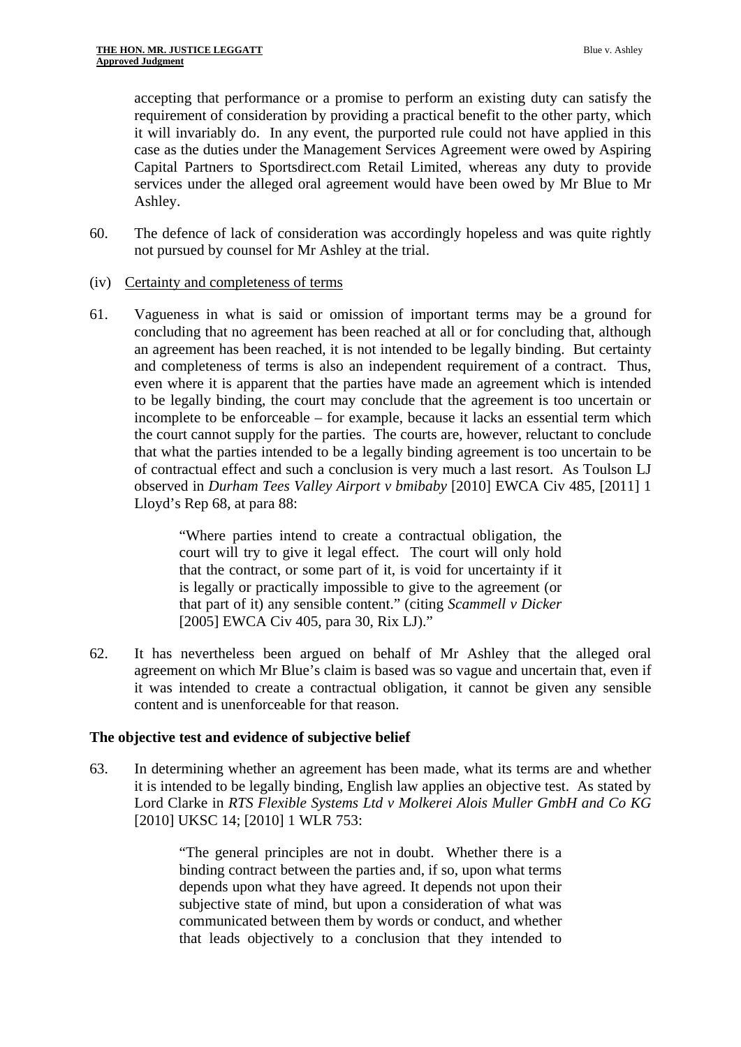accepting that performance or a promise to perform an existing duty can satisfy the requirement of consideration by providing a practical benefit to the other party, which it will invariably do. In any event, the purported rule could not have applied in this case as the duties under the Management Services Agreement were owed by Aspiring Capital Partners to Sportsdirect.com Retail Limited, whereas any duty to provide services under the alleged oral agreement would have been owed by Mr Blue to Mr Ashley.

60. The defence of lack of consideration was accordingly hopeless and was quite rightly not pursued by counsel for Mr Ashley at the trial.

(iv) Certainty and completeness of terms

61. Vagueness in what is said or omission of important terms may be a ground for concluding that no agreement has been reached at all or for concluding that, although an agreement has been reached, it is not intended to be legally binding. But certainty and completeness of terms is also an independent requirement of a contract. Thus, even where it is apparent that the parties have made an agreement which is intended to be legally binding, the court may conclude that the agreement is too uncertain or incomplete to be enforceable – for example, because it lacks an essential term which the court cannot supply for the parties. The courts are, however, reluctant to conclude that what the parties intended to be a legally binding agreement is too uncertain to be of contractual effect and such a conclusion is very much a last resort. As Toulson LJ observed in *Durham Tees Valley Airport v bmibaby* [2010] EWCA Civ 485, [2011] 1 Lloyd's Rep 68, at para 88:

> "Where parties intend to create a contractual obligation, the court will try to give it legal effect. The court will only hold that the contract, or some part of it, is void for uncertainty if it is legally or practically impossible to give to the agreement (or that part of it) any sensible content." (citing *Scammell v Dicker* [2005] EWCA Civ 405, para 30, Rix LJ)."

62. It has nevertheless been argued on behalf of Mr Ashley that the alleged oral agreement on which Mr Blue's claim is based was so vague and uncertain that, even if it was intended to create a contractual obligation, it cannot be given any sensible content and is unenforceable for that reason.

## The objective test and evidence of subjective belief

63. In determining whether an agreement has been made, what its terms are and whether it is intended to be legally binding, English law applies an objective test. As stated by Lord Clarke in *RTS Flexible Systems Ltd v Molkerei Alois Muller GmbH and Co KG* [2010] UKSC 14; [2010] 1 WLR 753:

> "The general principles are not in doubt. Whether there is a binding contract between the parties and, if so, upon what terms depends upon what they have agreed. It depends not upon their subjective state of mind, but upon a consideration of what was communicated between them by words or conduct, and whether that leads objectively to a conclusion that they intended to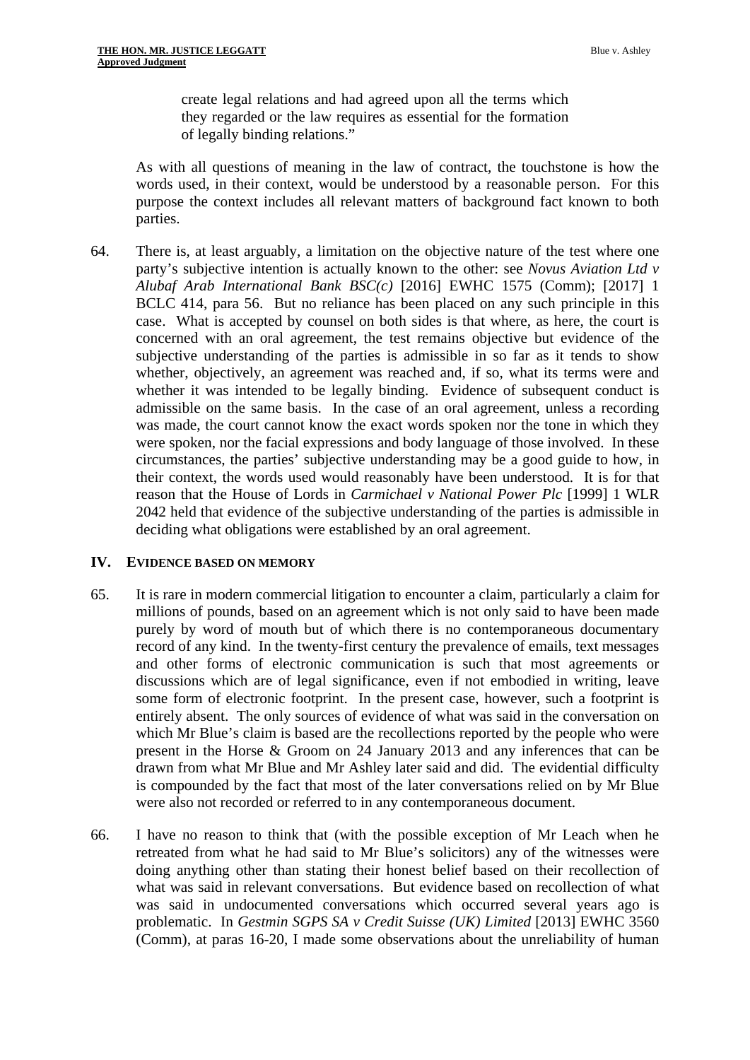> create legal relations and had agreed upon all the terms which they regarded or the law requires as essential for the formation of legally binding relations."

As with all questions of meaning in the law of contract, the touchstone is how the words used, in their context, would be understood by a reasonable person. For this purpose the context includes all relevant matters of background fact known to both parties.

64. There is, at least arguably, a limitation on the objective nature of the test where one party's subjective intention is actually known to the other: see *Novus Aviation Ltd v Alubaf Arab International Bank BSC(c)* [2016] EWHC 1575 (Comm); [2017] 1 BCLC 414, para 56. But no reliance has been placed on any such principle in this case. What is accepted by counsel on both sides is that where, as here, the court is concerned with an oral agreement, the test remains objective but evidence of the subjective understanding of the parties is admissible in so far as it tends to show whether, objectively, an agreement was reached and, if so, what its terms were and whether it was intended to be legally binding. Evidence of subsequent conduct is admissible on the same basis. In the case of an oral agreement, unless a recording was made, the court cannot know the exact words spoken nor the tone in which they were spoken, nor the facial expressions and body language of those involved. In these circumstances, the parties' subjective understanding may be a good guide to how, in their context, the words used would reasonably have been understood. It is for that reason that the House of Lords in *Carmichael v National Power Plc* [1999] 1 WLR 2042 held that evidence of the subjective understanding of the parties is admissible in deciding what obligations were established by an oral agreement.

## IV. EVIDENCE BASED ON MEMORY

65. It is rare in modern commercial litigation to encounter a claim, particularly a claim for millions of pounds, based on an agreement which is not only said to have been made purely by word of mouth but of which there is no contemporaneous documentary record of any kind. In the twenty-first century the prevalence of emails, text messages and other forms of electronic communication is such that most agreements or discussions which are of legal significance, even if not embodied in writing, leave some form of electronic footprint. In the present case, however, such a footprint is entirely absent. The only sources of evidence of what was said in the conversation on which Mr Blue's claim is based are the recollections reported by the people who were present in the Horse & Groom on 24 January 2013 and any inferences that can be drawn from what Mr Blue and Mr Ashley later said and did. The evidential difficulty is compounded by the fact that most of the later conversations relied on by Mr Blue were also not recorded or referred to in any contemporaneous document.

66. I have no reason to think that (with the possible exception of Mr Leach when he retreated from what he had said to Mr Blue's solicitors) any of the witnesses were doing anything other than stating their honest belief based on their recollection of what was said in relevant conversations. But evidence based on recollection of what was said in undocumented conversations which occurred several years ago is problematic. In *Gestmin SGPS SA v Credit Suisse (UK) Limited* [2013] EWHC 3560 (Comm), at paras 16-20, I made some observations about the unreliability of human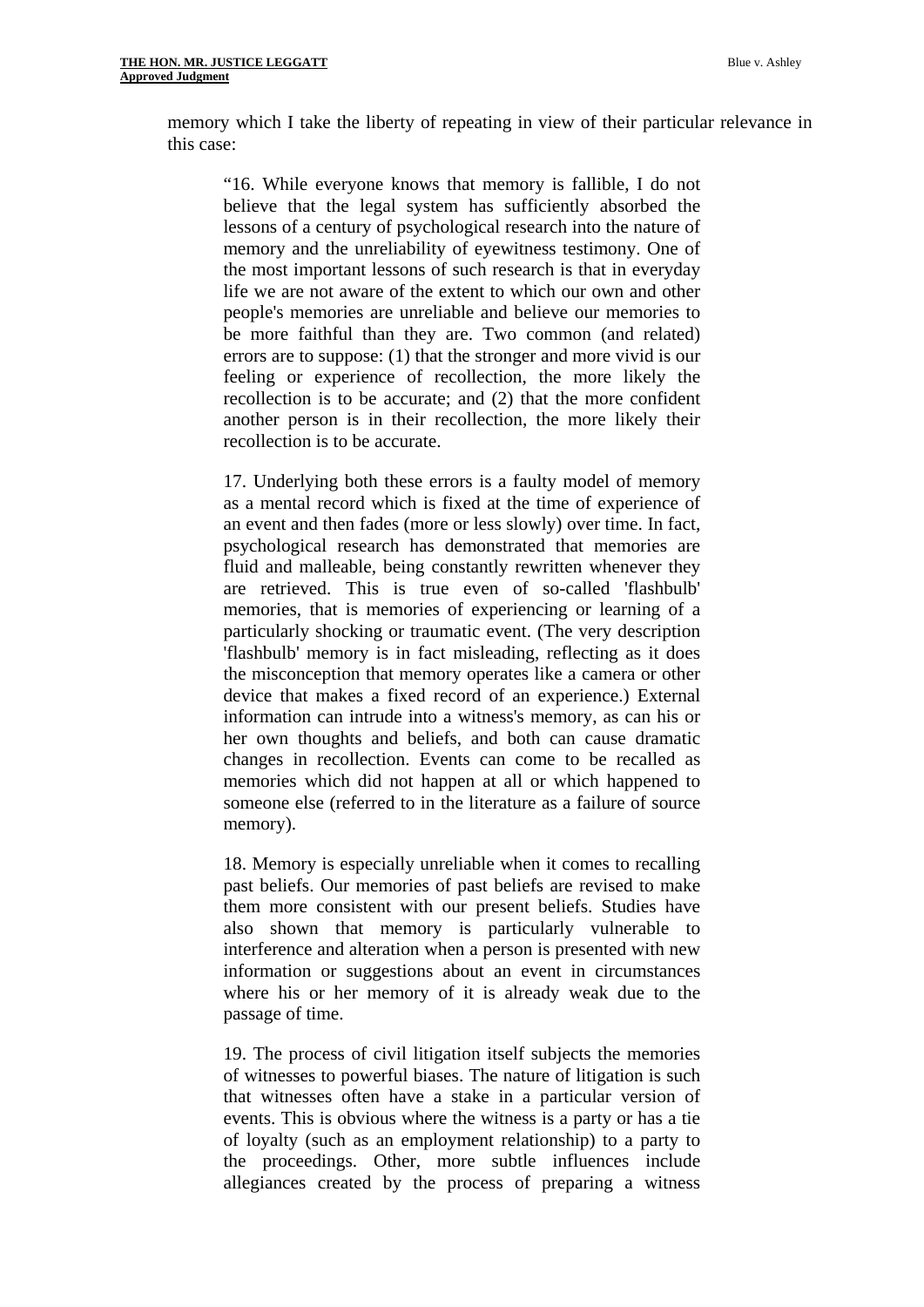memory which I take the liberty of repeating in view of their particular relevance in this case:

> "16. While everyone knows that memory is fallible, I do not believe that the legal system has sufficiently absorbed the lessons of a century of psychological research into the nature of memory and the unreliability of eyewitness testimony. One of the most important lessons of such research is that in everyday life we are not aware of the extent to which our own and other people's memories are unreliable and believe our memories to be more faithful than they are. Two common (and related) errors are to suppose: (1) that the stronger and more vivid is our feeling or experience of recollection, the more likely the recollection is to be accurate; and (2) that the more confident another person is in their recollection, the more likely their recollection is to be accurate.
>
> 17. Underlying both these errors is a faulty model of memory as a mental record which is fixed at the time of experience of an event and then fades (more or less slowly) over time. In fact, psychological research has demonstrated that memories are fluid and malleable, being constantly rewritten whenever they are retrieved. This is true even of so-called 'flashbulb' memories, that is memories of experiencing or learning of a particularly shocking or traumatic event. (The very description 'flashbulb' memory is in fact misleading, reflecting as it does the misconception that memory operates like a camera or other device that makes a fixed record of an experience.) External information can intrude into a witness's memory, as can his or her own thoughts and beliefs, and both can cause dramatic changes in recollection. Events can come to be recalled as memories which did not happen at all or which happened to someone else (referred to in the literature as a failure of source memory).
>
> 18. Memory is especially unreliable when it comes to recalling past beliefs. Our memories of past beliefs are revised to make them more consistent with our present beliefs. Studies have also shown that memory is particularly vulnerable to interference and alteration when a person is presented with new information or suggestions about an event in circumstances where his or her memory of it is already weak due to the passage of time.
>
> 19. The process of civil litigation itself subjects the memories of witnesses to powerful biases. The nature of litigation is such that witnesses often have a stake in a particular version of events. This is obvious where the witness is a party or has a tie of loyalty (such as an employment relationship) to a party to the proceedings. Other, more subtle influences include allegiances created by the process of preparing a witness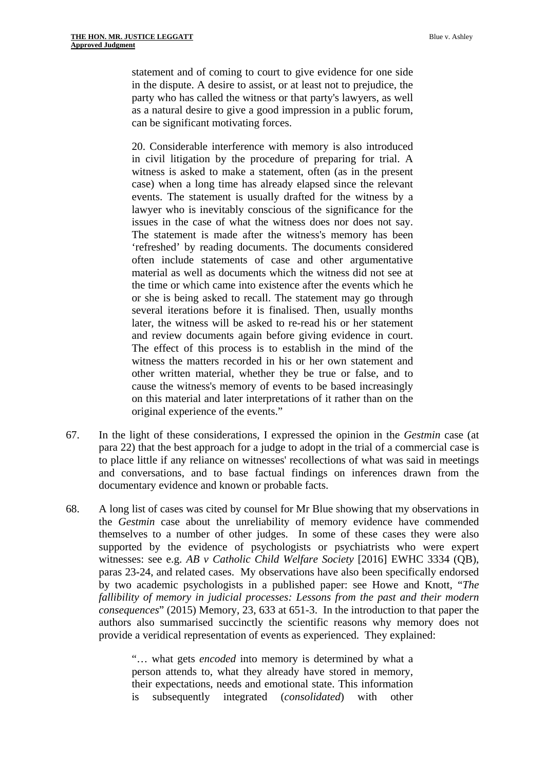> statement and of coming to court to give evidence for one side in the dispute. A desire to assist, or at least not to prejudice, the party who has called the witness or that party's lawyers, as well as a natural desire to give a good impression in a public forum, can be significant motivating forces.
>
> 20. Considerable interference with memory is also introduced in civil litigation by the procedure of preparing for trial. A witness is asked to make a statement, often (as in the present case) when a long time has already elapsed since the relevant events. The statement is usually drafted for the witness by a lawyer who is inevitably conscious of the significance for the issues in the case of what the witness does nor does not say. The statement is made after the witness's memory has been 'refreshed' by reading documents. The documents considered often include statements of case and other argumentative material as well as documents which the witness did not see at the time or which came into existence after the events which he or she is being asked to recall. The statement may go through several iterations before it is finalised. Then, usually months later, the witness will be asked to re-read his or her statement and review documents again before giving evidence in court. The effect of this process is to establish in the mind of the witness the matters recorded in his or her own statement and other written material, whether they be true or false, and to cause the witness's memory of events to be based increasingly on this material and later interpretations of it rather than on the original experience of the events."

67. In the light of these considerations, I expressed the opinion in the *Gestmin* case (at para 22) that the best approach for a judge to adopt in the trial of a commercial case is to place little if any reliance on witnesses' recollections of what was said in meetings and conversations, and to base factual findings on inferences drawn from the documentary evidence and known or probable facts.

68. A long list of cases was cited by counsel for Mr Blue showing that my observations in the *Gestmin* case about the unreliability of memory evidence have commended themselves to a number of other judges. In some of these cases they were also supported by the evidence of psychologists or psychiatrists who were expert witnesses: see e.g. *AB v Catholic Child Welfare Society* [2016] EWHC 3334 (QB), paras 23-24, and related cases. My observations have also been specifically endorsed by two academic psychologists in a published paper: see Howe and Knott, "*The fallibility of memory in judicial processes: Lessons from the past and their modern consequences*" (2015) Memory, 23, 633 at 651-3. In the introduction to that paper the authors also summarised succinctly the scientific reasons why memory does not provide a veridical representation of events as experienced. They explained:

> "… what gets *encoded* into memory is determined by what a person attends to, what they already have stored in memory, their expectations, needs and emotional state. This information is subsequently integrated (*consolidated*) with other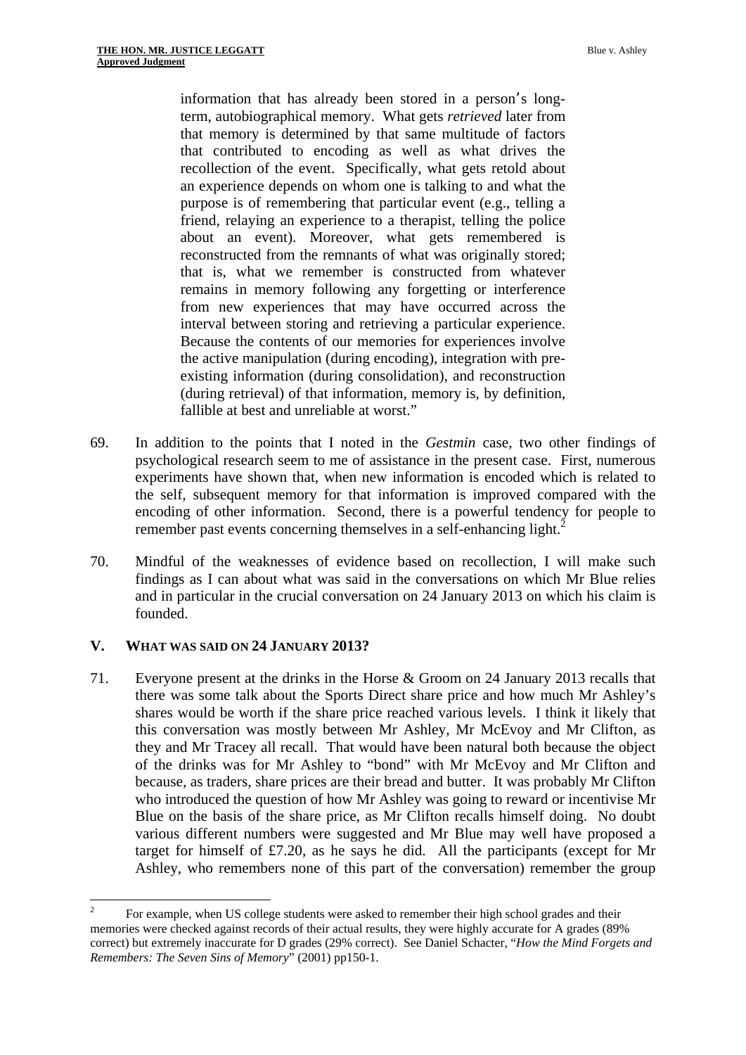> information that has already been stored in a person's long-term, autobiographical memory. What gets *retrieved* later from that memory is determined by that same multitude of factors that contributed to encoding as well as what drives the recollection of the event. Specifically, what gets retold about an experience depends on whom one is talking to and what the purpose is of remembering that particular event (e.g., telling a friend, relaying an experience to a therapist, telling the police about an event). Moreover, what gets remembered is reconstructed from the remnants of what was originally stored; that is, what we remember is constructed from whatever remains in memory following any forgetting or interference from new experiences that may have occurred across the interval between storing and retrieving a particular experience. Because the contents of our memories for experiences involve the active manipulation (during encoding), integration with pre-existing information (during consolidation), and reconstruction (during retrieval) of that information, memory is, by definition, fallible at best and unreliable at worst."

69. In addition to the points that I noted in the *Gestmin* case, two other findings of psychological research seem to me of assistance in the present case. First, numerous experiments have shown that, when new information is encoded which is related to the self, subsequent memory for that information is improved compared with the encoding of other information. Second, there is a powerful tendency for people to remember past events concerning themselves in a self-enhancing light.[2]

70. Mindful of the weaknesses of evidence based on recollection, I will make such findings as I can about what was said in the conversations on which Mr Blue relies and in particular in the crucial conversation on 24 January 2013 on which his claim is founded.

## V. WHAT WAS SAID ON 24 JANUARY 2013?

71. Everyone present at the drinks in the Horse & Groom on 24 January 2013 recalls that there was some talk about the Sports Direct share price and how much Mr Ashley's shares would be worth if the share price reached various levels. I think it likely that this conversation was mostly between Mr Ashley, Mr McEvoy and Mr Clifton, as they and Mr Tracey all recall. That would have been natural both because the object of the drinks was for Mr Ashley to "bond" with Mr McEvoy and Mr Clifton and because, as traders, share prices are their bread and butter. It was probably Mr Clifton who introduced the question of how Mr Ashley was going to reward or incentivise Mr Blue on the basis of the share price, as Mr Clifton recalls himself doing. No doubt various different numbers were suggested and Mr Blue may well have proposed a target for himself of £7.20, as he says he did. All the participants (except for Mr Ashley, who remembers none of this part of the conversation) remember the group

---

[2] For example, when US college students were asked to remember their high school grades and their memories were checked against records of their actual results, they were highly accurate for A grades (89% correct) but extremely inaccurate for D grades (29% correct). See Daniel Schacter, "*How the Mind Forgets and Remembers: The Seven Sins of Memory*" (2001) pp150-1.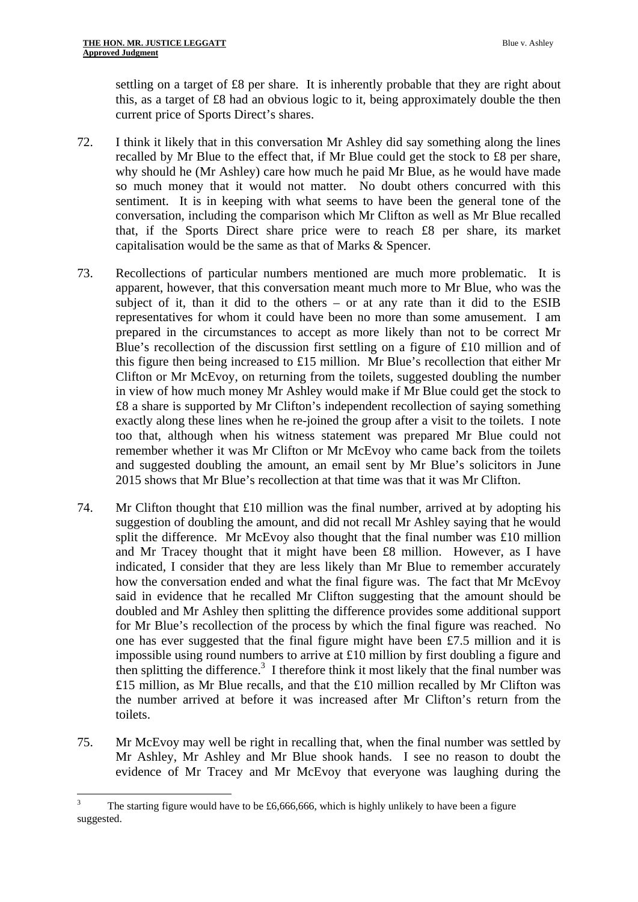settling on a target of £8 per share. It is inherently probable that they are right about this, as a target of £8 had an obvious logic to it, being approximately double the then current price of Sports Direct's shares.

72. I think it likely that in this conversation Mr Ashley did say something along the lines recalled by Mr Blue to the effect that, if Mr Blue could get the stock to £8 per share, why should he (Mr Ashley) care how much he paid Mr Blue, as he would have made so much money that it would not matter. No doubt others concurred with this sentiment. It is in keeping with what seems to have been the general tone of the conversation, including the comparison which Mr Clifton as well as Mr Blue recalled that, if the Sports Direct share price were to reach £8 per share, its market capitalisation would be the same as that of Marks & Spencer.

73. Recollections of particular numbers mentioned are much more problematic. It is apparent, however, that this conversation meant much more to Mr Blue, who was the subject of it, than it did to the others – or at any rate than it did to the ESIB representatives for whom it could have been no more than some amusement. I am prepared in the circumstances to accept as more likely than not to be correct Mr Blue's recollection of the discussion first settling on a figure of £10 million and of this figure then being increased to £15 million. Mr Blue's recollection that either Mr Clifton or Mr McEvoy, on returning from the toilets, suggested doubling the number in view of how much money Mr Ashley would make if Mr Blue could get the stock to £8 a share is supported by Mr Clifton's independent recollection of saying something exactly along these lines when he re-joined the group after a visit to the toilets. I note too that, although when his witness statement was prepared Mr Blue could not remember whether it was Mr Clifton or Mr McEvoy who came back from the toilets and suggested doubling the amount, an email sent by Mr Blue's solicitors in June 2015 shows that Mr Blue's recollection at that time was that it was Mr Clifton.

74. Mr Clifton thought that £10 million was the final number, arrived at by adopting his suggestion of doubling the amount, and did not recall Mr Ashley saying that he would split the difference. Mr McEvoy also thought that the final number was £10 million and Mr Tracey thought that it might have been £8 million. However, as I have indicated, I consider that they are less likely than Mr Blue to remember accurately how the conversation ended and what the final figure was. The fact that Mr McEvoy said in evidence that he recalled Mr Clifton suggesting that the amount should be doubled and Mr Ashley then splitting the difference provides some additional support for Mr Blue's recollection of the process by which the final figure was reached. No one has ever suggested that the final figure might have been £7.5 million and it is impossible using round numbers to arrive at £10 million by first doubling a figure and then splitting the difference.[3] I therefore think it most likely that the final number was £15 million, as Mr Blue recalls, and that the £10 million recalled by Mr Clifton was the number arrived at before it was increased after Mr Clifton's return from the toilets.

75. Mr McEvoy may well be right in recalling that, when the final number was settled by Mr Ashley, Mr Ashley and Mr Blue shook hands. I see no reason to doubt the evidence of Mr Tracey and Mr McEvoy that everyone was laughing during the

---

[3] The starting figure would have to be £6,666,666, which is highly unlikely to have been a figure suggested.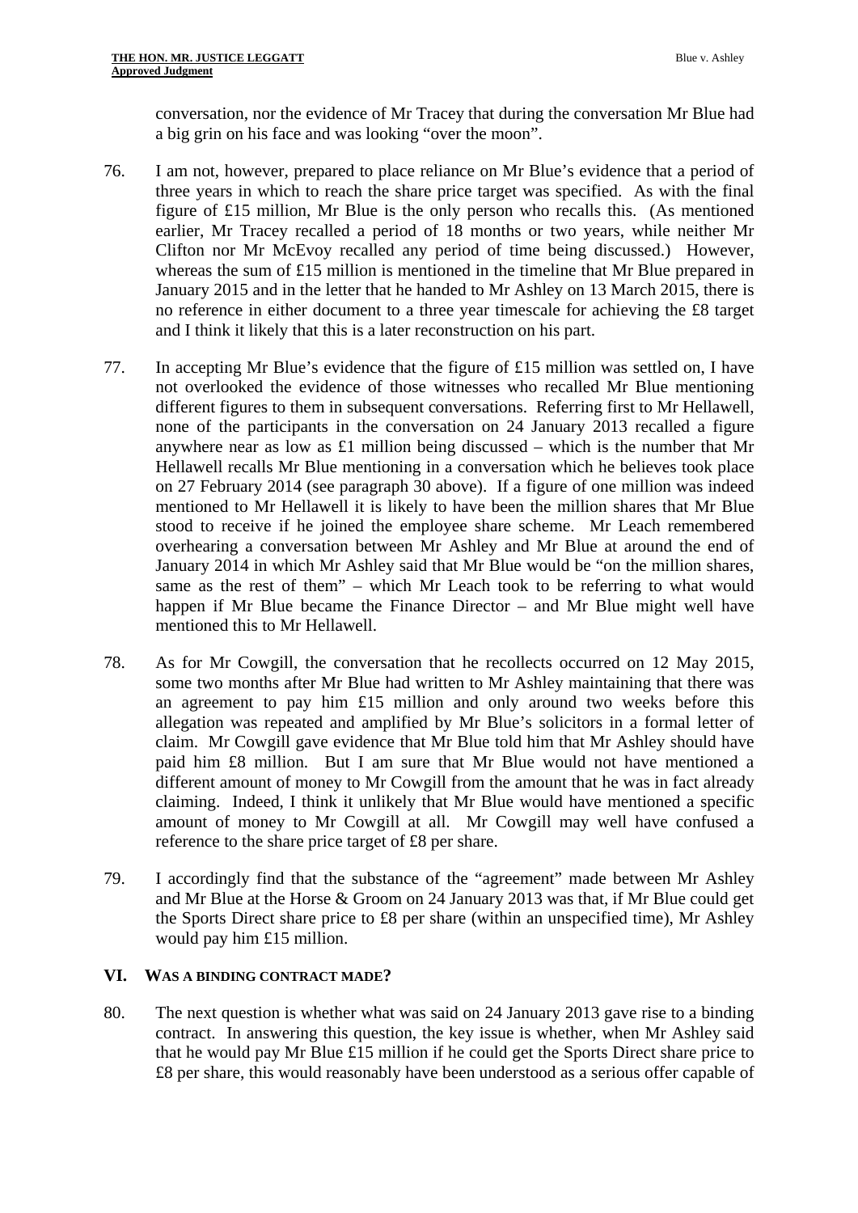conversation, nor the evidence of Mr Tracey that during the conversation Mr Blue had a big grin on his face and was looking "over the moon".

76. I am not, however, prepared to place reliance on Mr Blue's evidence that a period of three years in which to reach the share price target was specified. As with the final figure of £15 million, Mr Blue is the only person who recalls this. (As mentioned earlier, Mr Tracey recalled a period of 18 months or two years, while neither Mr Clifton nor Mr McEvoy recalled any period of time being discussed.) However, whereas the sum of £15 million is mentioned in the timeline that Mr Blue prepared in January 2015 and in the letter that he handed to Mr Ashley on 13 March 2015, there is no reference in either document to a three year timescale for achieving the £8 target and I think it likely that this is a later reconstruction on his part.

77. In accepting Mr Blue's evidence that the figure of £15 million was settled on, I have not overlooked the evidence of those witnesses who recalled Mr Blue mentioning different figures to them in subsequent conversations. Referring first to Mr Hellawell, none of the participants in the conversation on 24 January 2013 recalled a figure anywhere near as low as £1 million being discussed – which is the number that Mr Hellawell recalls Mr Blue mentioning in a conversation which he believes took place on 27 February 2014 (see paragraph 30 above). If a figure of one million was indeed mentioned to Mr Hellawell it is likely to have been the million shares that Mr Blue stood to receive if he joined the employee share scheme. Mr Leach remembered overhearing a conversation between Mr Ashley and Mr Blue at around the end of January 2014 in which Mr Ashley said that Mr Blue would be "on the million shares, same as the rest of them" – which Mr Leach took to be referring to what would happen if Mr Blue became the Finance Director – and Mr Blue might well have mentioned this to Mr Hellawell.

78. As for Mr Cowgill, the conversation that he recollects occurred on 12 May 2015, some two months after Mr Blue had written to Mr Ashley maintaining that there was an agreement to pay him £15 million and only around two weeks before this allegation was repeated and amplified by Mr Blue's solicitors in a formal letter of claim. Mr Cowgill gave evidence that Mr Blue told him that Mr Ashley should have paid him £8 million. But I am sure that Mr Blue would not have mentioned a different amount of money to Mr Cowgill from the amount that he was in fact already claiming. Indeed, I think it unlikely that Mr Blue would have mentioned a specific amount of money to Mr Cowgill at all. Mr Cowgill may well have confused a reference to the share price target of £8 per share.

79. I accordingly find that the substance of the "agreement" made between Mr Ashley and Mr Blue at the Horse & Groom on 24 January 2013 was that, if Mr Blue could get the Sports Direct share price to £8 per share (within an unspecified time), Mr Ashley would pay him £15 million.

## VI. WAS A BINDING CONTRACT MADE?

80. The next question is whether what was said on 24 January 2013 gave rise to a binding contract. In answering this question, the key issue is whether, when Mr Ashley said that he would pay Mr Blue £15 million if he could get the Sports Direct share price to £8 per share, this would reasonably have been understood as a serious offer capable of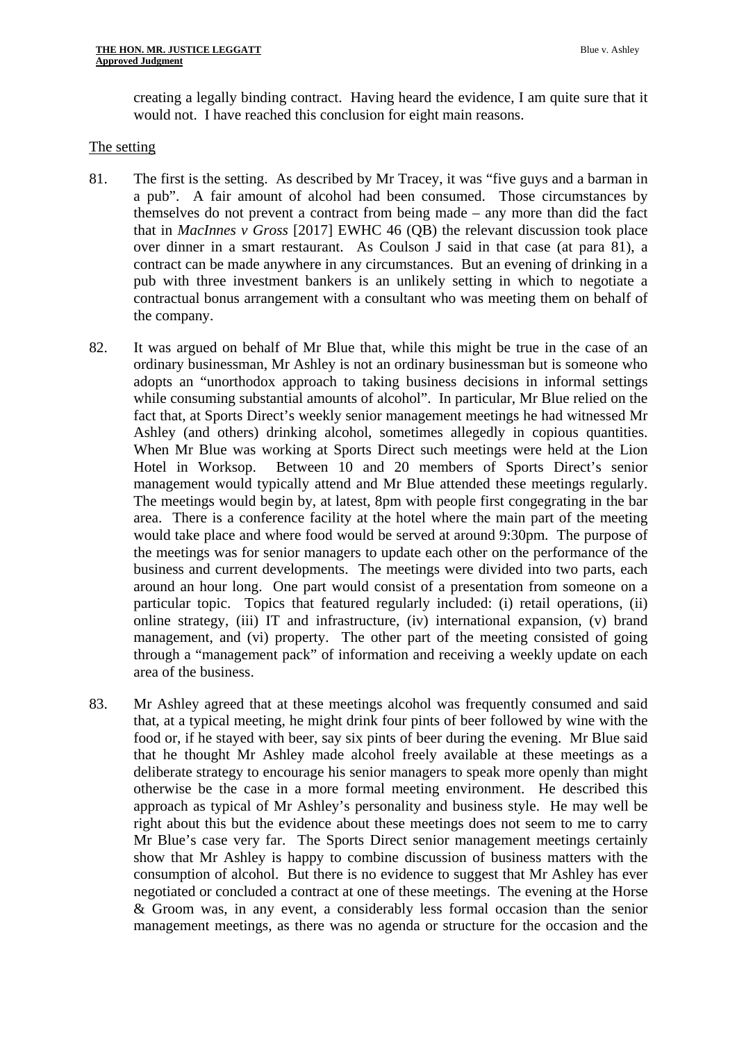creating a legally binding contract. Having heard the evidence, I am quite sure that it would not. I have reached this conclusion for eight main reasons.

## The setting

81. The first is the setting. As described by Mr Tracey, it was "five guys and a barman in a pub". A fair amount of alcohol had been consumed. Those circumstances by themselves do not prevent a contract from being made – any more than did the fact that in *MacInnes v Gross* [2017] EWHC 46 (QB) the relevant discussion took place over dinner in a smart restaurant. As Coulson J said in that case (at para 81), a contract can be made anywhere in any circumstances. But an evening of drinking in a pub with three investment bankers is an unlikely setting in which to negotiate a contractual bonus arrangement with a consultant who was meeting them on behalf of the company.

82. It was argued on behalf of Mr Blue that, while this might be true in the case of an ordinary businessman, Mr Ashley is not an ordinary businessman but is someone who adopts an "unorthodox approach to taking business decisions in informal settings while consuming substantial amounts of alcohol". In particular, Mr Blue relied on the fact that, at Sports Direct's weekly senior management meetings he had witnessed Mr Ashley (and others) drinking alcohol, sometimes allegedly in copious quantities. When Mr Blue was working at Sports Direct such meetings were held at the Lion Hotel in Worksop. Between 10 and 20 members of Sports Direct's senior management would typically attend and Mr Blue attended these meetings regularly. The meetings would begin by, at latest, 8pm with people first congegrating in the bar area. There is a conference facility at the hotel where the main part of the meeting would take place and where food would be served at around 9:30pm. The purpose of the meetings was for senior managers to update each other on the performance of the business and current developments. The meetings were divided into two parts, each around an hour long. One part would consist of a presentation from someone on a particular topic. Topics that featured regularly included: (i) retail operations, (ii) online strategy, (iii) IT and infrastructure, (iv) international expansion, (v) brand management, and (vi) property. The other part of the meeting consisted of going through a "management pack" of information and receiving a weekly update on each area of the business.

83. Mr Ashley agreed that at these meetings alcohol was frequently consumed and said that, at a typical meeting, he might drink four pints of beer followed by wine with the food or, if he stayed with beer, say six pints of beer during the evening. Mr Blue said that he thought Mr Ashley made alcohol freely available at these meetings as a deliberate strategy to encourage his senior managers to speak more openly than might otherwise be the case in a more formal meeting environment. He described this approach as typical of Mr Ashley's personality and business style. He may well be right about this but the evidence about these meetings does not seem to me to carry Mr Blue's case very far. The Sports Direct senior management meetings certainly show that Mr Ashley is happy to combine discussion of business matters with the consumption of alcohol. But there is no evidence to suggest that Mr Ashley has ever negotiated or concluded a contract at one of these meetings. The evening at the Horse & Groom was, in any event, a considerably less formal occasion than the senior management meetings, as there was no agenda or structure for the occasion and the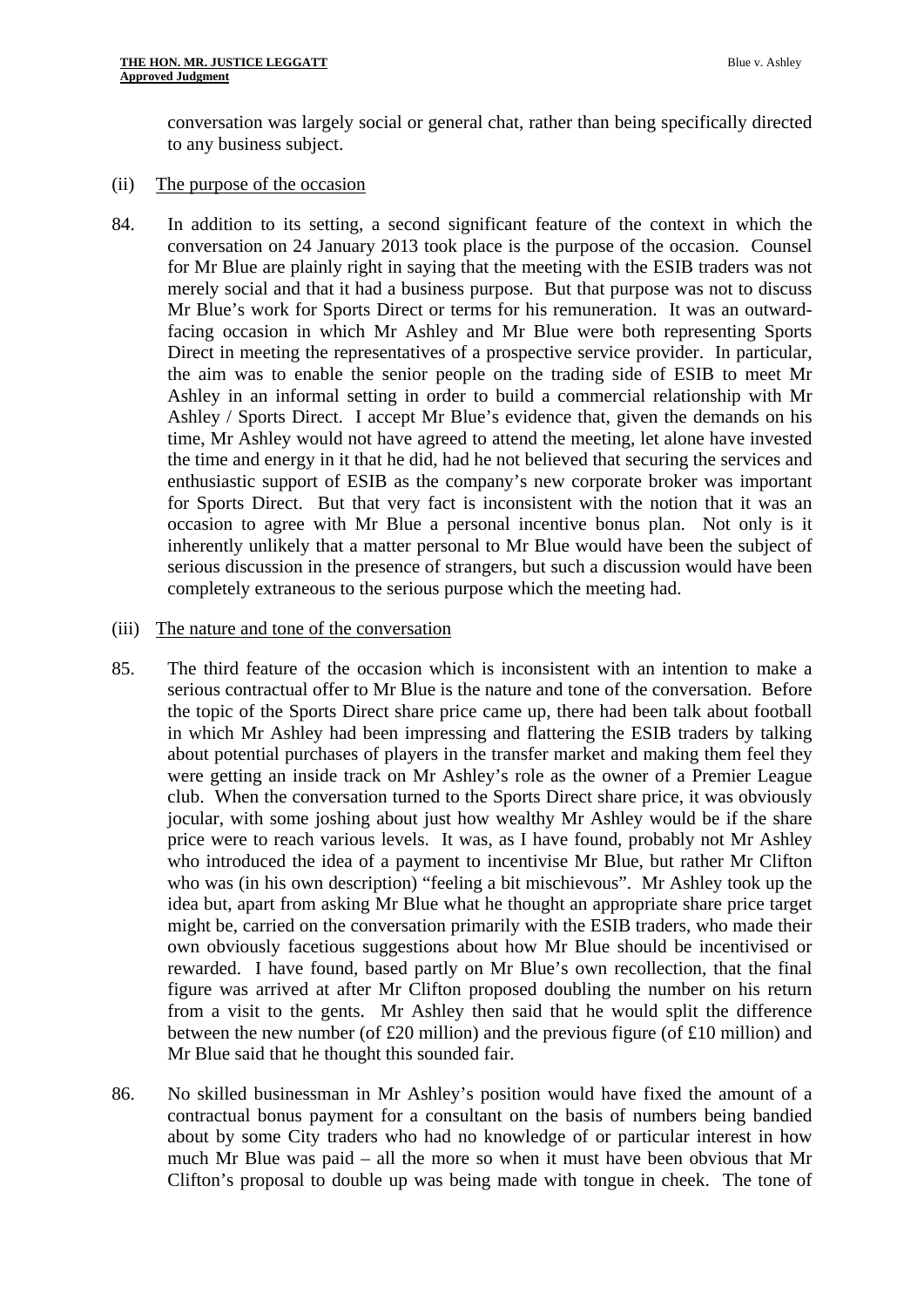conversation was largely social or general chat, rather than being specifically directed to any business subject.

(ii) The purpose of the occasion

84. In addition to its setting, a second significant feature of the context in which the conversation on 24 January 2013 took place is the purpose of the occasion. Counsel for Mr Blue are plainly right in saying that the meeting with the ESIB traders was not merely social and that it had a business purpose. But that purpose was not to discuss Mr Blue's work for Sports Direct or terms for his remuneration. It was an outward-facing occasion in which Mr Ashley and Mr Blue were both representing Sports Direct in meeting the representatives of a prospective service provider. In particular, the aim was to enable the senior people on the trading side of ESIB to meet Mr Ashley in an informal setting in order to build a commercial relationship with Mr Ashley / Sports Direct. I accept Mr Blue's evidence that, given the demands on his time, Mr Ashley would not have agreed to attend the meeting, let alone have invested the time and energy in it that he did, had he not believed that securing the services and enthusiastic support of ESIB as the company's new corporate broker was important for Sports Direct. But that very fact is inconsistent with the notion that it was an occasion to agree with Mr Blue a personal incentive bonus plan. Not only is it inherently unlikely that a matter personal to Mr Blue would have been the subject of serious discussion in the presence of strangers, but such a discussion would have been completely extraneous to the serious purpose which the meeting had.

(iii) The nature and tone of the conversation

85. The third feature of the occasion which is inconsistent with an intention to make a serious contractual offer to Mr Blue is the nature and tone of the conversation. Before the topic of the Sports Direct share price came up, there had been talk about football in which Mr Ashley had been impressing and flattering the ESIB traders by talking about potential purchases of players in the transfer market and making them feel they were getting an inside track on Mr Ashley's role as the owner of a Premier League club. When the conversation turned to the Sports Direct share price, it was obviously jocular, with some joshing about just how wealthy Mr Ashley would be if the share price were to reach various levels. It was, as I have found, probably not Mr Ashley who introduced the idea of a payment to incentivise Mr Blue, but rather Mr Clifton who was (in his own description) "feeling a bit mischievous". Mr Ashley took up the idea but, apart from asking Mr Blue what he thought an appropriate share price target might be, carried on the conversation primarily with the ESIB traders, who made their own obviously facetious suggestions about how Mr Blue should be incentivised or rewarded. I have found, based partly on Mr Blue's own recollection, that the final figure was arrived at after Mr Clifton proposed doubling the number on his return from a visit to the gents. Mr Ashley then said that he would split the difference between the new number (of £20 million) and the previous figure (of £10 million) and Mr Blue said that he thought this sounded fair.

86. No skilled businessman in Mr Ashley's position would have fixed the amount of a contractual bonus payment for a consultant on the basis of numbers being bandied about by some City traders who had no knowledge of or particular interest in how much Mr Blue was paid – all the more so when it must have been obvious that Mr Clifton's proposal to double up was being made with tongue in cheek. The tone of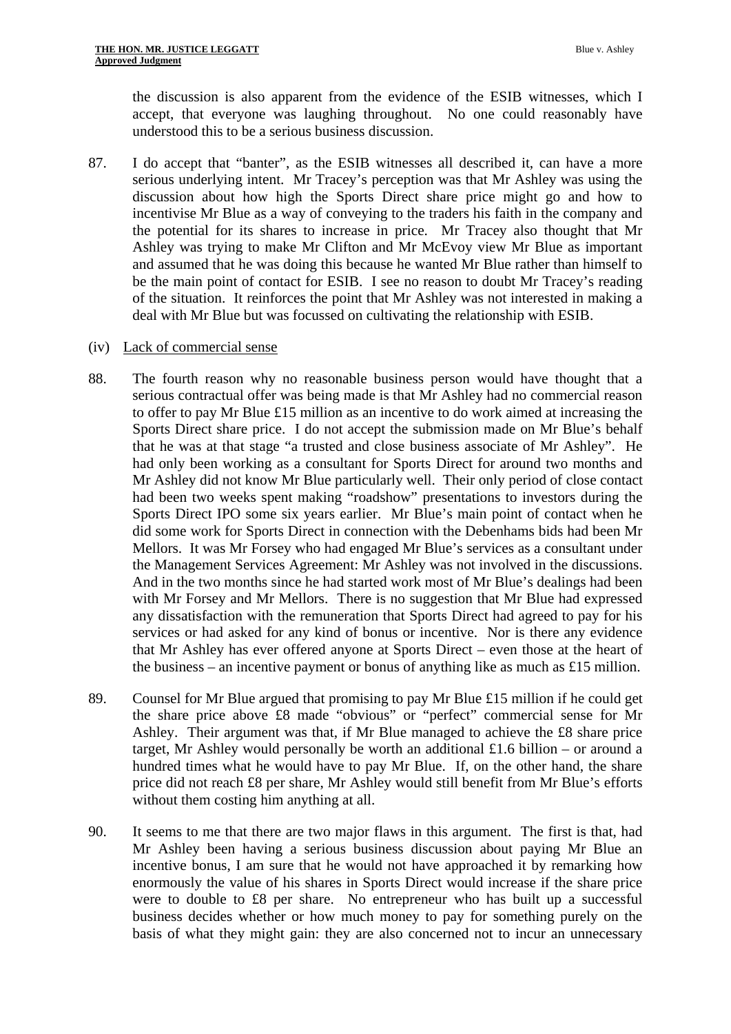the discussion is also apparent from the evidence of the ESIB witnesses, which I accept, that everyone was laughing throughout. No one could reasonably have understood this to be a serious business discussion.

87. I do accept that "banter", as the ESIB witnesses all described it, can have a more serious underlying intent. Mr Tracey's perception was that Mr Ashley was using the discussion about how high the Sports Direct share price might go and how to incentivise Mr Blue as a way of conveying to the traders his faith in the company and the potential for its shares to increase in price. Mr Tracey also thought that Mr Ashley was trying to make Mr Clifton and Mr McEvoy view Mr Blue as important and assumed that he was doing this because he wanted Mr Blue rather than himself to be the main point of contact for ESIB. I see no reason to doubt Mr Tracey's reading of the situation. It reinforces the point that Mr Ashley was not interested in making a deal with Mr Blue but was focussed on cultivating the relationship with ESIB.

(iv) Lack of commercial sense

88. The fourth reason why no reasonable business person would have thought that a serious contractual offer was being made is that Mr Ashley had no commercial reason to offer to pay Mr Blue £15 million as an incentive to do work aimed at increasing the Sports Direct share price. I do not accept the submission made on Mr Blue's behalf that he was at that stage "a trusted and close business associate of Mr Ashley". He had only been working as a consultant for Sports Direct for around two months and Mr Ashley did not know Mr Blue particularly well. Their only period of close contact had been two weeks spent making "roadshow" presentations to investors during the Sports Direct IPO some six years earlier. Mr Blue's main point of contact when he did some work for Sports Direct in connection with the Debenhams bids had been Mr Mellors. It was Mr Forsey who had engaged Mr Blue's services as a consultant under the Management Services Agreement: Mr Ashley was not involved in the discussions. And in the two months since he had started work most of Mr Blue's dealings had been with Mr Forsey and Mr Mellors. There is no suggestion that Mr Blue had expressed any dissatisfaction with the remuneration that Sports Direct had agreed to pay for his services or had asked for any kind of bonus or incentive. Nor is there any evidence that Mr Ashley has ever offered anyone at Sports Direct – even those at the heart of the business – an incentive payment or bonus of anything like as much as £15 million.

89. Counsel for Mr Blue argued that promising to pay Mr Blue £15 million if he could get the share price above £8 made "obvious" or "perfect" commercial sense for Mr Ashley. Their argument was that, if Mr Blue managed to achieve the £8 share price target, Mr Ashley would personally be worth an additional £1.6 billion – or around a hundred times what he would have to pay Mr Blue. If, on the other hand, the share price did not reach £8 per share, Mr Ashley would still benefit from Mr Blue's efforts without them costing him anything at all.

90. It seems to me that there are two major flaws in this argument. The first is that, had Mr Ashley been having a serious business discussion about paying Mr Blue an incentive bonus, I am sure that he would not have approached it by remarking how enormously the value of his shares in Sports Direct would increase if the share price were to double to £8 per share. No entrepreneur who has built up a successful business decides whether or how much money to pay for something purely on the basis of what they might gain: they are also concerned not to incur an unnecessary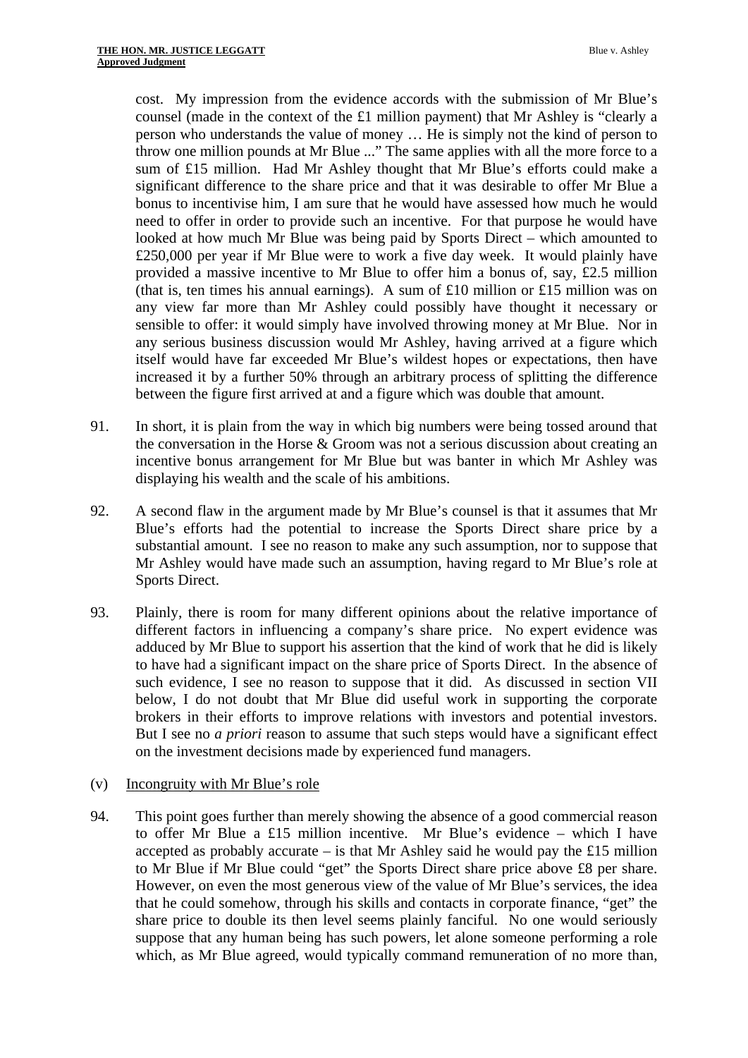cost. My impression from the evidence accords with the submission of Mr Blue's counsel (made in the context of the £1 million payment) that Mr Ashley is "clearly a person who understands the value of money … He is simply not the kind of person to throw one million pounds at Mr Blue ..." The same applies with all the more force to a sum of £15 million. Had Mr Ashley thought that Mr Blue's efforts could make a significant difference to the share price and that it was desirable to offer Mr Blue a bonus to incentivise him, I am sure that he would have assessed how much he would need to offer in order to provide such an incentive. For that purpose he would have looked at how much Mr Blue was being paid by Sports Direct – which amounted to £250,000 per year if Mr Blue were to work a five day week. It would plainly have provided a massive incentive to Mr Blue to offer him a bonus of, say, £2.5 million (that is, ten times his annual earnings). A sum of £10 million or £15 million was on any view far more than Mr Ashley could possibly have thought it necessary or sensible to offer: it would simply have involved throwing money at Mr Blue. Nor in any serious business discussion would Mr Ashley, having arrived at a figure which itself would have far exceeded Mr Blue's wildest hopes or expectations, then have increased it by a further 50% through an arbitrary process of splitting the difference between the figure first arrived at and a figure which was double that amount.

91. In short, it is plain from the way in which big numbers were being tossed around that the conversation in the Horse & Groom was not a serious discussion about creating an incentive bonus arrangement for Mr Blue but was banter in which Mr Ashley was displaying his wealth and the scale of his ambitions.

92. A second flaw in the argument made by Mr Blue's counsel is that it assumes that Mr Blue's efforts had the potential to increase the Sports Direct share price by a substantial amount. I see no reason to make any such assumption, nor to suppose that Mr Ashley would have made such an assumption, having regard to Mr Blue's role at Sports Direct.

93. Plainly, there is room for many different opinions about the relative importance of different factors in influencing a company's share price. No expert evidence was adduced by Mr Blue to support his assertion that the kind of work that he did is likely to have had a significant impact on the share price of Sports Direct. In the absence of such evidence, I see no reason to suppose that it did. As discussed in section VII below, I do not doubt that Mr Blue did useful work in supporting the corporate brokers in their efforts to improve relations with investors and potential investors. But I see no *a priori* reason to assume that such steps would have a significant effect on the investment decisions made by experienced fund managers.

(v) Incongruity with Mr Blue's role

94. This point goes further than merely showing the absence of a good commercial reason to offer Mr Blue a £15 million incentive. Mr Blue's evidence – which I have accepted as probably accurate – is that Mr Ashley said he would pay the £15 million to Mr Blue if Mr Blue could "get" the Sports Direct share price above £8 per share. However, on even the most generous view of the value of Mr Blue's services, the idea that he could somehow, through his skills and contacts in corporate finance, "get" the share price to double its then level seems plainly fanciful. No one would seriously suppose that any human being has such powers, let alone someone performing a role which, as Mr Blue agreed, would typically command remuneration of no more than,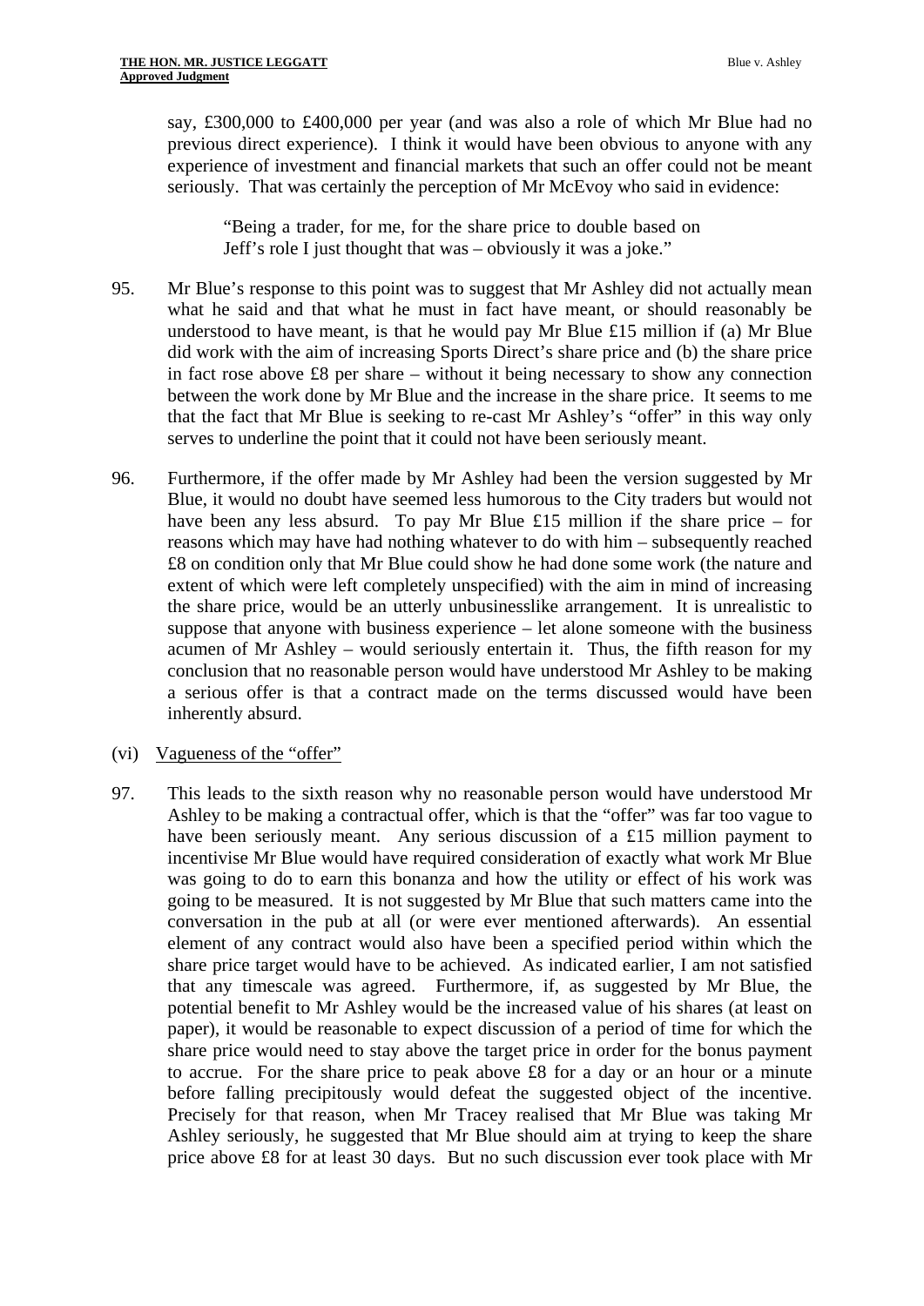say, £300,000 to £400,000 per year (and was also a role of which Mr Blue had no previous direct experience). I think it would have been obvious to anyone with any experience of investment and financial markets that such an offer could not be meant seriously. That was certainly the perception of Mr McEvoy who said in evidence:

> "Being a trader, for me, for the share price to double based on Jeff's role I just thought that was – obviously it was a joke."

95. Mr Blue's response to this point was to suggest that Mr Ashley did not actually mean what he said and that what he must in fact have meant, or should reasonably be understood to have meant, is that he would pay Mr Blue £15 million if (a) Mr Blue did work with the aim of increasing Sports Direct's share price and (b) the share price in fact rose above £8 per share – without it being necessary to show any connection between the work done by Mr Blue and the increase in the share price. It seems to me that the fact that Mr Blue is seeking to re-cast Mr Ashley's "offer" in this way only serves to underline the point that it could not have been seriously meant.

96. Furthermore, if the offer made by Mr Ashley had been the version suggested by Mr Blue, it would no doubt have seemed less humorous to the City traders but would not have been any less absurd. To pay Mr Blue £15 million if the share price – for reasons which may have had nothing whatever to do with him – subsequently reached £8 on condition only that Mr Blue could show he had done some work (the nature and extent of which were left completely unspecified) with the aim in mind of increasing the share price, would be an utterly unbusinesslike arrangement. It is unrealistic to suppose that anyone with business experience – let alone someone with the business acumen of Mr Ashley – would seriously entertain it. Thus, the fifth reason for my conclusion that no reasonable person would have understood Mr Ashley to be making a serious offer is that a contract made on the terms discussed would have been inherently absurd.

(vi) Vagueness of the "offer"

97. This leads to the sixth reason why no reasonable person would have understood Mr Ashley to be making a contractual offer, which is that the "offer" was far too vague to have been seriously meant. Any serious discussion of a £15 million payment to incentivise Mr Blue would have required consideration of exactly what work Mr Blue was going to do to earn this bonanza and how the utility or effect of his work was going to be measured. It is not suggested by Mr Blue that such matters came into the conversation in the pub at all (or were ever mentioned afterwards). An essential element of any contract would also have been a specified period within which the share price target would have to be achieved. As indicated earlier, I am not satisfied that any timescale was agreed. Furthermore, if, as suggested by Mr Blue, the potential benefit to Mr Ashley would be the increased value of his shares (at least on paper), it would be reasonable to expect discussion of a period of time for which the share price would need to stay above the target price in order for the bonus payment to accrue. For the share price to peak above £8 for a day or an hour or a minute before falling precipitously would defeat the suggested object of the incentive. Precisely for that reason, when Mr Tracey realised that Mr Blue was taking Mr Ashley seriously, he suggested that Mr Blue should aim at trying to keep the share price above £8 for at least 30 days. But no such discussion ever took place with Mr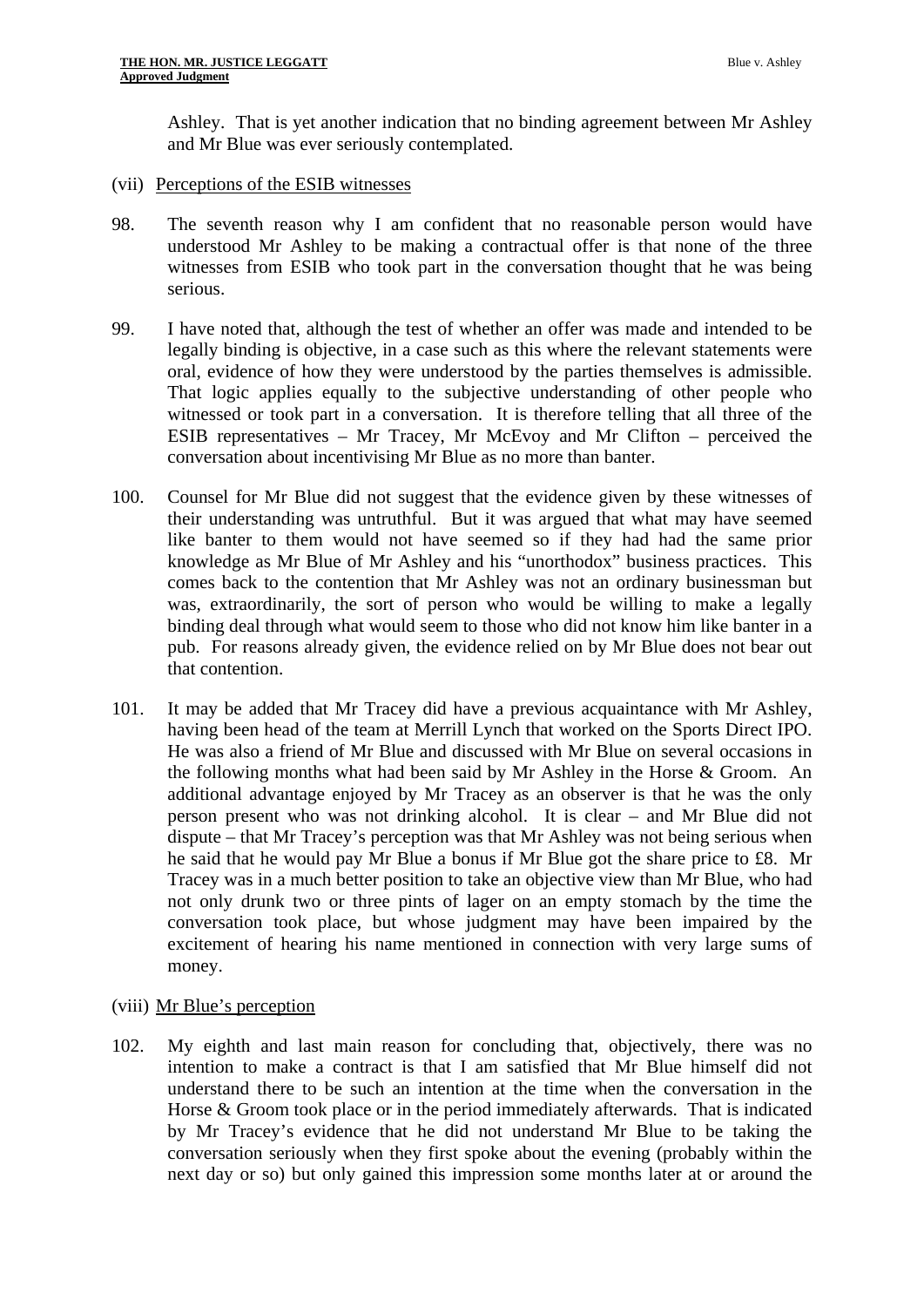Ashley. That is yet another indication that no binding agreement between Mr Ashley and Mr Blue was ever seriously contemplated.

(vii) Perceptions of the ESIB witnesses

98. The seventh reason why I am confident that no reasonable person would have understood Mr Ashley to be making a contractual offer is that none of the three witnesses from ESIB who took part in the conversation thought that he was being serious.

99. I have noted that, although the test of whether an offer was made and intended to be legally binding is objective, in a case such as this where the relevant statements were oral, evidence of how they were understood by the parties themselves is admissible. That logic applies equally to the subjective understanding of other people who witnessed or took part in a conversation. It is therefore telling that all three of the ESIB representatives – Mr Tracey, Mr McEvoy and Mr Clifton – perceived the conversation about incentivising Mr Blue as no more than banter.

100. Counsel for Mr Blue did not suggest that the evidence given by these witnesses of their understanding was untruthful. But it was argued that what may have seemed like banter to them would not have seemed so if they had had the same prior knowledge as Mr Blue of Mr Ashley and his "unorthodox" business practices. This comes back to the contention that Mr Ashley was not an ordinary businessman but was, extraordinarily, the sort of person who would be willing to make a legally binding deal through what would seem to those who did not know him like banter in a pub. For reasons already given, the evidence relied on by Mr Blue does not bear out that contention.

101. It may be added that Mr Tracey did have a previous acquaintance with Mr Ashley, having been head of the team at Merrill Lynch that worked on the Sports Direct IPO. He was also a friend of Mr Blue and discussed with Mr Blue on several occasions in the following months what had been said by Mr Ashley in the Horse & Groom. An additional advantage enjoyed by Mr Tracey as an observer is that he was the only person present who was not drinking alcohol. It is clear – and Mr Blue did not dispute – that Mr Tracey's perception was that Mr Ashley was not being serious when he said that he would pay Mr Blue a bonus if Mr Blue got the share price to £8. Mr Tracey was in a much better position to take an objective view than Mr Blue, who had not only drunk two or three pints of lager on an empty stomach by the time the conversation took place, but whose judgment may have been impaired by the excitement of hearing his name mentioned in connection with very large sums of money.

(viii) Mr Blue's perception

102. My eighth and last main reason for concluding that, objectively, there was no intention to make a contract is that I am satisfied that Mr Blue himself did not understand there to be such an intention at the time when the conversation in the Horse & Groom took place or in the period immediately afterwards. That is indicated by Mr Tracey's evidence that he did not understand Mr Blue to be taking the conversation seriously when they first spoke about the evening (probably within the next day or so) but only gained this impression some months later at or around the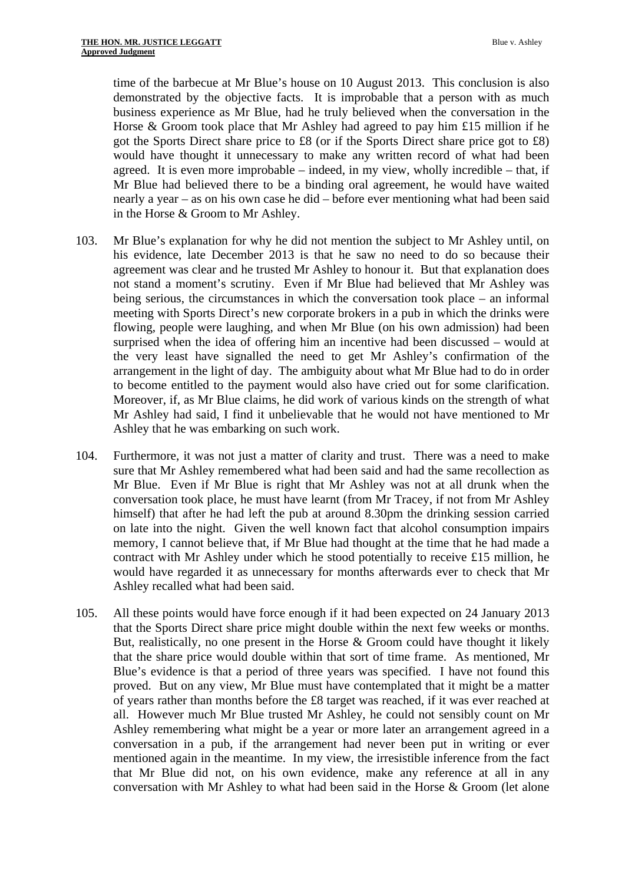time of the barbecue at Mr Blue's house on 10 August 2013. This conclusion is also demonstrated by the objective facts. It is improbable that a person with as much business experience as Mr Blue, had he truly believed when the conversation in the Horse & Groom took place that Mr Ashley had agreed to pay him £15 million if he got the Sports Direct share price to £8 (or if the Sports Direct share price got to £8) would have thought it unnecessary to make any written record of what had been agreed. It is even more improbable – indeed, in my view, wholly incredible – that, if Mr Blue had believed there to be a binding oral agreement, he would have waited nearly a year – as on his own case he did – before ever mentioning what had been said in the Horse & Groom to Mr Ashley.

103. Mr Blue's explanation for why he did not mention the subject to Mr Ashley until, on his evidence, late December 2013 is that he saw no need to do so because their agreement was clear and he trusted Mr Ashley to honour it. But that explanation does not stand a moment's scrutiny. Even if Mr Blue had believed that Mr Ashley was being serious, the circumstances in which the conversation took place – an informal meeting with Sports Direct's new corporate brokers in a pub in which the drinks were flowing, people were laughing, and when Mr Blue (on his own admission) had been surprised when the idea of offering him an incentive had been discussed – would at the very least have signalled the need to get Mr Ashley's confirmation of the arrangement in the light of day. The ambiguity about what Mr Blue had to do in order to become entitled to the payment would also have cried out for some clarification. Moreover, if, as Mr Blue claims, he did work of various kinds on the strength of what Mr Ashley had said, I find it unbelievable that he would not have mentioned to Mr Ashley that he was embarking on such work.

104. Furthermore, it was not just a matter of clarity and trust. There was a need to make sure that Mr Ashley remembered what had been said and had the same recollection as Mr Blue. Even if Mr Blue is right that Mr Ashley was not at all drunk when the conversation took place, he must have learnt (from Mr Tracey, if not from Mr Ashley himself) that after he had left the pub at around 8.30pm the drinking session carried on late into the night. Given the well known fact that alcohol consumption impairs memory, I cannot believe that, if Mr Blue had thought at the time that he had made a contract with Mr Ashley under which he stood potentially to receive £15 million, he would have regarded it as unnecessary for months afterwards ever to check that Mr Ashley recalled what had been said.

105. All these points would have force enough if it had been expected on 24 January 2013 that the Sports Direct share price might double within the next few weeks or months. But, realistically, no one present in the Horse & Groom could have thought it likely that the share price would double within that sort of time frame. As mentioned, Mr Blue's evidence is that a period of three years was specified. I have not found this proved. But on any view, Mr Blue must have contemplated that it might be a matter of years rather than months before the £8 target was reached, if it was ever reached at all. However much Mr Blue trusted Mr Ashley, he could not sensibly count on Mr Ashley remembering what might be a year or more later an arrangement agreed in a conversation in a pub, if the arrangement had never been put in writing or ever mentioned again in the meantime. In my view, the irresistible inference from the fact that Mr Blue did not, on his own evidence, make any reference at all in any conversation with Mr Ashley to what had been said in the Horse & Groom (let alone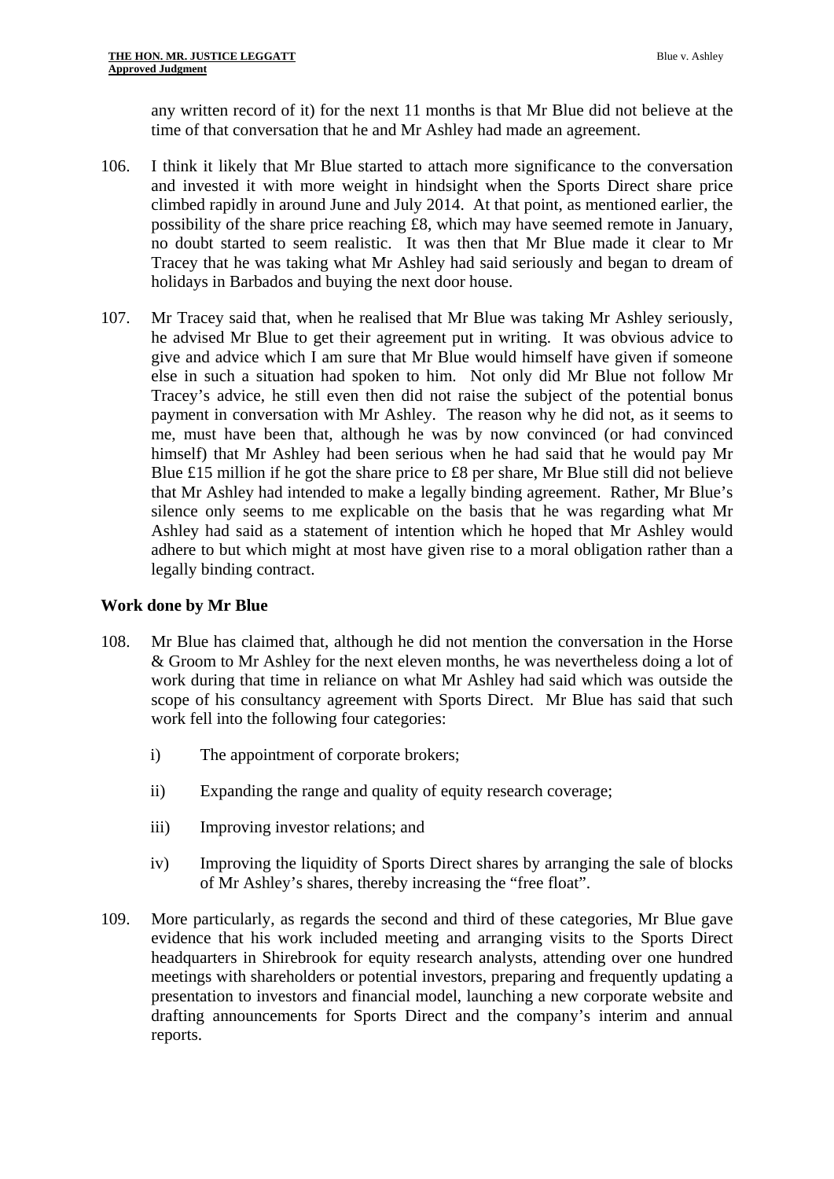any written record of it) for the next 11 months is that Mr Blue did not believe at the time of that conversation that he and Mr Ashley had made an agreement.

106. I think it likely that Mr Blue started to attach more significance to the conversation and invested it with more weight in hindsight when the Sports Direct share price climbed rapidly in around June and July 2014. At that point, as mentioned earlier, the possibility of the share price reaching £8, which may have seemed remote in January, no doubt started to seem realistic. It was then that Mr Blue made it clear to Mr Tracey that he was taking what Mr Ashley had said seriously and began to dream of holidays in Barbados and buying the next door house.

107. Mr Tracey said that, when he realised that Mr Blue was taking Mr Ashley seriously, he advised Mr Blue to get their agreement put in writing. It was obvious advice to give and advice which I am sure that Mr Blue would himself have given if someone else in such a situation had spoken to him. Not only did Mr Blue not follow Mr Tracey's advice, he still even then did not raise the subject of the potential bonus payment in conversation with Mr Ashley. The reason why he did not, as it seems to me, must have been that, although he was by now convinced (or had convinced himself) that Mr Ashley had been serious when he had said that he would pay Mr Blue £15 million if he got the share price to £8 per share, Mr Blue still did not believe that Mr Ashley had intended to make a legally binding agreement. Rather, Mr Blue's silence only seems to me explicable on the basis that he was regarding what Mr Ashley had said as a statement of intention which he hoped that Mr Ashley would adhere to but which might at most have given rise to a moral obligation rather than a legally binding contract.

### Work done by Mr Blue

108. Mr Blue has claimed that, although he did not mention the conversation in the Horse & Groom to Mr Ashley for the next eleven months, he was nevertheless doing a lot of work during that time in reliance on what Mr Ashley had said which was outside the scope of his consultancy agreement with Sports Direct. Mr Blue has said that such work fell into the following four categories:

    i) The appointment of corporate brokers;

    ii) Expanding the range and quality of equity research coverage;

    iii) Improving investor relations; and

    iv) Improving the liquidity of Sports Direct shares by arranging the sale of blocks of Mr Ashley's shares, thereby increasing the "free float".

109. More particularly, as regards the second and third of these categories, Mr Blue gave evidence that his work included meeting and arranging visits to the Sports Direct headquarters in Shirebrook for equity research analysts, attending over one hundred meetings with shareholders or potential investors, preparing and frequently updating a presentation to investors and financial model, launching a new corporate website and drafting announcements for Sports Direct and the company's interim and annual reports.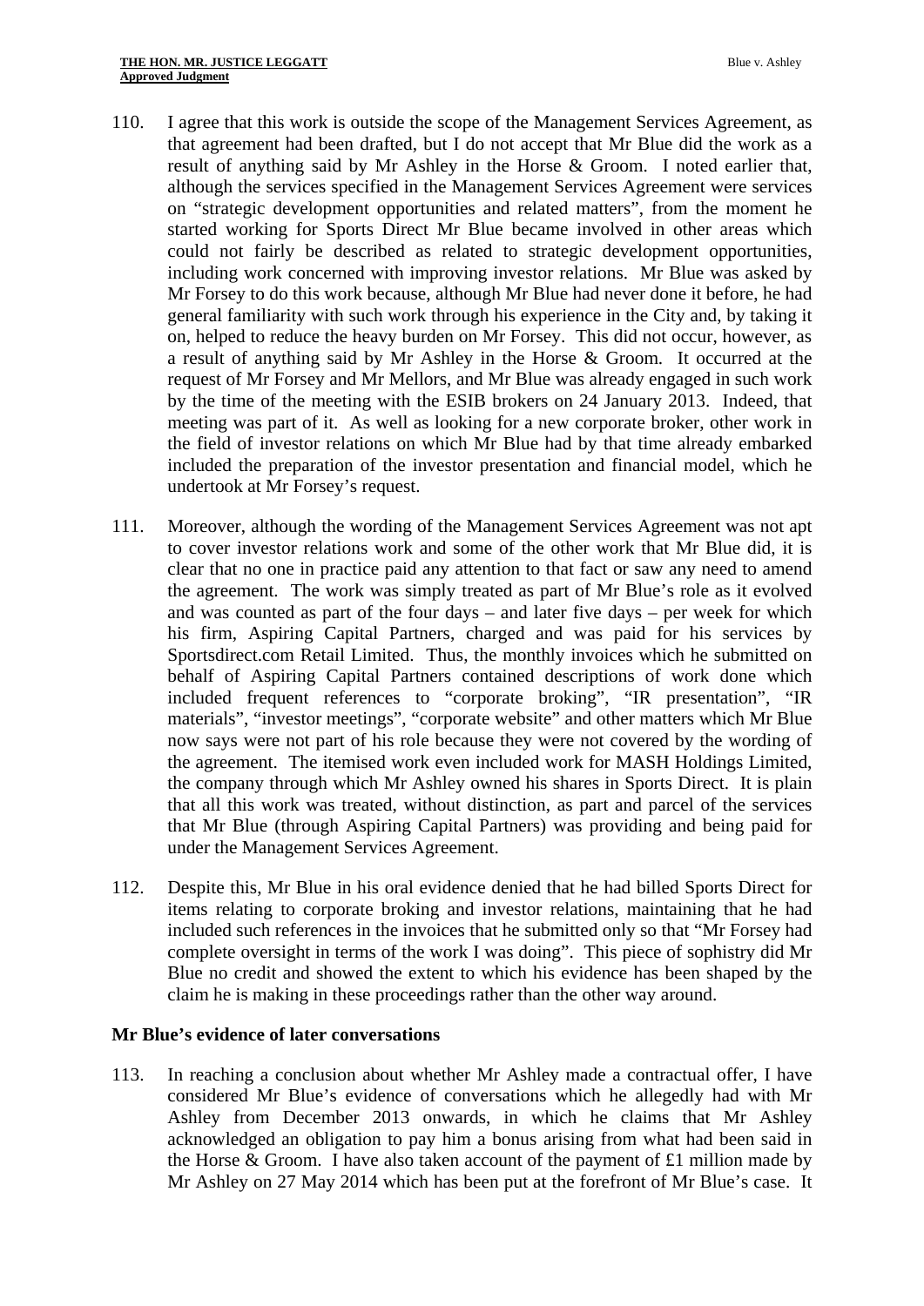110. I agree that this work is outside the scope of the Management Services Agreement, as that agreement had been drafted, but I do not accept that Mr Blue did the work as a result of anything said by Mr Ashley in the Horse & Groom. I noted earlier that, although the services specified in the Management Services Agreement were services on "strategic development opportunities and related matters", from the moment he started working for Sports Direct Mr Blue became involved in other areas which could not fairly be described as related to strategic development opportunities, including work concerned with improving investor relations. Mr Blue was asked by Mr Forsey to do this work because, although Mr Blue had never done it before, he had general familiarity with such work through his experience in the City and, by taking it on, helped to reduce the heavy burden on Mr Forsey. This did not occur, however, as a result of anything said by Mr Ashley in the Horse & Groom. It occurred at the request of Mr Forsey and Mr Mellors, and Mr Blue was already engaged in such work by the time of the meeting with the ESIB brokers on 24 January 2013. Indeed, that meeting was part of it. As well as looking for a new corporate broker, other work in the field of investor relations on which Mr Blue had by that time already embarked included the preparation of the investor presentation and financial model, which he undertook at Mr Forsey's request.

111. Moreover, although the wording of the Management Services Agreement was not apt to cover investor relations work and some of the other work that Mr Blue did, it is clear that no one in practice paid any attention to that fact or saw any need to amend the agreement. The work was simply treated as part of Mr Blue's role as it evolved and was counted as part of the four days – and later five days – per week for which his firm, Aspiring Capital Partners, charged and was paid for his services by Sportsdirect.com Retail Limited. Thus, the monthly invoices which he submitted on behalf of Aspiring Capital Partners contained descriptions of work done which included frequent references to "corporate broking", "IR presentation", "IR materials", "investor meetings", "corporate website" and other matters which Mr Blue now says were not part of his role because they were not covered by the wording of the agreement. The itemised work even included work for MASH Holdings Limited, the company through which Mr Ashley owned his shares in Sports Direct. It is plain that all this work was treated, without distinction, as part and parcel of the services that Mr Blue (through Aspiring Capital Partners) was providing and being paid for under the Management Services Agreement.

112. Despite this, Mr Blue in his oral evidence denied that he had billed Sports Direct for items relating to corporate broking and investor relations, maintaining that he had included such references in the invoices that he submitted only so that "Mr Forsey had complete oversight in terms of the work I was doing". This piece of sophistry did Mr Blue no credit and showed the extent to which his evidence has been shaped by the claim he is making in these proceedings rather than the other way around.

### Mr Blue's evidence of later conversations

113. In reaching a conclusion about whether Mr Ashley made a contractual offer, I have considered Mr Blue's evidence of conversations which he allegedly had with Mr Ashley from December 2013 onwards, in which he claims that Mr Ashley acknowledged an obligation to pay him a bonus arising from what had been said in the Horse & Groom. I have also taken account of the payment of £1 million made by Mr Ashley on 27 May 2014 which has been put at the forefront of Mr Blue's case. It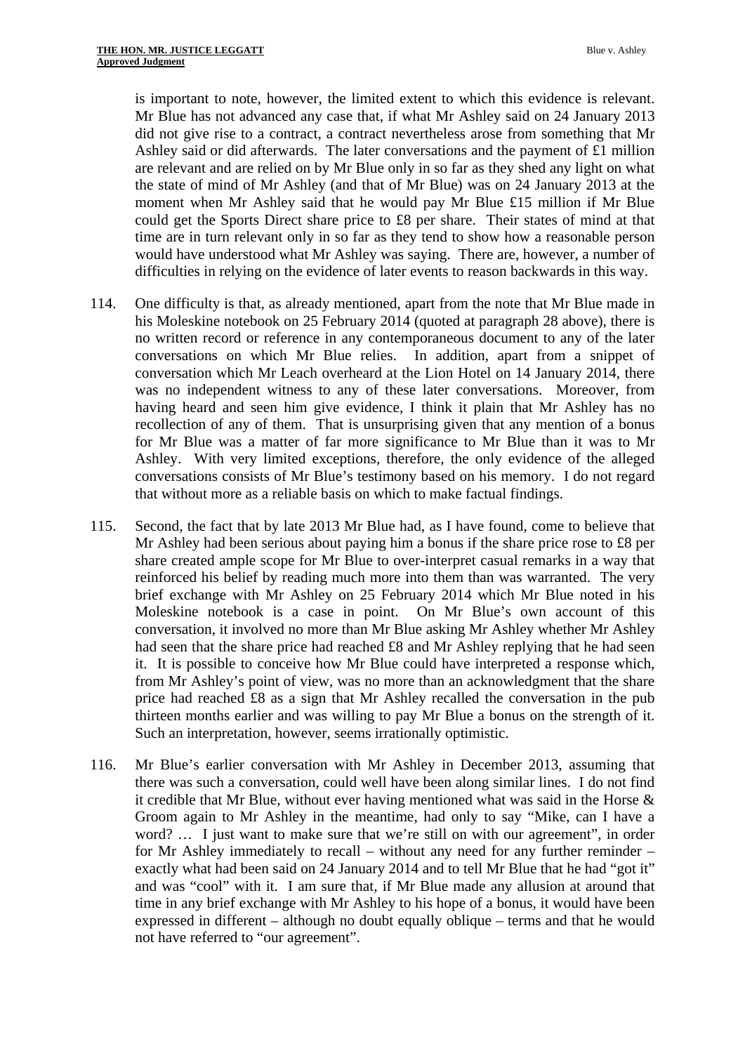is important to note, however, the limited extent to which this evidence is relevant. Mr Blue has not advanced any case that, if what Mr Ashley said on 24 January 2013 did not give rise to a contract, a contract nevertheless arose from something that Mr Ashley said or did afterwards. The later conversations and the payment of £1 million are relevant and are relied on by Mr Blue only in so far as they shed any light on what the state of mind of Mr Ashley (and that of Mr Blue) was on 24 January 2013 at the moment when Mr Ashley said that he would pay Mr Blue £15 million if Mr Blue could get the Sports Direct share price to £8 per share. Their states of mind at that time are in turn relevant only in so far as they tend to show how a reasonable person would have understood what Mr Ashley was saying. There are, however, a number of difficulties in relying on the evidence of later events to reason backwards in this way.

114. One difficulty is that, as already mentioned, apart from the note that Mr Blue made in his Moleskine notebook on 25 February 2014 (quoted at paragraph 28 above), there is no written record or reference in any contemporaneous document to any of the later conversations on which Mr Blue relies. In addition, apart from a snippet of conversation which Mr Leach overheard at the Lion Hotel on 14 January 2014, there was no independent witness to any of these later conversations. Moreover, from having heard and seen him give evidence, I think it plain that Mr Ashley has no recollection of any of them. That is unsurprising given that any mention of a bonus for Mr Blue was a matter of far more significance to Mr Blue than it was to Mr Ashley. With very limited exceptions, therefore, the only evidence of the alleged conversations consists of Mr Blue's testimony based on his memory. I do not regard that without more as a reliable basis on which to make factual findings.

115. Second, the fact that by late 2013 Mr Blue had, as I have found, come to believe that Mr Ashley had been serious about paying him a bonus if the share price rose to £8 per share created ample scope for Mr Blue to over-interpret casual remarks in a way that reinforced his belief by reading much more into them than was warranted. The very brief exchange with Mr Ashley on 25 February 2014 which Mr Blue noted in his Moleskine notebook is a case in point. On Mr Blue's own account of this conversation, it involved no more than Mr Blue asking Mr Ashley whether Mr Ashley had seen that the share price had reached £8 and Mr Ashley replying that he had seen it. It is possible to conceive how Mr Blue could have interpreted a response which, from Mr Ashley's point of view, was no more than an acknowledgment that the share price had reached £8 as a sign that Mr Ashley recalled the conversation in the pub thirteen months earlier and was willing to pay Mr Blue a bonus on the strength of it. Such an interpretation, however, seems irrationally optimistic.

116. Mr Blue's earlier conversation with Mr Ashley in December 2013, assuming that there was such a conversation, could well have been along similar lines. I do not find it credible that Mr Blue, without ever having mentioned what was said in the Horse & Groom again to Mr Ashley in the meantime, had only to say "Mike, can I have a word? … I just want to make sure that we're still on with our agreement", in order for Mr Ashley immediately to recall – without any need for any further reminder – exactly what had been said on 24 January 2014 and to tell Mr Blue that he had "got it" and was "cool" with it. I am sure that, if Mr Blue made any allusion at around that time in any brief exchange with Mr Ashley to his hope of a bonus, it would have been expressed in different – although no doubt equally oblique – terms and that he would not have referred to "our agreement".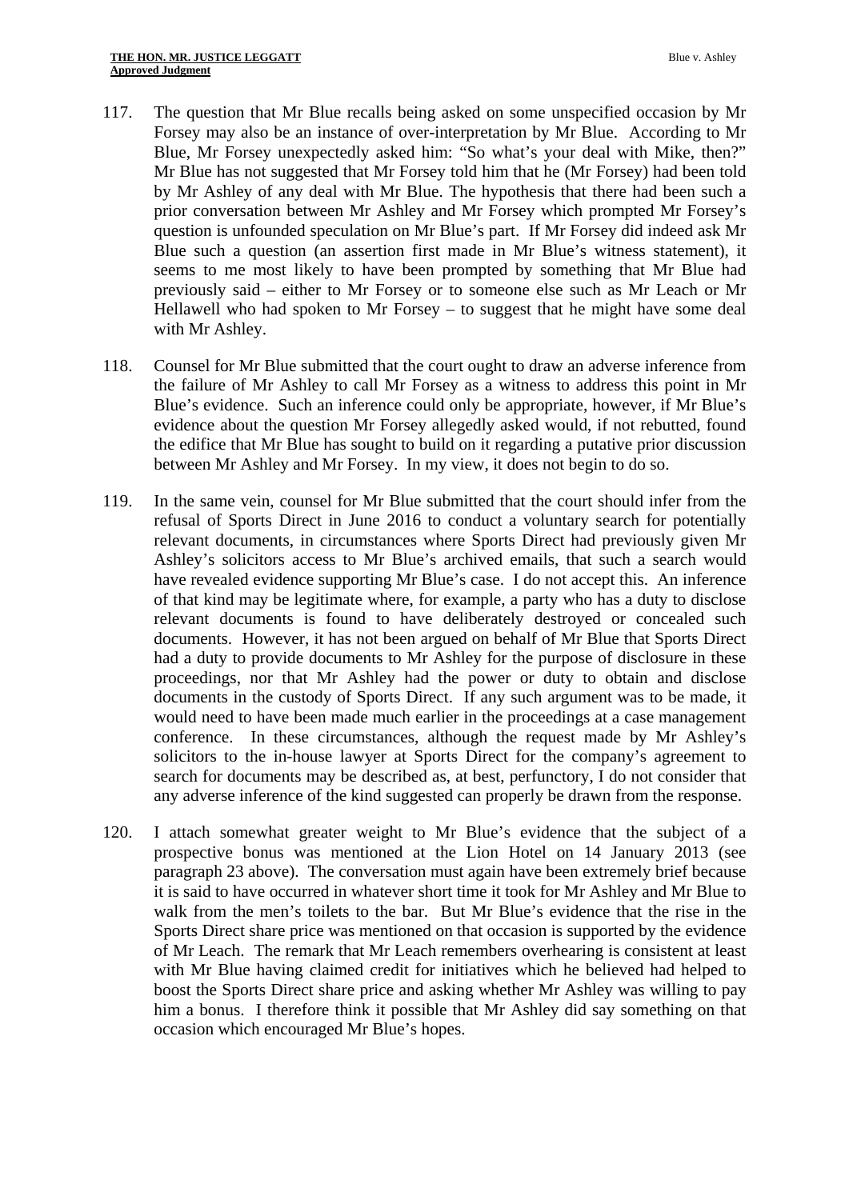117. The question that Mr Blue recalls being asked on some unspecified occasion by Mr Forsey may also be an instance of over-interpretation by Mr Blue. According to Mr Blue, Mr Forsey unexpectedly asked him: "So what's your deal with Mike, then?" Mr Blue has not suggested that Mr Forsey told him that he (Mr Forsey) had been told by Mr Ashley of any deal with Mr Blue. The hypothesis that there had been such a prior conversation between Mr Ashley and Mr Forsey which prompted Mr Forsey's question is unfounded speculation on Mr Blue's part. If Mr Forsey did indeed ask Mr Blue such a question (an assertion first made in Mr Blue's witness statement), it seems to me most likely to have been prompted by something that Mr Blue had previously said – either to Mr Forsey or to someone else such as Mr Leach or Mr Hellawell who had spoken to Mr Forsey – to suggest that he might have some deal with Mr Ashley.

118. Counsel for Mr Blue submitted that the court ought to draw an adverse inference from the failure of Mr Ashley to call Mr Forsey as a witness to address this point in Mr Blue's evidence. Such an inference could only be appropriate, however, if Mr Blue's evidence about the question Mr Forsey allegedly asked would, if not rebutted, found the edifice that Mr Blue has sought to build on it regarding a putative prior discussion between Mr Ashley and Mr Forsey. In my view, it does not begin to do so.

119. In the same vein, counsel for Mr Blue submitted that the court should infer from the refusal of Sports Direct in June 2016 to conduct a voluntary search for potentially relevant documents, in circumstances where Sports Direct had previously given Mr Ashley's solicitors access to Mr Blue's archived emails, that such a search would have revealed evidence supporting Mr Blue's case. I do not accept this. An inference of that kind may be legitimate where, for example, a party who has a duty to disclose relevant documents is found to have deliberately destroyed or concealed such documents. However, it has not been argued on behalf of Mr Blue that Sports Direct had a duty to provide documents to Mr Ashley for the purpose of disclosure in these proceedings, nor that Mr Ashley had the power or duty to obtain and disclose documents in the custody of Sports Direct. If any such argument was to be made, it would need to have been made much earlier in the proceedings at a case management conference. In these circumstances, although the request made by Mr Ashley's solicitors to the in-house lawyer at Sports Direct for the company's agreement to search for documents may be described as, at best, perfunctory, I do not consider that any adverse inference of the kind suggested can properly be drawn from the response.

120. I attach somewhat greater weight to Mr Blue's evidence that the subject of a prospective bonus was mentioned at the Lion Hotel on 14 January 2013 (see paragraph 23 above). The conversation must again have been extremely brief because it is said to have occurred in whatever short time it took for Mr Ashley and Mr Blue to walk from the men's toilets to the bar. But Mr Blue's evidence that the rise in the Sports Direct share price was mentioned on that occasion is supported by the evidence of Mr Leach. The remark that Mr Leach remembers overhearing is consistent at least with Mr Blue having claimed credit for initiatives which he believed had helped to boost the Sports Direct share price and asking whether Mr Ashley was willing to pay him a bonus. I therefore think it possible that Mr Ashley did say something on that occasion which encouraged Mr Blue's hopes.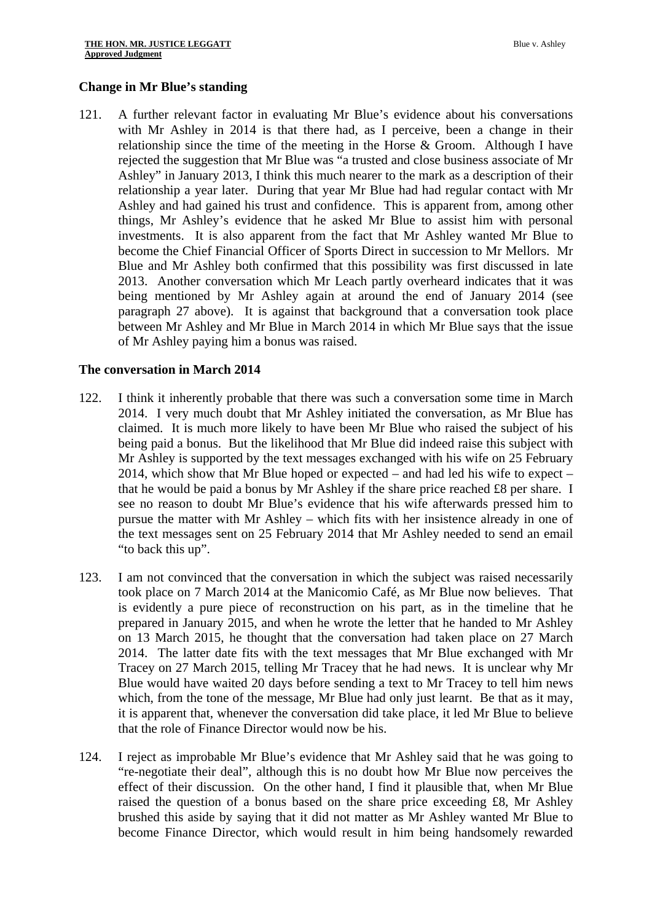### Change in Mr Blue's standing

121. A further relevant factor in evaluating Mr Blue's evidence about his conversations with Mr Ashley in 2014 is that there had, as I perceive, been a change in their relationship since the time of the meeting in the Horse & Groom. Although I have rejected the suggestion that Mr Blue was "a trusted and close business associate of Mr Ashley" in January 2013, I think this much nearer to the mark as a description of their relationship a year later. During that year Mr Blue had had regular contact with Mr Ashley and had gained his trust and confidence. This is apparent from, among other things, Mr Ashley's evidence that he asked Mr Blue to assist him with personal investments. It is also apparent from the fact that Mr Ashley wanted Mr Blue to become the Chief Financial Officer of Sports Direct in succession to Mr Mellors. Mr Blue and Mr Ashley both confirmed that this possibility was first discussed in late 2013. Another conversation which Mr Leach partly overheard indicates that it was being mentioned by Mr Ashley again at around the end of January 2014 (see paragraph 27 above). It is against that background that a conversation took place between Mr Ashley and Mr Blue in March 2014 in which Mr Blue says that the issue of Mr Ashley paying him a bonus was raised.

### The conversation in March 2014

122. I think it inherently probable that there was such a conversation some time in March 2014. I very much doubt that Mr Ashley initiated the conversation, as Mr Blue has claimed. It is much more likely to have been Mr Blue who raised the subject of his being paid a bonus. But the likelihood that Mr Blue did indeed raise this subject with Mr Ashley is supported by the text messages exchanged with his wife on 25 February 2014, which show that Mr Blue hoped or expected – and had led his wife to expect – that he would be paid a bonus by Mr Ashley if the share price reached £8 per share. I see no reason to doubt Mr Blue's evidence that his wife afterwards pressed him to pursue the matter with Mr Ashley – which fits with her insistence already in one of the text messages sent on 25 February 2014 that Mr Ashley needed to send an email "to back this up".

123. I am not convinced that the conversation in which the subject was raised necessarily took place on 7 March 2014 at the Manicomio Café, as Mr Blue now believes. That is evidently a pure piece of reconstruction on his part, as in the timeline that he prepared in January 2015, and when he wrote the letter that he handed to Mr Ashley on 13 March 2015, he thought that the conversation had taken place on 27 March 2014. The latter date fits with the text messages that Mr Blue exchanged with Mr Tracey on 27 March 2015, telling Mr Tracey that he had news. It is unclear why Mr Blue would have waited 20 days before sending a text to Mr Tracey to tell him news which, from the tone of the message, Mr Blue had only just learnt. Be that as it may, it is apparent that, whenever the conversation did take place, it led Mr Blue to believe that the role of Finance Director would now be his.

124. I reject as improbable Mr Blue's evidence that Mr Ashley said that he was going to "re-negotiate their deal", although this is no doubt how Mr Blue now perceives the effect of their discussion. On the other hand, I find it plausible that, when Mr Blue raised the question of a bonus based on the share price exceeding £8, Mr Ashley brushed this aside by saying that it did not matter as Mr Ashley wanted Mr Blue to become Finance Director, which would result in him being handsomely rewarded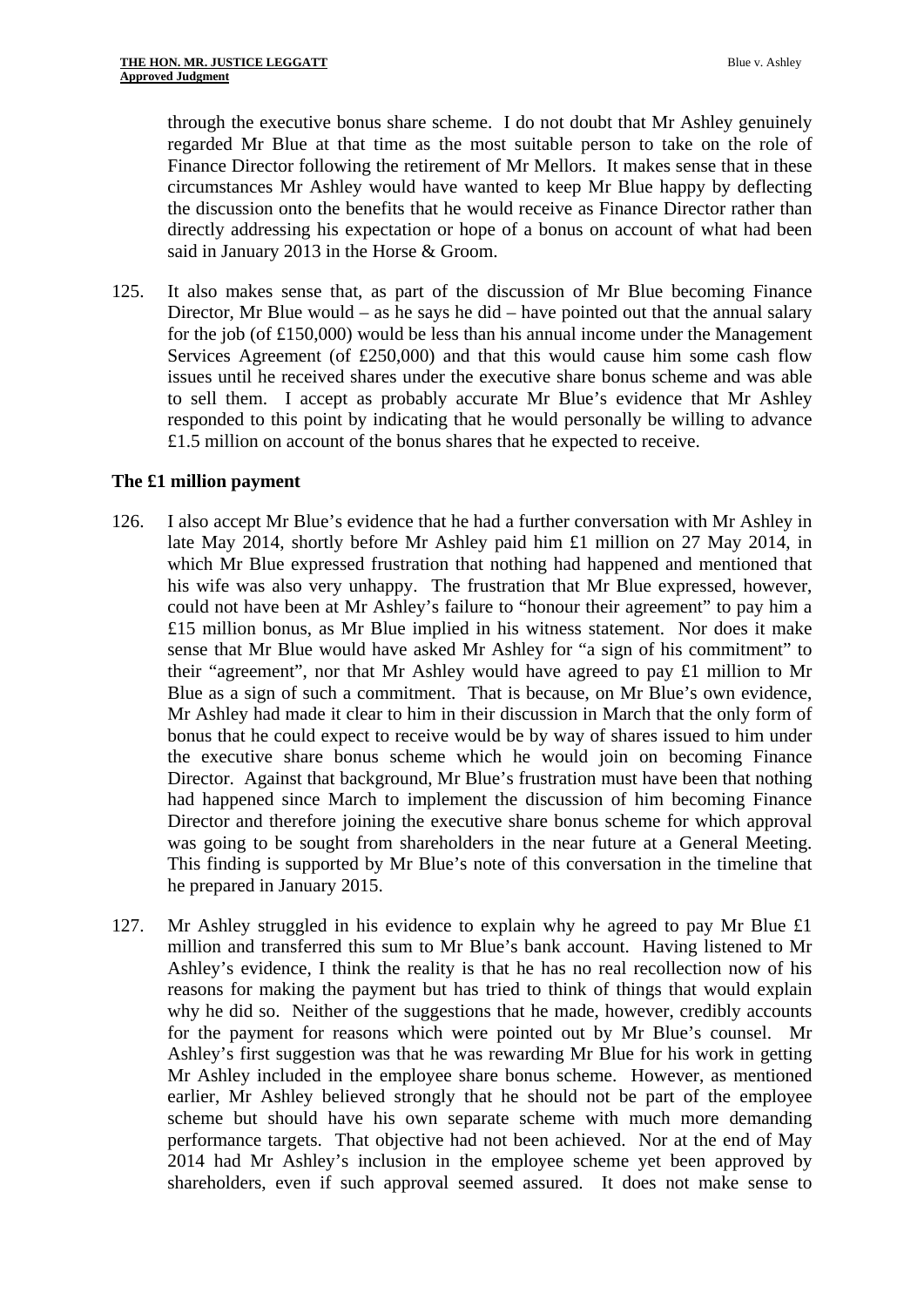through the executive bonus share scheme. I do not doubt that Mr Ashley genuinely regarded Mr Blue at that time as the most suitable person to take on the role of Finance Director following the retirement of Mr Mellors. It makes sense that in these circumstances Mr Ashley would have wanted to keep Mr Blue happy by deflecting the discussion onto the benefits that he would receive as Finance Director rather than directly addressing his expectation or hope of a bonus on account of what had been said in January 2013 in the Horse & Groom.

125. It also makes sense that, as part of the discussion of Mr Blue becoming Finance Director, Mr Blue would – as he says he did – have pointed out that the annual salary for the job (of £150,000) would be less than his annual income under the Management Services Agreement (of £250,000) and that this would cause him some cash flow issues until he received shares under the executive share bonus scheme and was able to sell them. I accept as probably accurate Mr Blue's evidence that Mr Ashley responded to this point by indicating that he would personally be willing to advance £1.5 million on account of the bonus shares that he expected to receive.

**The £1 million payment**

126. I also accept Mr Blue's evidence that he had a further conversation with Mr Ashley in late May 2014, shortly before Mr Ashley paid him £1 million on 27 May 2014, in which Mr Blue expressed frustration that nothing had happened and mentioned that his wife was also very unhappy. The frustration that Mr Blue expressed, however, could not have been at Mr Ashley's failure to "honour their agreement" to pay him a £15 million bonus, as Mr Blue implied in his witness statement. Nor does it make sense that Mr Blue would have asked Mr Ashley for "a sign of his commitment" to their "agreement", nor that Mr Ashley would have agreed to pay £1 million to Mr Blue as a sign of such a commitment. That is because, on Mr Blue's own evidence, Mr Ashley had made it clear to him in their discussion in March that the only form of bonus that he could expect to receive would be by way of shares issued to him under the executive share bonus scheme which he would join on becoming Finance Director. Against that background, Mr Blue's frustration must have been that nothing had happened since March to implement the discussion of him becoming Finance Director and therefore joining the executive share bonus scheme for which approval was going to be sought from shareholders in the near future at a General Meeting. This finding is supported by Mr Blue's note of this conversation in the timeline that he prepared in January 2015.

127. Mr Ashley struggled in his evidence to explain why he agreed to pay Mr Blue £1 million and transferred this sum to Mr Blue's bank account. Having listened to Mr Ashley's evidence, I think the reality is that he has no real recollection now of his reasons for making the payment but has tried to think of things that would explain why he did so. Neither of the suggestions that he made, however, credibly accounts for the payment for reasons which were pointed out by Mr Blue's counsel. Mr Ashley's first suggestion was that he was rewarding Mr Blue for his work in getting Mr Ashley included in the employee share bonus scheme. However, as mentioned earlier, Mr Ashley believed strongly that he should not be part of the employee scheme but should have his own separate scheme with much more demanding performance targets. That objective had not been achieved. Nor at the end of May 2014 had Mr Ashley's inclusion in the employee scheme yet been approved by shareholders, even if such approval seemed assured. It does not make sense to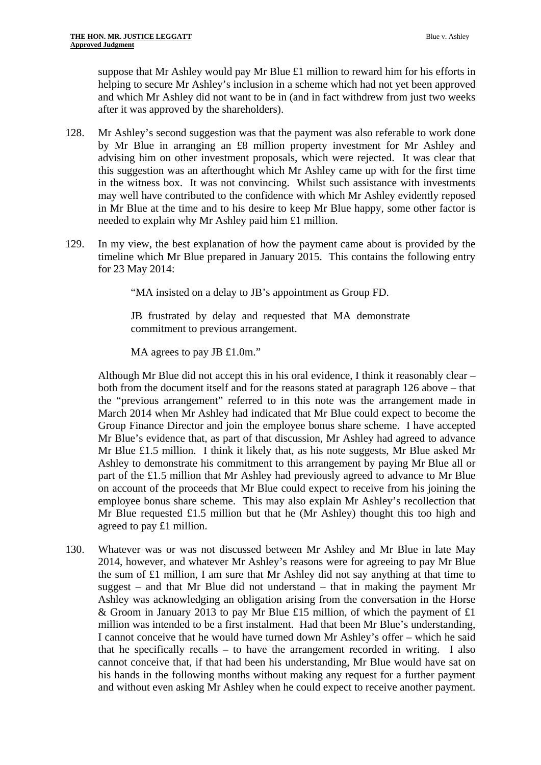suppose that Mr Ashley would pay Mr Blue £1 million to reward him for his efforts in helping to secure Mr Ashley's inclusion in a scheme which had not yet been approved and which Mr Ashley did not want to be in (and in fact withdrew from just two weeks after it was approved by the shareholders).

128. Mr Ashley's second suggestion was that the payment was also referable to work done by Mr Blue in arranging an £8 million property investment for Mr Ashley and advising him on other investment proposals, which were rejected. It was clear that this suggestion was an afterthought which Mr Ashley came up with for the first time in the witness box. It was not convincing. Whilst such assistance with investments may well have contributed to the confidence with which Mr Ashley evidently reposed in Mr Blue at the time and to his desire to keep Mr Blue happy, some other factor is needed to explain why Mr Ashley paid him £1 million.

129. In my view, the best explanation of how the payment came about is provided by the timeline which Mr Blue prepared in January 2015. This contains the following entry for 23 May 2014:

> "MA insisted on a delay to JB's appointment as Group FD.
>
> JB frustrated by delay and requested that MA demonstrate commitment to previous arrangement.
>
> MA agrees to pay JB £1.0m."

Although Mr Blue did not accept this in his oral evidence, I think it reasonably clear – both from the document itself and for the reasons stated at paragraph 126 above – that the "previous arrangement" referred to in this note was the arrangement made in March 2014 when Mr Ashley had indicated that Mr Blue could expect to become the Group Finance Director and join the employee bonus share scheme. I have accepted Mr Blue's evidence that, as part of that discussion, Mr Ashley had agreed to advance Mr Blue £1.5 million. I think it likely that, as his note suggests, Mr Blue asked Mr Ashley to demonstrate his commitment to this arrangement by paying Mr Blue all or part of the £1.5 million that Mr Ashley had previously agreed to advance to Mr Blue on account of the proceeds that Mr Blue could expect to receive from his joining the employee bonus share scheme. This may also explain Mr Ashley's recollection that Mr Blue requested £1.5 million but that he (Mr Ashley) thought this too high and agreed to pay £1 million.

130. Whatever was or was not discussed between Mr Ashley and Mr Blue in late May 2014, however, and whatever Mr Ashley's reasons were for agreeing to pay Mr Blue the sum of £1 million, I am sure that Mr Ashley did not say anything at that time to suggest – and that Mr Blue did not understand – that in making the payment Mr Ashley was acknowledging an obligation arising from the conversation in the Horse & Groom in January 2013 to pay Mr Blue £15 million, of which the payment of £1 million was intended to be a first instalment. Had that been Mr Blue's understanding, I cannot conceive that he would have turned down Mr Ashley's offer – which he said that he specifically recalls – to have the arrangement recorded in writing. I also cannot conceive that, if that had been his understanding, Mr Blue would have sat on his hands in the following months without making any request for a further payment and without even asking Mr Ashley when he could expect to receive another payment.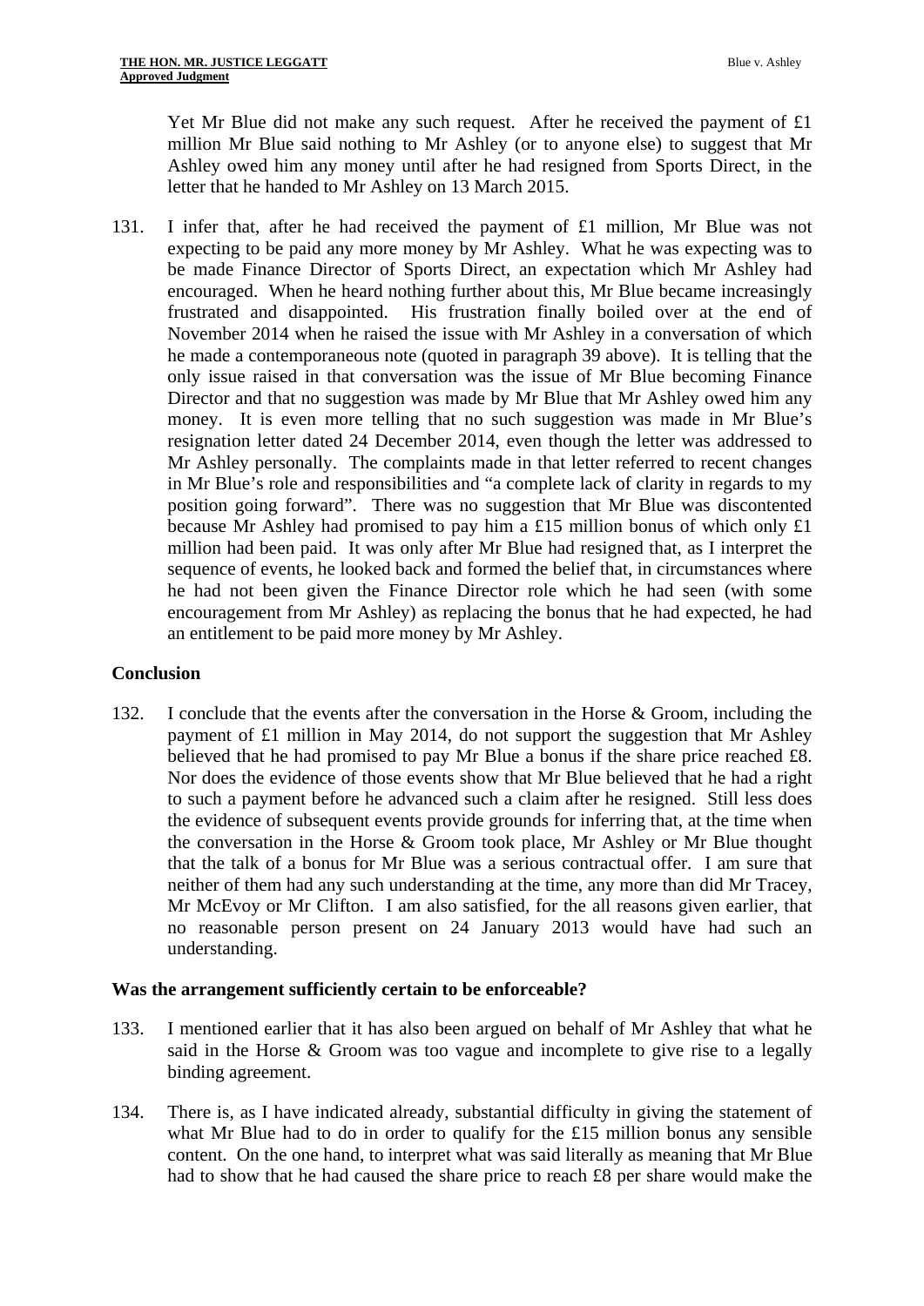Yet Mr Blue did not make any such request. After he received the payment of £1 million Mr Blue said nothing to Mr Ashley (or to anyone else) to suggest that Mr Ashley owed him any money until after he had resigned from Sports Direct, in the letter that he handed to Mr Ashley on 13 March 2015.

131. I infer that, after he had received the payment of £1 million, Mr Blue was not expecting to be paid any more money by Mr Ashley. What he was expecting was to be made Finance Director of Sports Direct, an expectation which Mr Ashley had encouraged. When he heard nothing further about this, Mr Blue became increasingly frustrated and disappointed. His frustration finally boiled over at the end of November 2014 when he raised the issue with Mr Ashley in a conversation of which he made a contemporaneous note (quoted in paragraph 39 above). It is telling that the only issue raised in that conversation was the issue of Mr Blue becoming Finance Director and that no suggestion was made by Mr Blue that Mr Ashley owed him any money. It is even more telling that no such suggestion was made in Mr Blue's resignation letter dated 24 December 2014, even though the letter was addressed to Mr Ashley personally. The complaints made in that letter referred to recent changes in Mr Blue's role and responsibilities and "a complete lack of clarity in regards to my position going forward". There was no suggestion that Mr Blue was discontented because Mr Ashley had promised to pay him a £15 million bonus of which only £1 million had been paid. It was only after Mr Blue had resigned that, as I interpret the sequence of events, he looked back and formed the belief that, in circumstances where he had not been given the Finance Director role which he had seen (with some encouragement from Mr Ashley) as replacing the bonus that he had expected, he had an entitlement to be paid more money by Mr Ashley.

### Conclusion

132. I conclude that the events after the conversation in the Horse & Groom, including the payment of £1 million in May 2014, do not support the suggestion that Mr Ashley believed that he had promised to pay Mr Blue a bonus if the share price reached £8. Nor does the evidence of those events show that Mr Blue believed that he had a right to such a payment before he advanced such a claim after he resigned. Still less does the evidence of subsequent events provide grounds for inferring that, at the time when the conversation in the Horse & Groom took place, Mr Ashley or Mr Blue thought that the talk of a bonus for Mr Blue was a serious contractual offer. I am sure that neither of them had any such understanding at the time, any more than did Mr Tracey, Mr McEvoy or Mr Clifton. I am also satisfied, for the all reasons given earlier, that no reasonable person present on 24 January 2013 would have had such an understanding.

### Was the arrangement sufficiently certain to be enforceable?

133. I mentioned earlier that it has also been argued on behalf of Mr Ashley that what he said in the Horse & Groom was too vague and incomplete to give rise to a legally binding agreement.

134. There is, as I have indicated already, substantial difficulty in giving the statement of what Mr Blue had to do in order to qualify for the £15 million bonus any sensible content. On the one hand, to interpret what was said literally as meaning that Mr Blue had to show that he had caused the share price to reach £8 per share would make the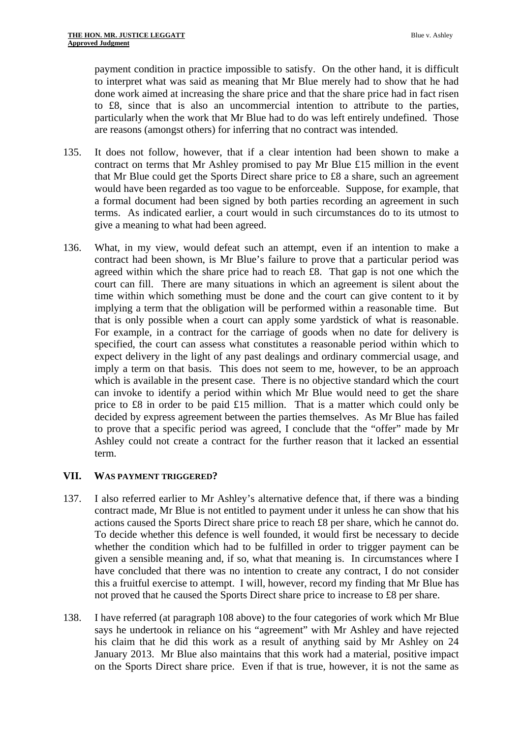payment condition in practice impossible to satisfy. On the other hand, it is difficult to interpret what was said as meaning that Mr Blue merely had to show that he had done work aimed at increasing the share price and that the share price had in fact risen to £8, since that is also an uncommercial intention to attribute to the parties, particularly when the work that Mr Blue had to do was left entirely undefined. Those are reasons (amongst others) for inferring that no contract was intended.

135. It does not follow, however, that if a clear intention had been shown to make a contract on terms that Mr Ashley promised to pay Mr Blue £15 million in the event that Mr Blue could get the Sports Direct share price to £8 a share, such an agreement would have been regarded as too vague to be enforceable. Suppose, for example, that a formal document had been signed by both parties recording an agreement in such terms. As indicated earlier, a court would in such circumstances do to its utmost to give a meaning to what had been agreed.

136. What, in my view, would defeat such an attempt, even if an intention to make a contract had been shown, is Mr Blue's failure to prove that a particular period was agreed within which the share price had to reach £8. That gap is not one which the court can fill. There are many situations in which an agreement is silent about the time within which something must be done and the court can give content to it by implying a term that the obligation will be performed within a reasonable time. But that is only possible when a court can apply some yardstick of what is reasonable. For example, in a contract for the carriage of goods when no date for delivery is specified, the court can assess what constitutes a reasonable period within which to expect delivery in the light of any past dealings and ordinary commercial usage, and imply a term on that basis. This does not seem to me, however, to be an approach which is available in the present case. There is no objective standard which the court can invoke to identify a period within which Mr Blue would need to get the share price to £8 in order to be paid £15 million. That is a matter which could only be decided by express agreement between the parties themselves. As Mr Blue has failed to prove that a specific period was agreed, I conclude that the "offer" made by Mr Ashley could not create a contract for the further reason that it lacked an essential term.

## VII. WAS PAYMENT TRIGGERED?

137. I also referred earlier to Mr Ashley's alternative defence that, if there was a binding contract made, Mr Blue is not entitled to payment under it unless he can show that his actions caused the Sports Direct share price to reach £8 per share, which he cannot do. To decide whether this defence is well founded, it would first be necessary to decide whether the condition which had to be fulfilled in order to trigger payment can be given a sensible meaning and, if so, what that meaning is. In circumstances where I have concluded that there was no intention to create any contract, I do not consider this a fruitful exercise to attempt. I will, however, record my finding that Mr Blue has not proved that he caused the Sports Direct share price to increase to £8 per share.

138. I have referred (at paragraph 108 above) to the four categories of work which Mr Blue says he undertook in reliance on his "agreement" with Mr Ashley and have rejected his claim that he did this work as a result of anything said by Mr Ashley on 24 January 2013. Mr Blue also maintains that this work had a material, positive impact on the Sports Direct share price. Even if that is true, however, it is not the same as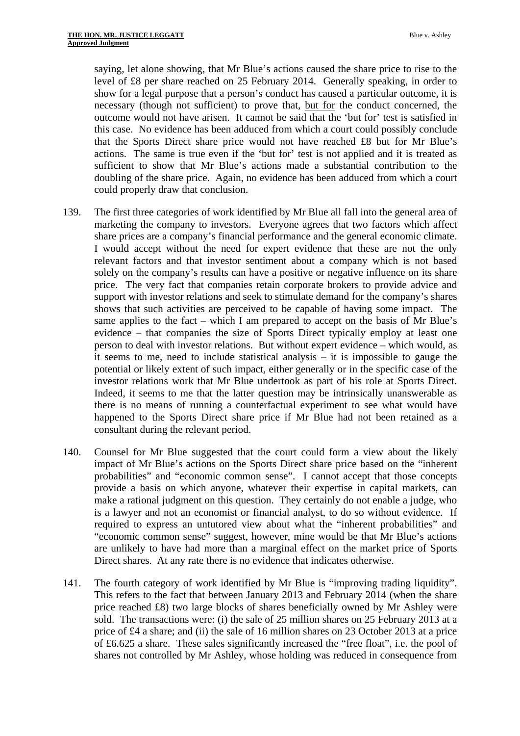saying, let alone showing, that Mr Blue's actions caused the share price to rise to the level of £8 per share reached on 25 February 2014. Generally speaking, in order to show for a legal purpose that a person's conduct has caused a particular outcome, it is necessary (though not sufficient) to prove that, <u>but for</u> the conduct concerned, the outcome would not have arisen. It cannot be said that the 'but for' test is satisfied in this case. No evidence has been adduced from which a court could possibly conclude that the Sports Direct share price would not have reached £8 but for Mr Blue's actions. The same is true even if the 'but for' test is not applied and it is treated as sufficient to show that Mr Blue's actions made a substantial contribution to the doubling of the share price. Again, no evidence has been adduced from which a court could properly draw that conclusion.

139. The first three categories of work identified by Mr Blue all fall into the general area of marketing the company to investors. Everyone agrees that two factors which affect share prices are a company's financial performance and the general economic climate. I would accept without the need for expert evidence that these are not the only relevant factors and that investor sentiment about a company which is not based solely on the company's results can have a positive or negative influence on its share price. The very fact that companies retain corporate brokers to provide advice and support with investor relations and seek to stimulate demand for the company's shares shows that such activities are perceived to be capable of having some impact. The same applies to the fact – which I am prepared to accept on the basis of Mr Blue's evidence – that companies the size of Sports Direct typically employ at least one person to deal with investor relations. But without expert evidence – which would, as it seems to me, need to include statistical analysis – it is impossible to gauge the potential or likely extent of such impact, either generally or in the specific case of the investor relations work that Mr Blue undertook as part of his role at Sports Direct. Indeed, it seems to me that the latter question may be intrinsically unanswerable as there is no means of running a counterfactual experiment to see what would have happened to the Sports Direct share price if Mr Blue had not been retained as a consultant during the relevant period.

140. Counsel for Mr Blue suggested that the court could form a view about the likely impact of Mr Blue's actions on the Sports Direct share price based on the "inherent probabilities" and "economic common sense". I cannot accept that those concepts provide a basis on which anyone, whatever their expertise in capital markets, can make a rational judgment on this question. They certainly do not enable a judge, who is a lawyer and not an economist or financial analyst, to do so without evidence. If required to express an untutored view about what the "inherent probabilities" and "economic common sense" suggest, however, mine would be that Mr Blue's actions are unlikely to have had more than a marginal effect on the market price of Sports Direct shares. At any rate there is no evidence that indicates otherwise.

141. The fourth category of work identified by Mr Blue is "improving trading liquidity". This refers to the fact that between January 2013 and February 2014 (when the share price reached £8) two large blocks of shares beneficially owned by Mr Ashley were sold. The transactions were: (i) the sale of 25 million shares on 25 February 2013 at a price of £4 a share; and (ii) the sale of 16 million shares on 23 October 2013 at a price of £6.625 a share. These sales significantly increased the "free float", i.e. the pool of shares not controlled by Mr Ashley, whose holding was reduced in consequence from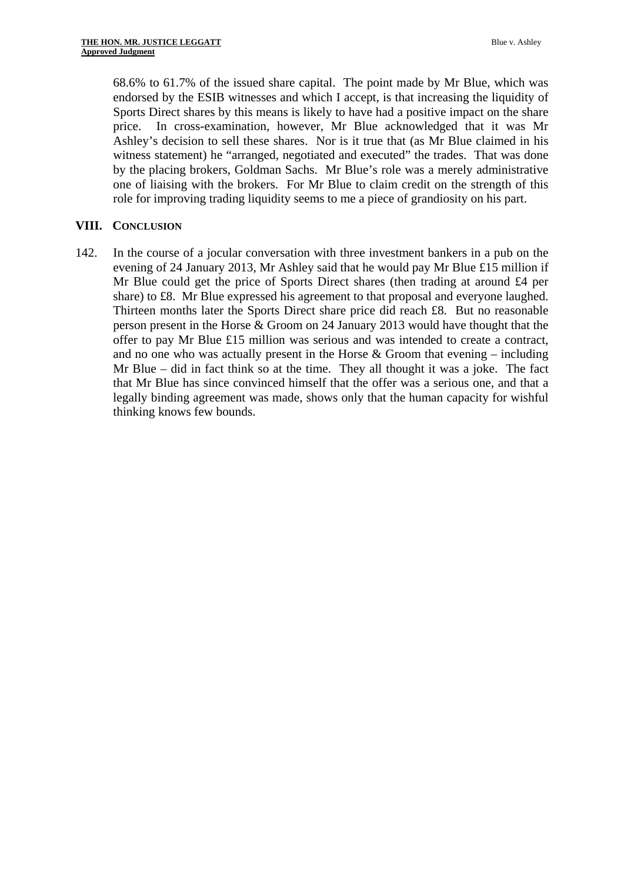68.6% to 61.7% of the issued share capital. The point made by Mr Blue, which was endorsed by the ESIB witnesses and which I accept, is that increasing the liquidity of Sports Direct shares by this means is likely to have had a positive impact on the share price. In cross-examination, however, Mr Blue acknowledged that it was Mr Ashley's decision to sell these shares. Nor is it true that (as Mr Blue claimed in his witness statement) he "arranged, negotiated and executed" the trades. That was done by the placing brokers, Goldman Sachs. Mr Blue's role was a merely administrative one of liaising with the brokers. For Mr Blue to claim credit on the strength of this role for improving trading liquidity seems to me a piece of grandiosity on his part.

## VIII. CONCLUSION

142. In the course of a jocular conversation with three investment bankers in a pub on the evening of 24 January 2013, Mr Ashley said that he would pay Mr Blue £15 million if Mr Blue could get the price of Sports Direct shares (then trading at around £4 per share) to £8. Mr Blue expressed his agreement to that proposal and everyone laughed. Thirteen months later the Sports Direct share price did reach £8. But no reasonable person present in the Horse & Groom on 24 January 2013 would have thought that the offer to pay Mr Blue £15 million was serious and was intended to create a contract, and no one who was actually present in the Horse & Groom that evening – including Mr Blue – did in fact think so at the time. They all thought it was a joke. The fact that Mr Blue has since convinced himself that the offer was a serious one, and that a legally binding agreement was made, shows only that the human capacity for wishful thinking knows few bounds.